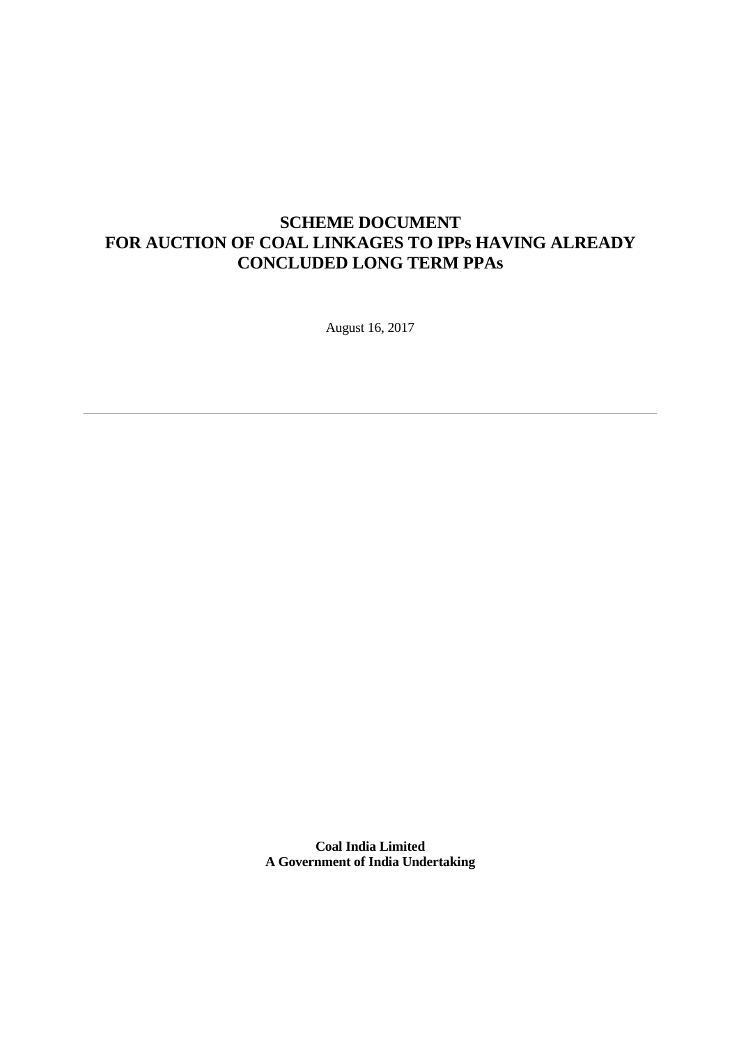# SCHEME DOCUMENT
# FOR AUCTION OF COAL LINKAGES TO IPPs HAVING ALREADY CONCLUDED LONG TERM PPAs

August 16, 2017

---

**Coal India Limited**
**A Government of India Undertaking**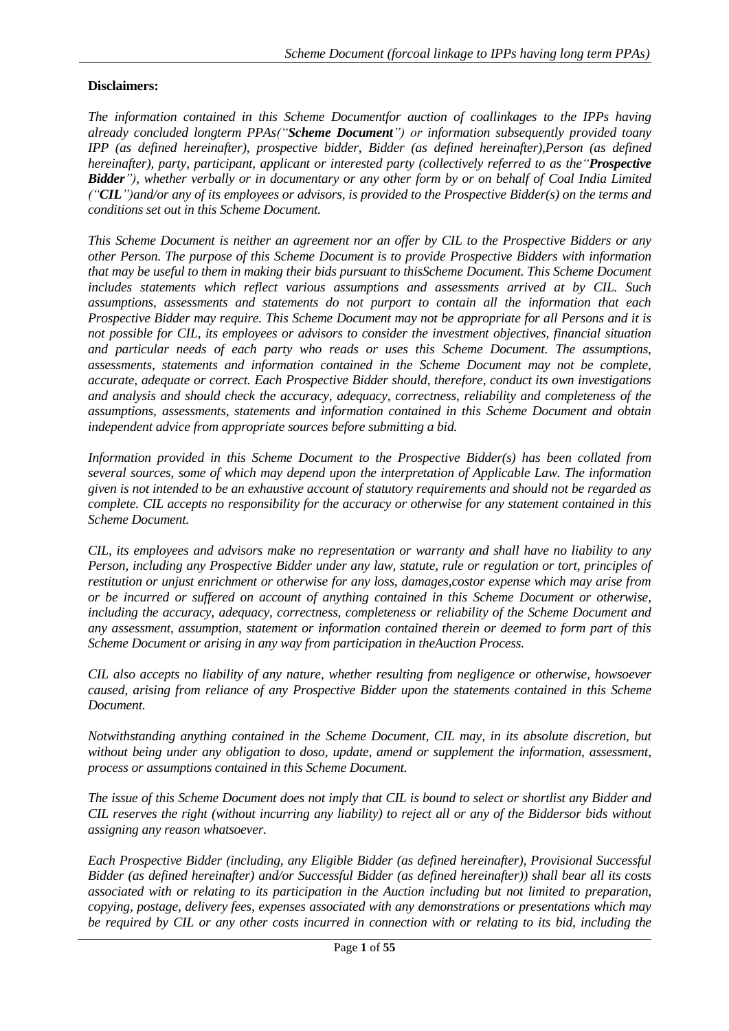**Disclaimers:**

*The information contained in this Scheme Documentfor auction of coallinkages to the IPPs having already concluded longterm PPAs("**Scheme Document**") or information subsequently provided toany IPP (as defined hereinafter), prospective bidder, Bidder (as defined hereinafter),Person (as defined hereinafter), party, participant, applicant or interested party (collectively referred to as the"**Prospective Bidder**"), whether verbally or in documentary or any other form by or on behalf of Coal India Limited ("**CIL**")and/or any of its employees or advisors, is provided to the Prospective Bidder(s) on the terms and conditions set out in this Scheme Document.*

*This Scheme Document is neither an agreement nor an offer by CIL to the Prospective Bidders or any other Person. The purpose of this Scheme Document is to provide Prospective Bidders with information that may be useful to them in making their bids pursuant to thisScheme Document. This Scheme Document includes statements which reflect various assumptions and assessments arrived at by CIL. Such assumptions, assessments and statements do not purport to contain all the information that each Prospective Bidder may require. This Scheme Document may not be appropriate for all Persons and it is not possible for CIL, its employees or advisors to consider the investment objectives, financial situation and particular needs of each party who reads or uses this Scheme Document. The assumptions, assessments, statements and information contained in the Scheme Document may not be complete, accurate, adequate or correct. Each Prospective Bidder should, therefore, conduct its own investigations and analysis and should check the accuracy, adequacy, correctness, reliability and completeness of the assumptions, assessments, statements and information contained in this Scheme Document and obtain independent advice from appropriate sources before submitting a bid.*

*Information provided in this Scheme Document to the Prospective Bidder(s) has been collated from several sources, some of which may depend upon the interpretation of Applicable Law. The information given is not intended to be an exhaustive account of statutory requirements and should not be regarded as complete. CIL accepts no responsibility for the accuracy or otherwise for any statement contained in this Scheme Document.*

*CIL, its employees and advisors make no representation or warranty and shall have no liability to any Person, including any Prospective Bidder under any law, statute, rule or regulation or tort, principles of restitution or unjust enrichment or otherwise for any loss, damages,costor expense which may arise from or be incurred or suffered on account of anything contained in this Scheme Document or otherwise, including the accuracy, adequacy, correctness, completeness or reliability of the Scheme Document and any assessment, assumption, statement or information contained therein or deemed to form part of this Scheme Document or arising in any way from participation in theAuction Process.*

*CIL also accepts no liability of any nature, whether resulting from negligence or otherwise, howsoever caused, arising from reliance of any Prospective Bidder upon the statements contained in this Scheme Document.*

*Notwithstanding anything contained in the Scheme Document, CIL may, in its absolute discretion, but without being under any obligation to doso, update, amend or supplement the information, assessment, process or assumptions contained in this Scheme Document.*

*The issue of this Scheme Document does not imply that CIL is bound to select or shortlist any Bidder and CIL reserves the right (without incurring any liability) to reject all or any of the Biddersor bids without assigning any reason whatsoever.*

*Each Prospective Bidder (including, any Eligible Bidder (as defined hereinafter), Provisional Successful Bidder (as defined hereinafter) and/or Successful Bidder (as defined hereinafter)) shall bear all its costs associated with or relating to its participation in the Auction including but not limited to preparation, copying, postage, delivery fees, expenses associated with any demonstrations or presentations which may be required by CIL or any other costs incurred in connection with or relating to its bid, including the*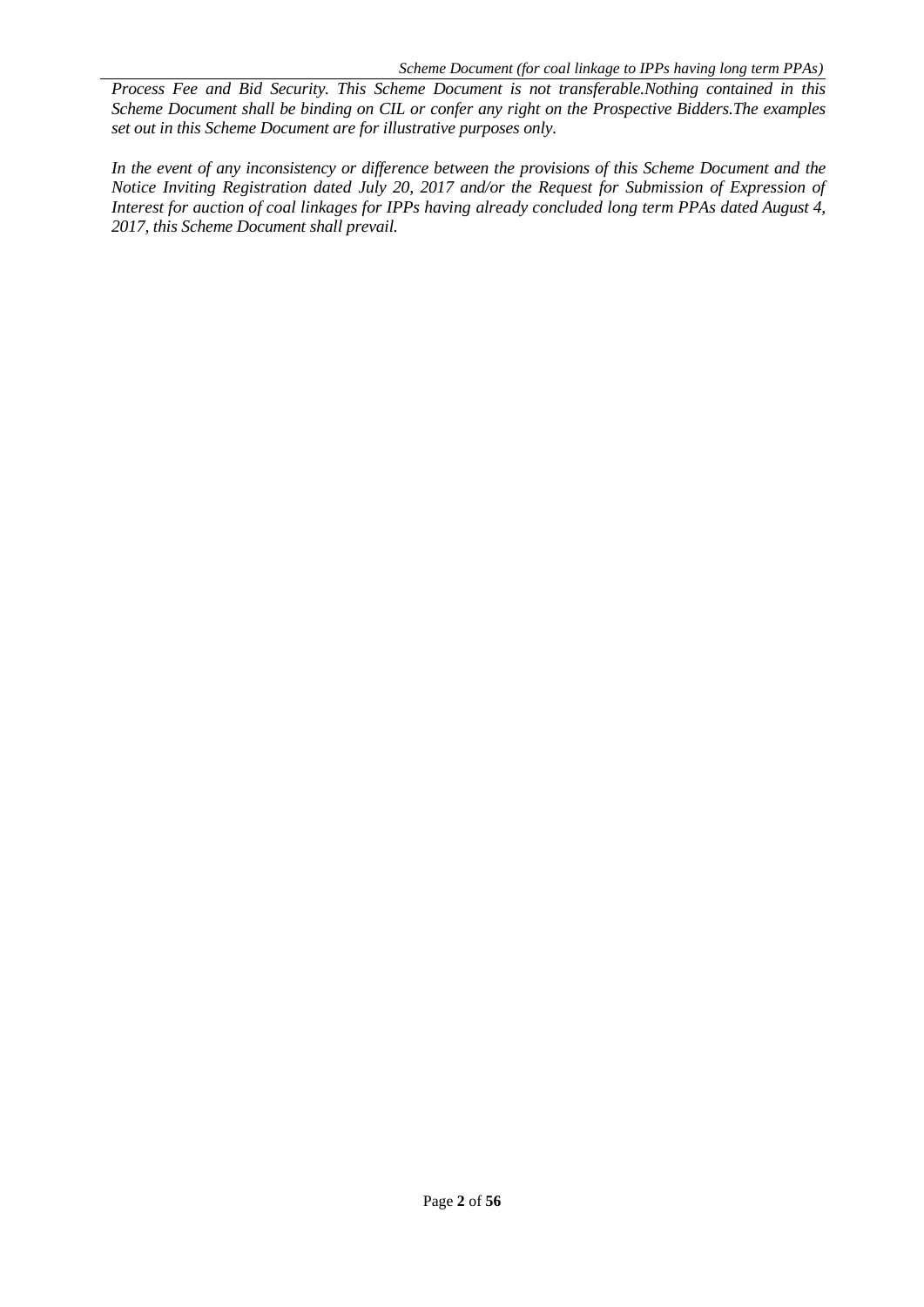*Process Fee and Bid Security. This Scheme Document is not transferable.Nothing contained in this Scheme Document shall be binding on CIL or confer any right on the Prospective Bidders.The examples set out in this Scheme Document are for illustrative purposes only.*

*In the event of any inconsistency or difference between the provisions of this Scheme Document and the Notice Inviting Registration dated July 20, 2017 and/or the Request for Submission of Expression of Interest for auction of coal linkages for IPPs having already concluded long term PPAs dated August 4, 2017, this Scheme Document shall prevail.*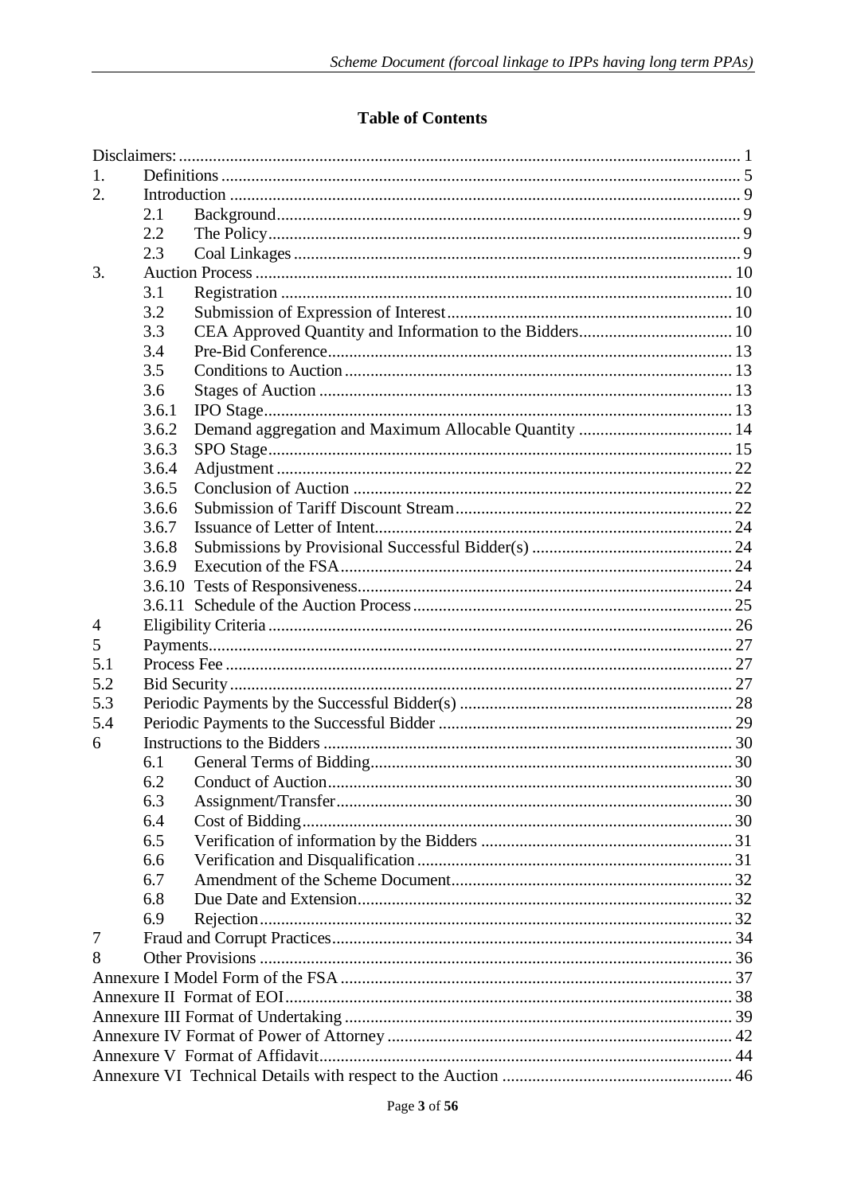## Table of Contents

| | | | |
|---|---|---|---|
| Disclaimers: | | | 1 |
| 1. | Definitions | | 5 |
| 2. | Introduction | | 9 |
| | 2.1 | Background | 9 |
| | 2.2 | The Policy | 9 |
| | 2.3 | Coal Linkages | 9 |
| 3. | Auction Process | | 10 |
| | 3.1 | Registration | 10 |
| | 3.2 | Submission of Expression of Interest | 10 |
| | 3.3 | CEA Approved Quantity and Information to the Bidders | 10 |
| | 3.4 | Pre-Bid Conference | 13 |
| | 3.5 | Conditions to Auction | 13 |
| | 3.6 | Stages of Auction | 13 |
| | 3.6.1 | IPO Stage | 13 |
| | 3.6.2 | Demand aggregation and Maximum Allocable Quantity | 14 |
| | 3.6.3 | SPO Stage | 15 |
| | 3.6.4 | Adjustment | 22 |
| | 3.6.5 | Conclusion of Auction | 22 |
| | 3.6.6 | Submission of Tariff Discount Stream | 22 |
| | 3.6.7 | Issuance of Letter of Intent | 24 |
| | 3.6.8 | Submissions by Provisional Successful Bidder(s) | 24 |
| | 3.6.9 | Execution of the FSA | 24 |
| | 3.6.10 | Tests of Responsiveness | 24 |
| | 3.6.11 | Schedule of the Auction Process | 25 |
| 4 | Eligibility Criteria | | 26 |
| 5 | Payments | | 27 |
| 5.1 | Process Fee | | 27 |
| 5.2 | Bid Security | | 27 |
| 5.3 | Periodic Payments by the Successful Bidder(s) | | 28 |
| 5.4 | Periodic Payments to the Successful Bidder | | 29 |
| 6 | Instructions to the Bidders | | 30 |
| | 6.1 | General Terms of Bidding | 30 |
| | 6.2 | Conduct of Auction | 30 |
| | 6.3 | Assignment/Transfer | 30 |
| | 6.4 | Cost of Bidding | 30 |
| | 6.5 | Verification of information by the Bidders | 31 |
| | 6.6 | Verification and Disqualification | 31 |
| | 6.7 | Amendment of the Scheme Document | 32 |
| | 6.8 | Due Date and Extension | 32 |
| | 6.9 | Rejection | 32 |
| 7 | Fraud and Corrupt Practices | | 34 |
| 8 | Other Provisions | | 36 |
| Annexure I Model Form of the FSA | | | 37 |
| Annexure II Format of EOI | | | 38 |
| Annexure III Format of Undertaking | | | 39 |
| Annexure IV Format of Power of Attorney | | | 42 |
| Annexure V Format of Affidavit | | | 44 |
| Annexure VI Technical Details with respect to the Auction | | | 46 |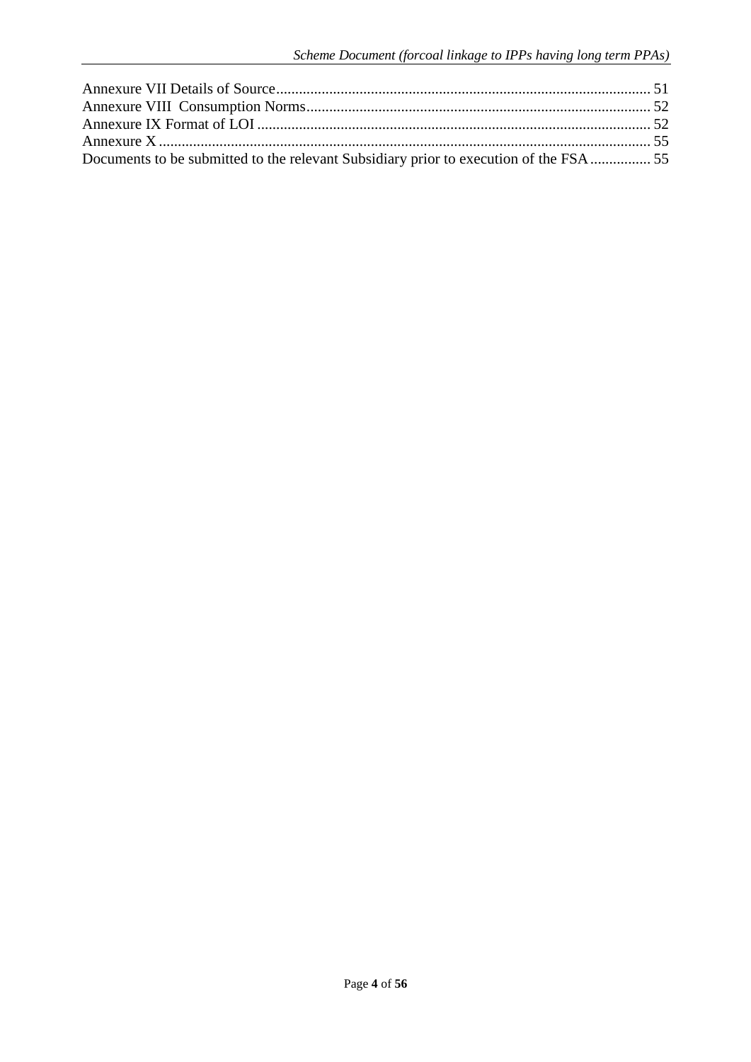Annexure VII Details of Source .................................................................................................. 51
Annexure VIII Consumption Norms .......................................................................................... 52
Annexure IX Format of LOI ....................................................................................................... 52
Annexure X .................................................................................................................................. 55
Documents to be submitted to the relevant Subsidiary prior to execution of the FSA ................ 55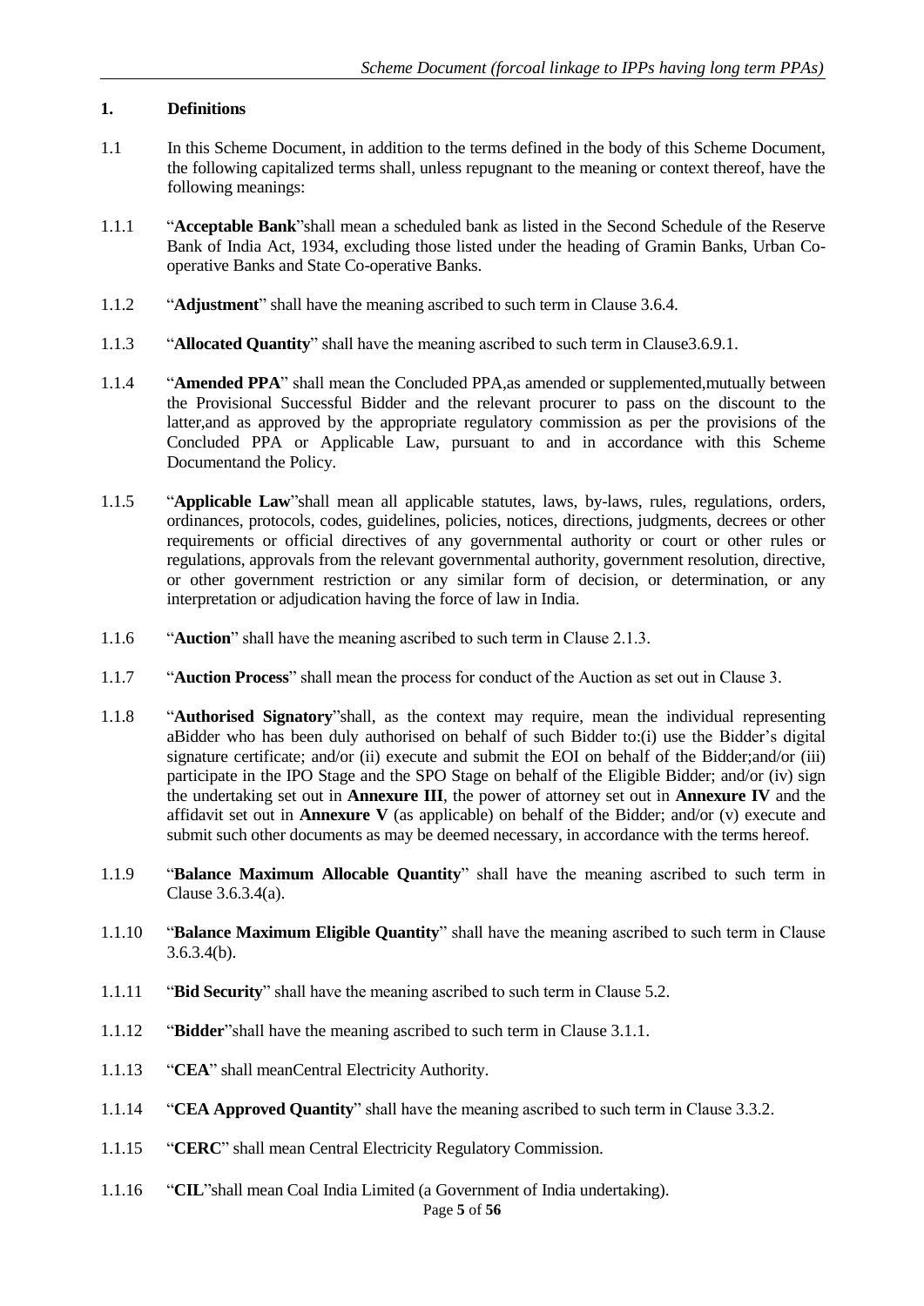## 1. Definitions

1.1 In this Scheme Document, in addition to the terms defined in the body of this Scheme Document, the following capitalized terms shall, unless repugnant to the meaning or context thereof, have the following meanings:

1.1.1 "**Acceptable Bank**"shall mean a scheduled bank as listed in the Second Schedule of the Reserve Bank of India Act, 1934, excluding those listed under the heading of Gramin Banks, Urban Co-operative Banks and State Co-operative Banks.

1.1.2 "**Adjustment**" shall have the meaning ascribed to such term in Clause 3.6.4.

1.1.3 "**Allocated Quantity**" shall have the meaning ascribed to such term in Clause3.6.9.1.

1.1.4 "**Amended PPA**" shall mean the Concluded PPA,as amended or supplemented,mutually between the Provisional Successful Bidder and the relevant procurer to pass on the discount to the latter,and as approved by the appropriate regulatory commission as per the provisions of the Concluded PPA or Applicable Law, pursuant to and in accordance with this Scheme Documentand the Policy.

1.1.5 "**Applicable Law**"shall mean all applicable statutes, laws, by-laws, rules, regulations, orders, ordinances, protocols, codes, guidelines, policies, notices, directions, judgments, decrees or other requirements or official directives of any governmental authority or court or other rules or regulations, approvals from the relevant governmental authority, government resolution, directive, or other government restriction or any similar form of decision, or determination, or any interpretation or adjudication having the force of law in India.

1.1.6 "**Auction**" shall have the meaning ascribed to such term in Clause 2.1.3.

1.1.7 "**Auction Process**" shall mean the process for conduct of the Auction as set out in Clause 3.

1.1.8 "**Authorised Signatory**"shall, as the context may require, mean the individual representing aBidder who has been duly authorised on behalf of such Bidder to:(i) use the Bidder's digital signature certificate; and/or (ii) execute and submit the EOI on behalf of the Bidder;and/or (iii) participate in the IPO Stage and the SPO Stage on behalf of the Eligible Bidder; and/or (iv) sign the undertaking set out in **Annexure III**, the power of attorney set out in **Annexure IV** and the affidavit set out in **Annexure V** (as applicable) on behalf of the Bidder; and/or (v) execute and submit such other documents as may be deemed necessary, in accordance with the terms hereof.

1.1.9 "**Balance Maximum Allocable Quantity**" shall have the meaning ascribed to such term in Clause 3.6.3.4(a).

1.1.10 "**Balance Maximum Eligible Quantity**" shall have the meaning ascribed to such term in Clause 3.6.3.4(b).

1.1.11 "**Bid Security**" shall have the meaning ascribed to such term in Clause 5.2.

1.1.12 "**Bidder**"shall have the meaning ascribed to such term in Clause 3.1.1.

1.1.13 "**CEA**" shall meanCentral Electricity Authority.

1.1.14 "**CEA Approved Quantity**" shall have the meaning ascribed to such term in Clause 3.3.2.

1.1.15 "**CERC**" shall mean Central Electricity Regulatory Commission.

1.1.16 "**CIL**"shall mean Coal India Limited (a Government of India undertaking).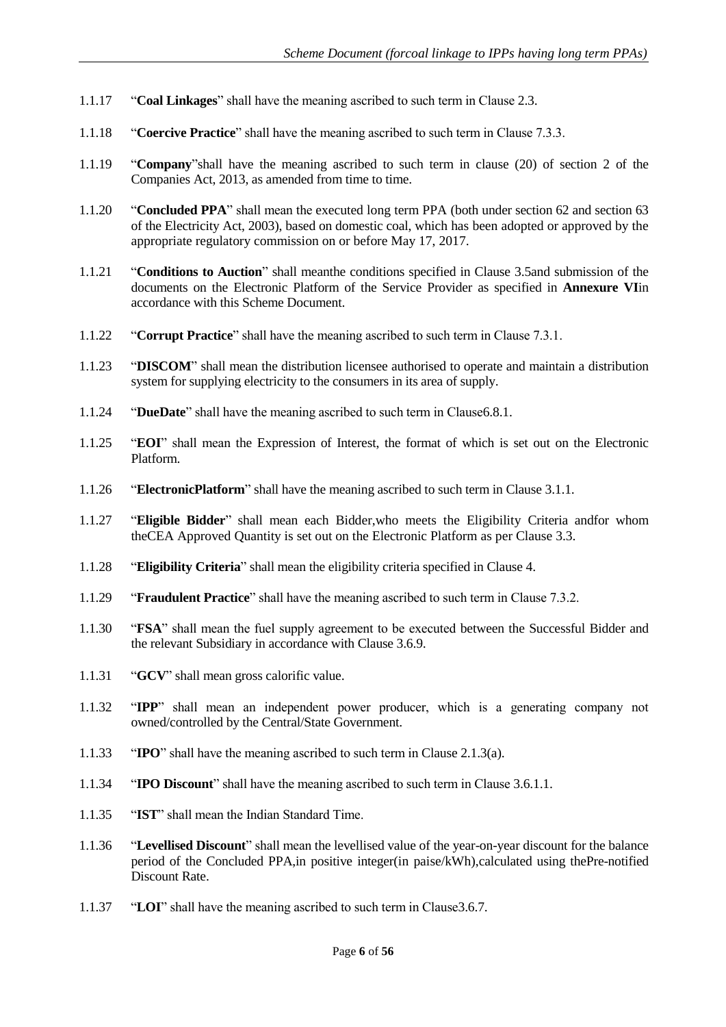1.1.17 "**Coal Linkages**" shall have the meaning ascribed to such term in Clause 2.3.

1.1.18 "**Coercive Practice**" shall have the meaning ascribed to such term in Clause 7.3.3.

1.1.19 "**Company**"shall have the meaning ascribed to such term in clause (20) of section 2 of the Companies Act, 2013, as amended from time to time.

1.1.20 "**Concluded PPA**" shall mean the executed long term PPA (both under section 62 and section 63 of the Electricity Act, 2003), based on domestic coal, which has been adopted or approved by the appropriate regulatory commission on or before May 17, 2017.

1.1.21 "**Conditions to Auction**" shall meanthe conditions specified in Clause 3.5and submission of the documents on the Electronic Platform of the Service Provider as specified in **Annexure VI**in accordance with this Scheme Document.

1.1.22 "**Corrupt Practice**" shall have the meaning ascribed to such term in Clause 7.3.1.

1.1.23 "**DISCOM**" shall mean the distribution licensee authorised to operate and maintain a distribution system for supplying electricity to the consumers in its area of supply.

1.1.24 "**DueDate**" shall have the meaning ascribed to such term in Clause6.8.1.

1.1.25 "**EOI**" shall mean the Expression of Interest, the format of which is set out on the Electronic Platform.

1.1.26 "**ElectronicPlatform**" shall have the meaning ascribed to such term in Clause 3.1.1.

1.1.27 "**Eligible Bidder**" shall mean each Bidder,who meets the Eligibility Criteria andfor whom theCEA Approved Quantity is set out on the Electronic Platform as per Clause 3.3.

1.1.28 "**Eligibility Criteria**" shall mean the eligibility criteria specified in Clause 4.

1.1.29 "**Fraudulent Practice**" shall have the meaning ascribed to such term in Clause 7.3.2.

1.1.30 "**FSA**" shall mean the fuel supply agreement to be executed between the Successful Bidder and the relevant Subsidiary in accordance with Clause 3.6.9.

1.1.31 "**GCV**" shall mean gross calorific value.

1.1.32 "**IPP**" shall mean an independent power producer, which is a generating company not owned/controlled by the Central/State Government.

1.1.33 "**IPO**" shall have the meaning ascribed to such term in Clause 2.1.3(a).

1.1.34 "**IPO Discount**" shall have the meaning ascribed to such term in Clause 3.6.1.1.

1.1.35 "**IST**" shall mean the Indian Standard Time.

1.1.36 "**Levellised Discount**" shall mean the levellised value of the year-on-year discount for the balance period of the Concluded PPA,in positive integer(in paise/kWh),calculated using thePre-notified Discount Rate.

1.1.37 "**LOI**" shall have the meaning ascribed to such term in Clause3.6.7.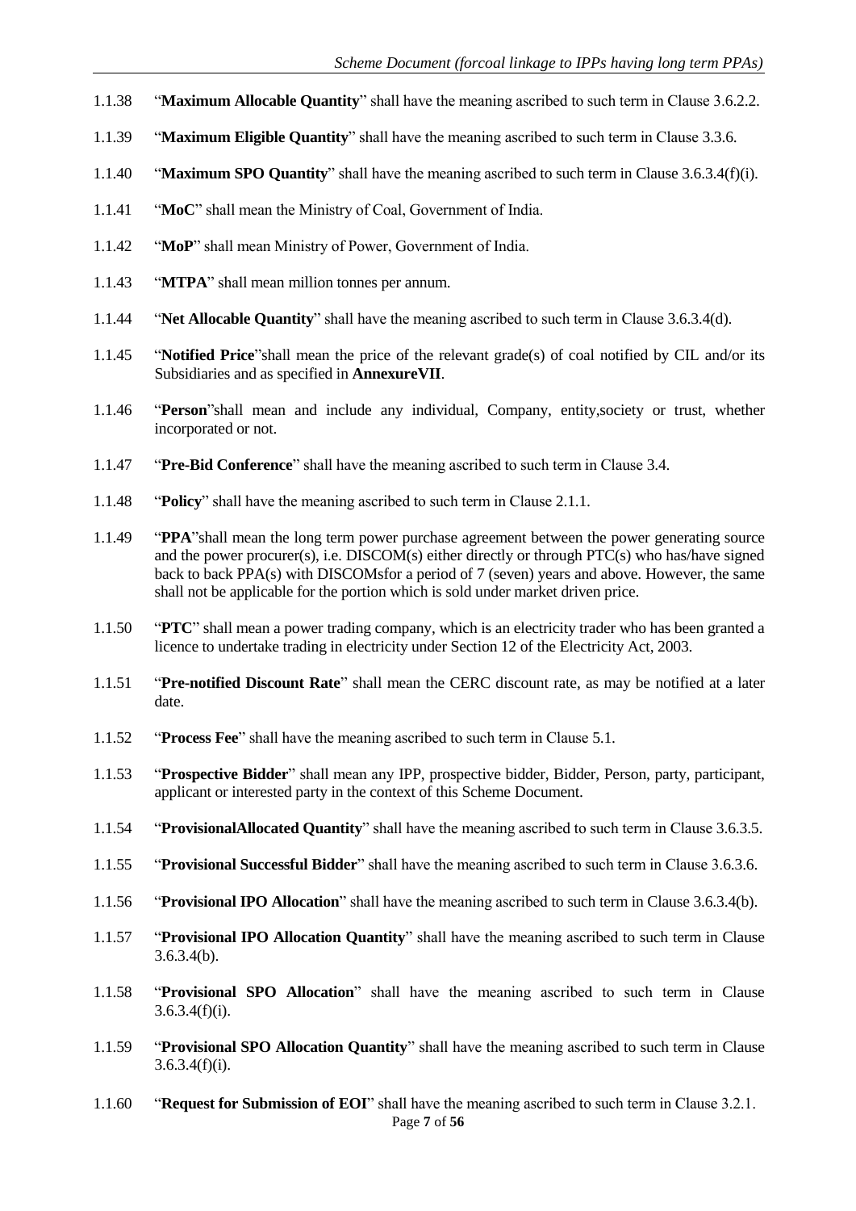1.1.38 "**Maximum Allocable Quantity**" shall have the meaning ascribed to such term in Clause 3.6.2.2.

1.1.39 "**Maximum Eligible Quantity**" shall have the meaning ascribed to such term in Clause 3.3.6.

1.1.40 "**Maximum SPO Quantity**" shall have the meaning ascribed to such term in Clause 3.6.3.4(f)(i).

1.1.41 "**MoC**" shall mean the Ministry of Coal, Government of India.

1.1.42 "**MoP**" shall mean Ministry of Power, Government of India.

1.1.43 "**MTPA**" shall mean million tonnes per annum.

1.1.44 "**Net Allocable Quantity**" shall have the meaning ascribed to such term in Clause 3.6.3.4(d).

1.1.45 "**Notified Price**"shall mean the price of the relevant grade(s) of coal notified by CIL and/or its Subsidiaries and as specified in **AnnexureVII**.

1.1.46 "**Person**"shall mean and include any individual, Company, entity,society or trust, whether incorporated or not.

1.1.47 "**Pre-Bid Conference**" shall have the meaning ascribed to such term in Clause 3.4.

1.1.48 "**Policy**" shall have the meaning ascribed to such term in Clause 2.1.1.

1.1.49 "**PPA**"shall mean the long term power purchase agreement between the power generating source and the power procurer(s), i.e. DISCOM(s) either directly or through PTC(s) who has/have signed back to back PPA(s) with DISCOMsfor a period of 7 (seven) years and above. However, the same shall not be applicable for the portion which is sold under market driven price.

1.1.50 "**PTC**" shall mean a power trading company, which is an electricity trader who has been granted a licence to undertake trading in electricity under Section 12 of the Electricity Act, 2003.

1.1.51 "**Pre-notified Discount Rate**" shall mean the CERC discount rate, as may be notified at a later date.

1.1.52 "**Process Fee**" shall have the meaning ascribed to such term in Clause 5.1.

1.1.53 "**Prospective Bidder**" shall mean any IPP, prospective bidder, Bidder, Person, party, participant, applicant or interested party in the context of this Scheme Document.

1.1.54 "**ProvisionalAllocated Quantity**" shall have the meaning ascribed to such term in Clause 3.6.3.5.

1.1.55 "**Provisional Successful Bidder**" shall have the meaning ascribed to such term in Clause 3.6.3.6.

1.1.56 "**Provisional IPO Allocation**" shall have the meaning ascribed to such term in Clause 3.6.3.4(b).

1.1.57 "**Provisional IPO Allocation Quantity**" shall have the meaning ascribed to such term in Clause 3.6.3.4(b).

1.1.58 "**Provisional SPO Allocation**" shall have the meaning ascribed to such term in Clause 3.6.3.4(f)(i).

1.1.59 "**Provisional SPO Allocation Quantity**" shall have the meaning ascribed to such term in Clause 3.6.3.4(f)(i).

1.1.60 "**Request for Submission of EOI**" shall have the meaning ascribed to such term in Clause 3.2.1.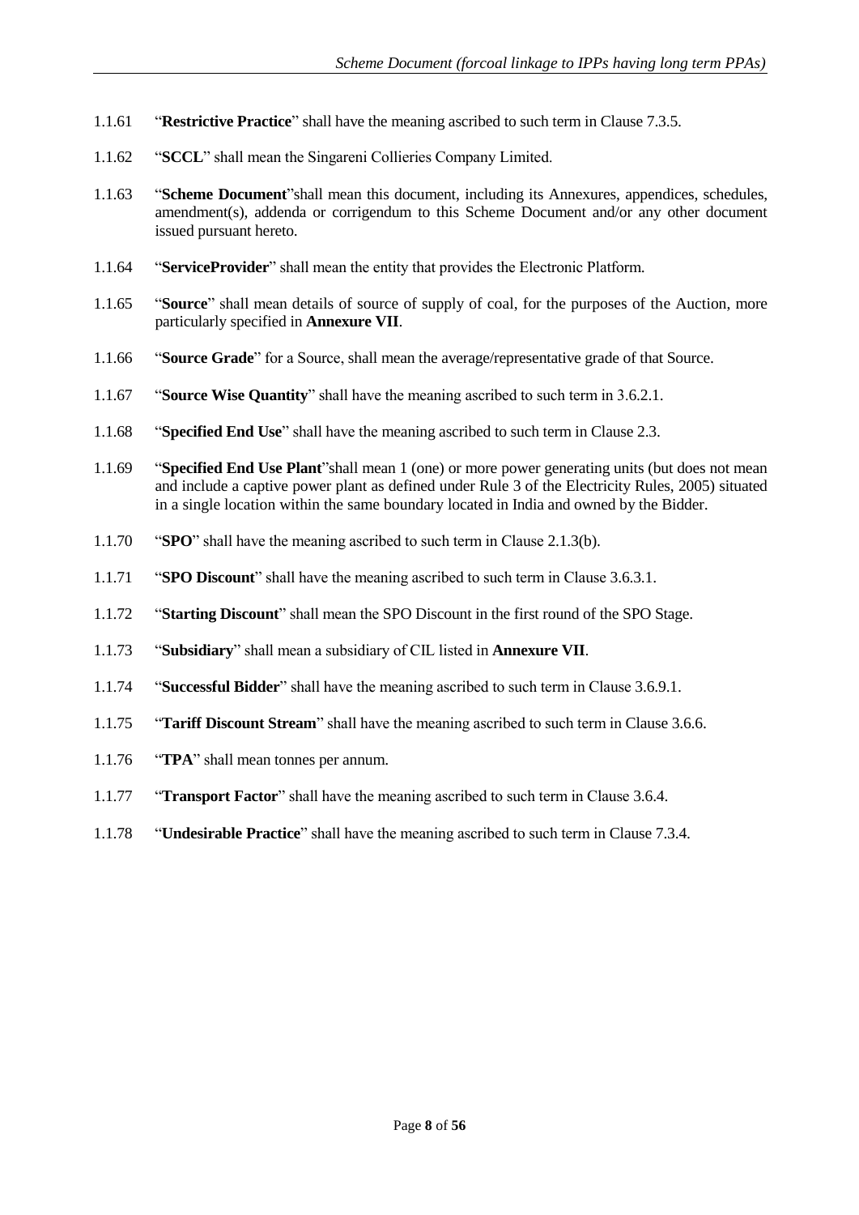1.1.61 "**Restrictive Practice**" shall have the meaning ascribed to such term in Clause 7.3.5.

1.1.62 "**SCCL**" shall mean the Singareni Collieries Company Limited.

1.1.63 "**Scheme Document**"shall mean this document, including its Annexures, appendices, schedules, amendment(s), addenda or corrigendum to this Scheme Document and/or any other document issued pursuant hereto.

1.1.64 "**ServiceProvider**" shall mean the entity that provides the Electronic Platform.

1.1.65 "**Source**" shall mean details of source of supply of coal, for the purposes of the Auction, more particularly specified in **Annexure VII**.

1.1.66 "**Source Grade**" for a Source, shall mean the average/representative grade of that Source.

1.1.67 "**Source Wise Quantity**" shall have the meaning ascribed to such term in 3.6.2.1.

1.1.68 "**Specified End Use**" shall have the meaning ascribed to such term in Clause 2.3.

1.1.69 "**Specified End Use Plant**"shall mean 1 (one) or more power generating units (but does not mean and include a captive power plant as defined under Rule 3 of the Electricity Rules, 2005) situated in a single location within the same boundary located in India and owned by the Bidder.

1.1.70 "**SPO**" shall have the meaning ascribed to such term in Clause 2.1.3(b).

1.1.71 "**SPO Discount**" shall have the meaning ascribed to such term in Clause 3.6.3.1.

1.1.72 "**Starting Discount**" shall mean the SPO Discount in the first round of the SPO Stage.

1.1.73 "**Subsidiary**" shall mean a subsidiary of CIL listed in **Annexure VII**.

1.1.74 "**Successful Bidder**" shall have the meaning ascribed to such term in Clause 3.6.9.1.

1.1.75 "**Tariff Discount Stream**" shall have the meaning ascribed to such term in Clause 3.6.6.

1.1.76 "**TPA**" shall mean tonnes per annum.

1.1.77 "**Transport Factor**" shall have the meaning ascribed to such term in Clause 3.6.4.

1.1.78 "**Undesirable Practice**" shall have the meaning ascribed to such term in Clause 7.3.4.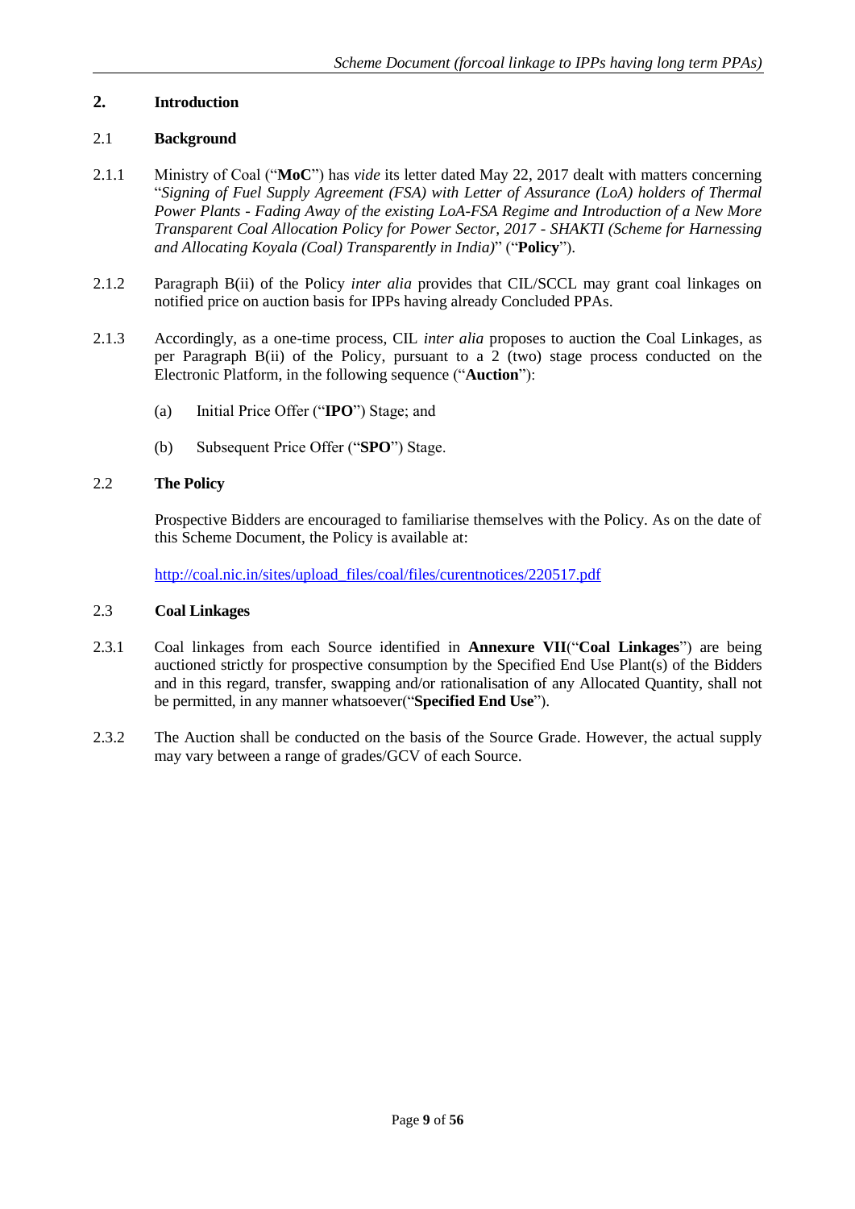## 2. Introduction

### 2.1 Background

2.1.1 Ministry of Coal ("**MoC**") has *vide* its letter dated May 22, 2017 dealt with matters concerning "*Signing of Fuel Supply Agreement (FSA) with Letter of Assurance (LoA) holders of Thermal Power Plants - Fading Away of the existing LoA-FSA Regime and Introduction of a New More Transparent Coal Allocation Policy for Power Sector, 2017 - SHAKTI (Scheme for Harnessing and Allocating Koyala (Coal) Transparently in India)*" ("**Policy**").

2.1.2 Paragraph B(ii) of the Policy *inter alia* provides that CIL/SCCL may grant coal linkages on notified price on auction basis for IPPs having already Concluded PPAs.

2.1.3 Accordingly, as a one-time process, CIL *inter alia* proposes to auction the Coal Linkages, as per Paragraph B(ii) of the Policy, pursuant to a 2 (two) stage process conducted on the Electronic Platform, in the following sequence ("**Auction**"):

(a) Initial Price Offer ("**IPO**") Stage; and

(b) Subsequent Price Offer ("**SPO**") Stage.

### 2.2 The Policy

Prospective Bidders are encouraged to familiarise themselves with the Policy. As on the date of this Scheme Document, the Policy is available at:

http://coal.nic.in/sites/upload_files/coal/files/curentnotices/220517.pdf

### 2.3 Coal Linkages

2.3.1 Coal linkages from each Source identified in **Annexure VII**("**Coal Linkages**") are being auctioned strictly for prospective consumption by the Specified End Use Plant(s) of the Bidders and in this regard, transfer, swapping and/or rationalisation of any Allocated Quantity, shall not be permitted, in any manner whatsoever("**Specified End Use**").

2.3.2 The Auction shall be conducted on the basis of the Source Grade. However, the actual supply may vary between a range of grades/GCV of each Source.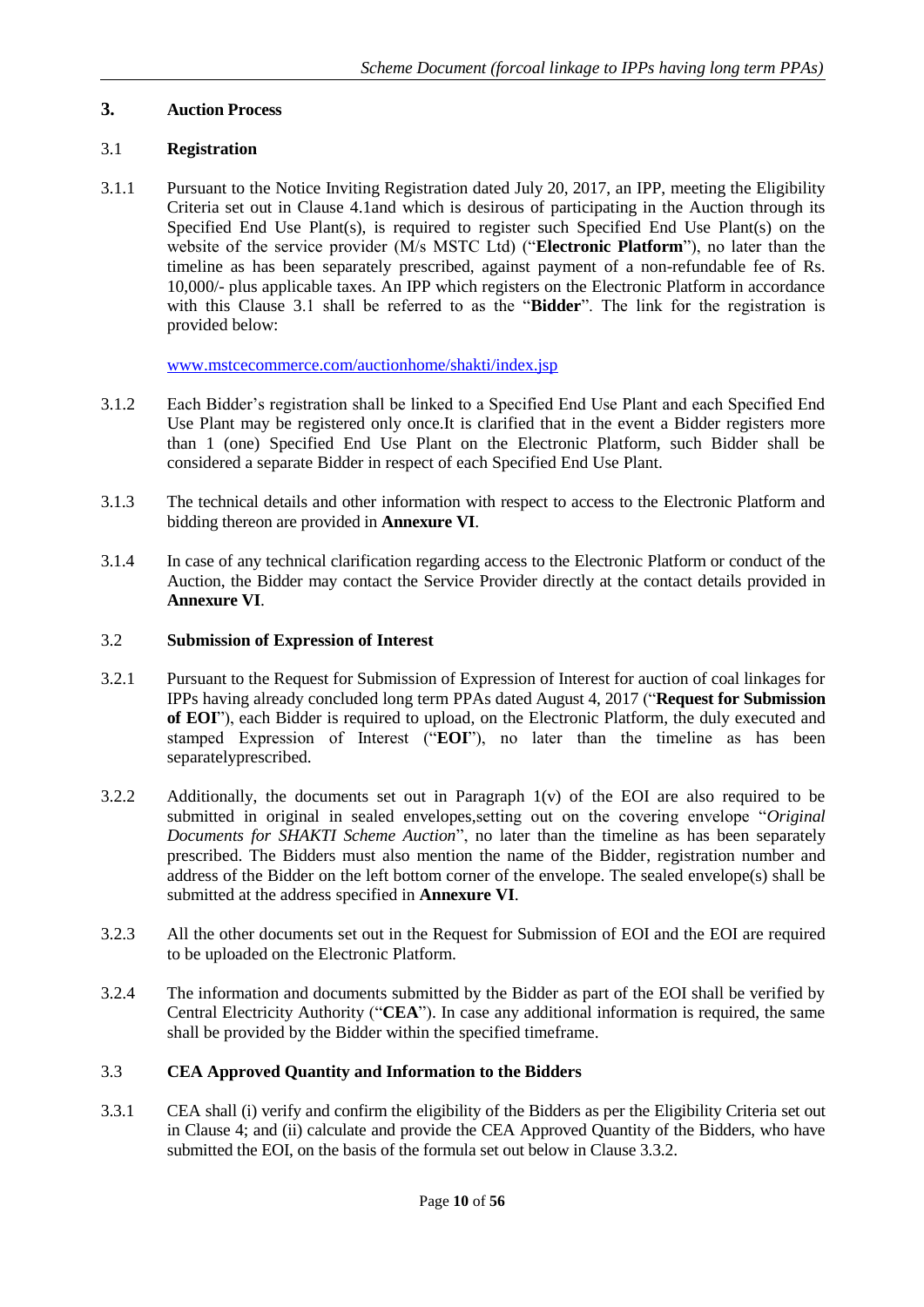## 3. Auction Process

### 3.1 Registration

3.1.1 Pursuant to the Notice Inviting Registration dated July 20, 2017, an IPP, meeting the Eligibility Criteria set out in Clause 4.1and which is desirous of participating in the Auction through its Specified End Use Plant(s), is required to register such Specified End Use Plant(s) on the website of the service provider (M/s MSTC Ltd) ("**Electronic Platform**"), no later than the timeline as has been separately prescribed, against payment of a non-refundable fee of Rs. 10,000/- plus applicable taxes. An IPP which registers on the Electronic Platform in accordance with this Clause 3.1 shall be referred to as the "**Bidder**". The link for the registration is provided below:

www.mstcecommerce.com/auctionhome/shakti/index.jsp

3.1.2 Each Bidder's registration shall be linked to a Specified End Use Plant and each Specified End Use Plant may be registered only once.It is clarified that in the event a Bidder registers more than 1 (one) Specified End Use Plant on the Electronic Platform, such Bidder shall be considered a separate Bidder in respect of each Specified End Use Plant.

3.1.3 The technical details and other information with respect to access to the Electronic Platform and bidding thereon are provided in **Annexure VI**.

3.1.4 In case of any technical clarification regarding access to the Electronic Platform or conduct of the Auction, the Bidder may contact the Service Provider directly at the contact details provided in **Annexure VI**.

### 3.2 Submission of Expression of Interest

3.2.1 Pursuant to the Request for Submission of Expression of Interest for auction of coal linkages for IPPs having already concluded long term PPAs dated August 4, 2017 ("**Request for Submission of EOI**"), each Bidder is required to upload, on the Electronic Platform, the duly executed and stamped Expression of Interest ("**EOI**"), no later than the timeline as has been separatelyprescribed.

3.2.2 Additionally, the documents set out in Paragraph 1(v) of the EOI are also required to be submitted in original in sealed envelopes,setting out on the covering envelope "*Original Documents for SHAKTI Scheme Auction*", no later than the timeline as has been separately prescribed. The Bidders must also mention the name of the Bidder, registration number and address of the Bidder on the left bottom corner of the envelope. The sealed envelope(s) shall be submitted at the address specified in **Annexure VI**.

3.2.3 All the other documents set out in the Request for Submission of EOI and the EOI are required to be uploaded on the Electronic Platform.

3.2.4 The information and documents submitted by the Bidder as part of the EOI shall be verified by Central Electricity Authority ("**CEA**"). In case any additional information is required, the same shall be provided by the Bidder within the specified timeframe.

### 3.3 CEA Approved Quantity and Information to the Bidders

3.3.1 CEA shall (i) verify and confirm the eligibility of the Bidders as per the Eligibility Criteria set out in Clause 4; and (ii) calculate and provide the CEA Approved Quantity of the Bidders, who have submitted the EOI, on the basis of the formula set out below in Clause 3.3.2.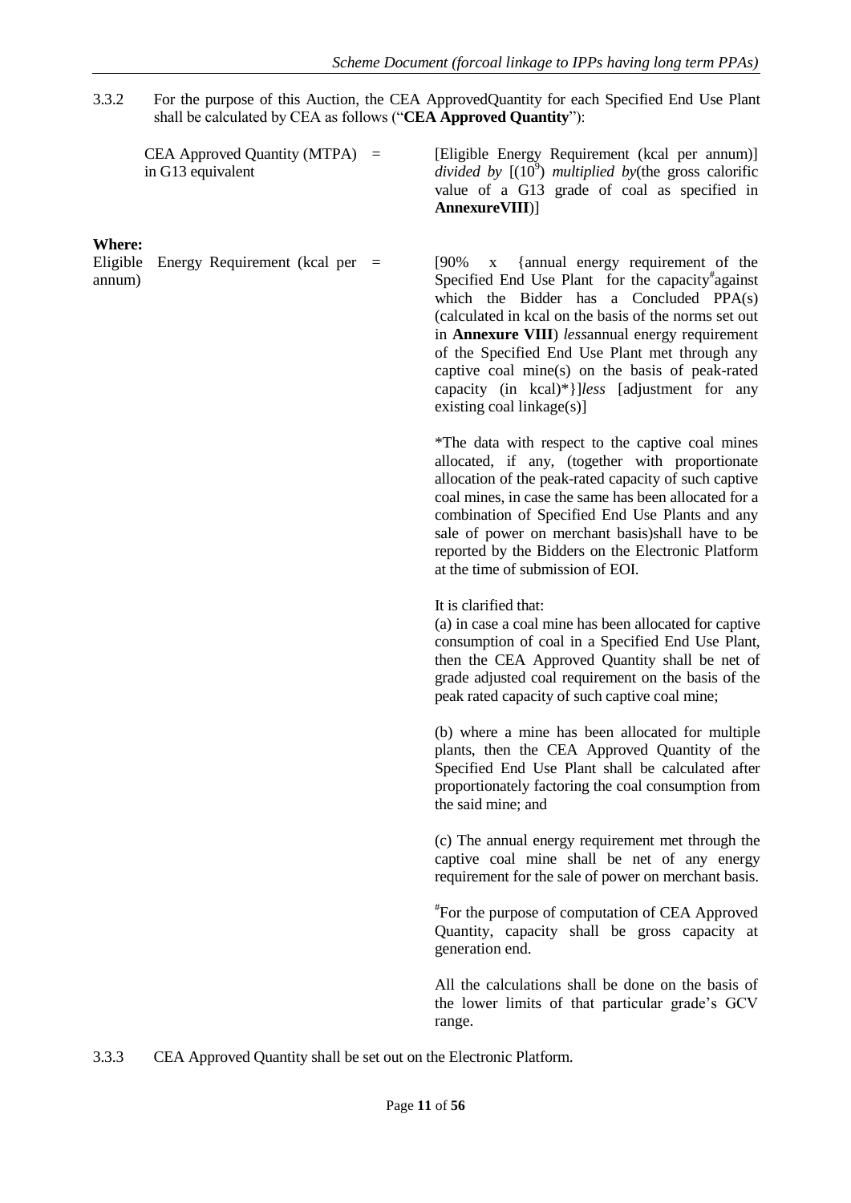3.3.2 For the purpose of this Auction, the CEA ApprovedQuantity for each Specified End Use Plant shall be calculated by CEA as follows ("**CEA Approved Quantity**"):

| | | |
|---|---|---|
| CEA Approved Quantity (MTPA) in G13 equivalent | = | [Eligible Energy Requirement (kcal per annum)] *divided by* [$(10^9)$ *multiplied by*(the gross calorific value of a G13 grade of coal as specified in **AnnexureVIII**)] |

**Where:**

| | | |
|---|---|---|
| Eligible Energy Requirement (kcal per annum) | = | [90% x {annual energy requirement of the Specified End Use Plant for the capacity[#]against which the Bidder has a Concluded PPA(s) (calculated in kcal on the basis of the norms set out in **Annexure VIII**) *less*annual energy requirement of the Specified End Use Plant met through any captive coal mine(s) on the basis of peak-rated capacity (in kcal)*}]*less* [adjustment for any existing coal linkage(s)] |

*The data with respect to the captive coal mines allocated, if any, (together with proportionate allocation of the peak-rated capacity of such captive coal mines, in case the same has been allocated for a combination of Specified End Use Plants and any sale of power on merchant basis)shall have to be reported by the Bidders on the Electronic Platform at the time of submission of EOI.

It is clarified that:

(a) in case a coal mine has been allocated for captive consumption of coal in a Specified End Use Plant, then the CEA Approved Quantity shall be net of grade adjusted coal requirement on the basis of the peak rated capacity of such captive coal mine;

(b) where a mine has been allocated for multiple plants, then the CEA Approved Quantity of the Specified End Use Plant shall be calculated after proportionately factoring the coal consumption from the said mine; and

(c) The annual energy requirement met through the captive coal mine shall be net of any energy requirement for the sale of power on merchant basis.

[#]For the purpose of computation of CEA Approved Quantity, capacity shall be gross capacity at generation end.

All the calculations shall be done on the basis of the lower limits of that particular grade's GCV range.

3.3.3 CEA Approved Quantity shall be set out on the Electronic Platform.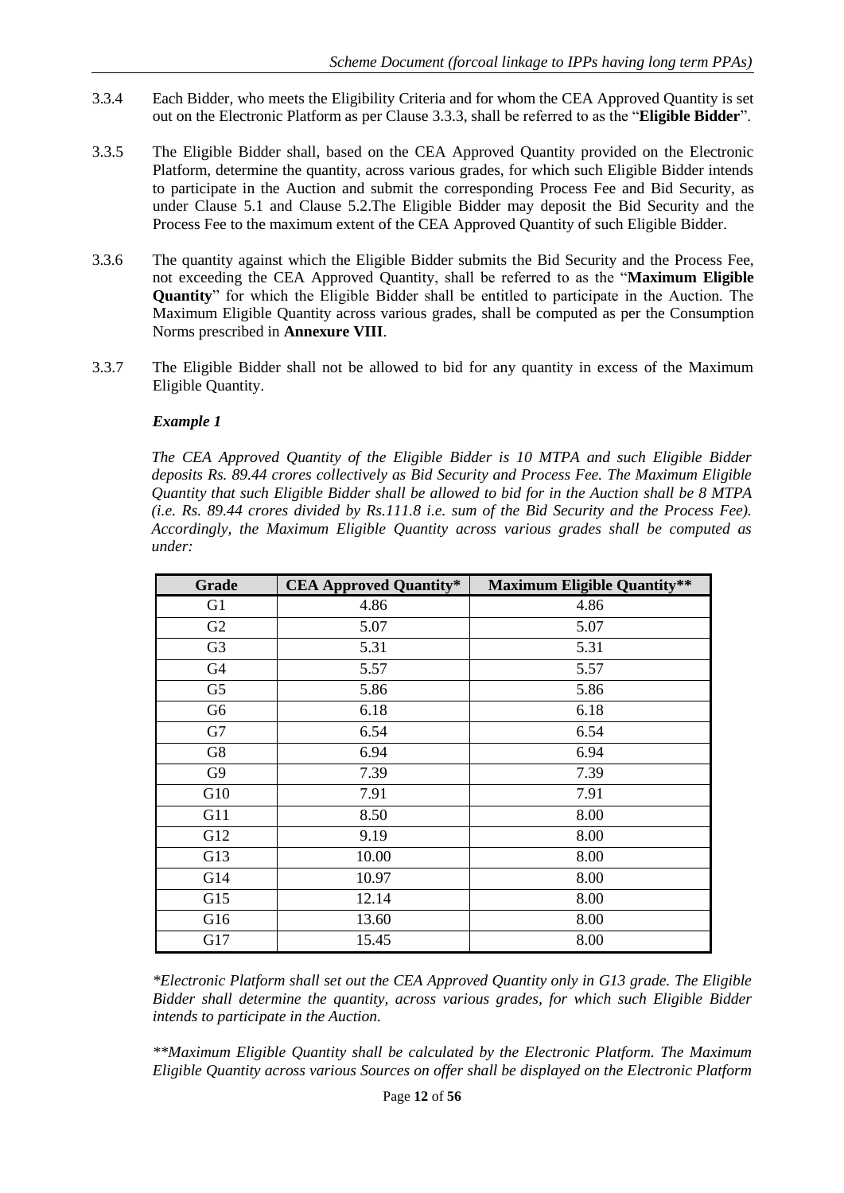3.3.4 Each Bidder, who meets the Eligibility Criteria and for whom the CEA Approved Quantity is set out on the Electronic Platform as per Clause 3.3.3, shall be referred to as the "**Eligible Bidder**".

3.3.5 The Eligible Bidder shall, based on the CEA Approved Quantity provided on the Electronic Platform, determine the quantity, across various grades, for which such Eligible Bidder intends to participate in the Auction and submit the corresponding Process Fee and Bid Security, as under Clause 5.1 and Clause 5.2.The Eligible Bidder may deposit the Bid Security and the Process Fee to the maximum extent of the CEA Approved Quantity of such Eligible Bidder.

3.3.6 The quantity against which the Eligible Bidder submits the Bid Security and the Process Fee, not exceeding the CEA Approved Quantity, shall be referred to as the "**Maximum Eligible Quantity**" for which the Eligible Bidder shall be entitled to participate in the Auction. The Maximum Eligible Quantity across various grades, shall be computed as per the Consumption Norms prescribed in **Annexure VIII**.

3.3.7 The Eligible Bidder shall not be allowed to bid for any quantity in excess of the Maximum Eligible Quantity.

***Example 1***

*The CEA Approved Quantity of the Eligible Bidder is 10 MTPA and such Eligible Bidder deposits Rs. 89.44 crores collectively as Bid Security and Process Fee. The Maximum Eligible Quantity that such Eligible Bidder shall be allowed to bid for in the Auction shall be 8 MTPA (i.e. Rs. 89.44 crores divided by Rs.111.8 i.e. sum of the Bid Security and the Process Fee). Accordingly, the Maximum Eligible Quantity across various grades shall be computed as under:*

| Grade | CEA Approved Quantity* | Maximum Eligible Quantity** |
|---|---|---|
| G1 | 4.86 | 4.86 |
| G2 | 5.07 | 5.07 |
| G3 | 5.31 | 5.31 |
| G4 | 5.57 | 5.57 |
| G5 | 5.86 | 5.86 |
| G6 | 6.18 | 6.18 |
| G7 | 6.54 | 6.54 |
| G8 | 6.94 | 6.94 |
| G9 | 7.39 | 7.39 |
| G10 | 7.91 | 7.91 |
| G11 | 8.50 | 8.00 |
| G12 | 9.19 | 8.00 |
| G13 | 10.00 | 8.00 |
| G14 | 10.97 | 8.00 |
| G15 | 12.14 | 8.00 |
| G16 | 13.60 | 8.00 |
| G17 | 15.45 | 8.00 |

**Electronic Platform shall set out the CEA Approved Quantity only in G13 grade. The Eligible Bidder shall determine the quantity, across various grades, for which such Eligible Bidder intends to participate in the Auction.*

***Maximum Eligible Quantity shall be calculated by the Electronic Platform. The Maximum Eligible Quantity across various Sources on offer shall be displayed on the Electronic Platform*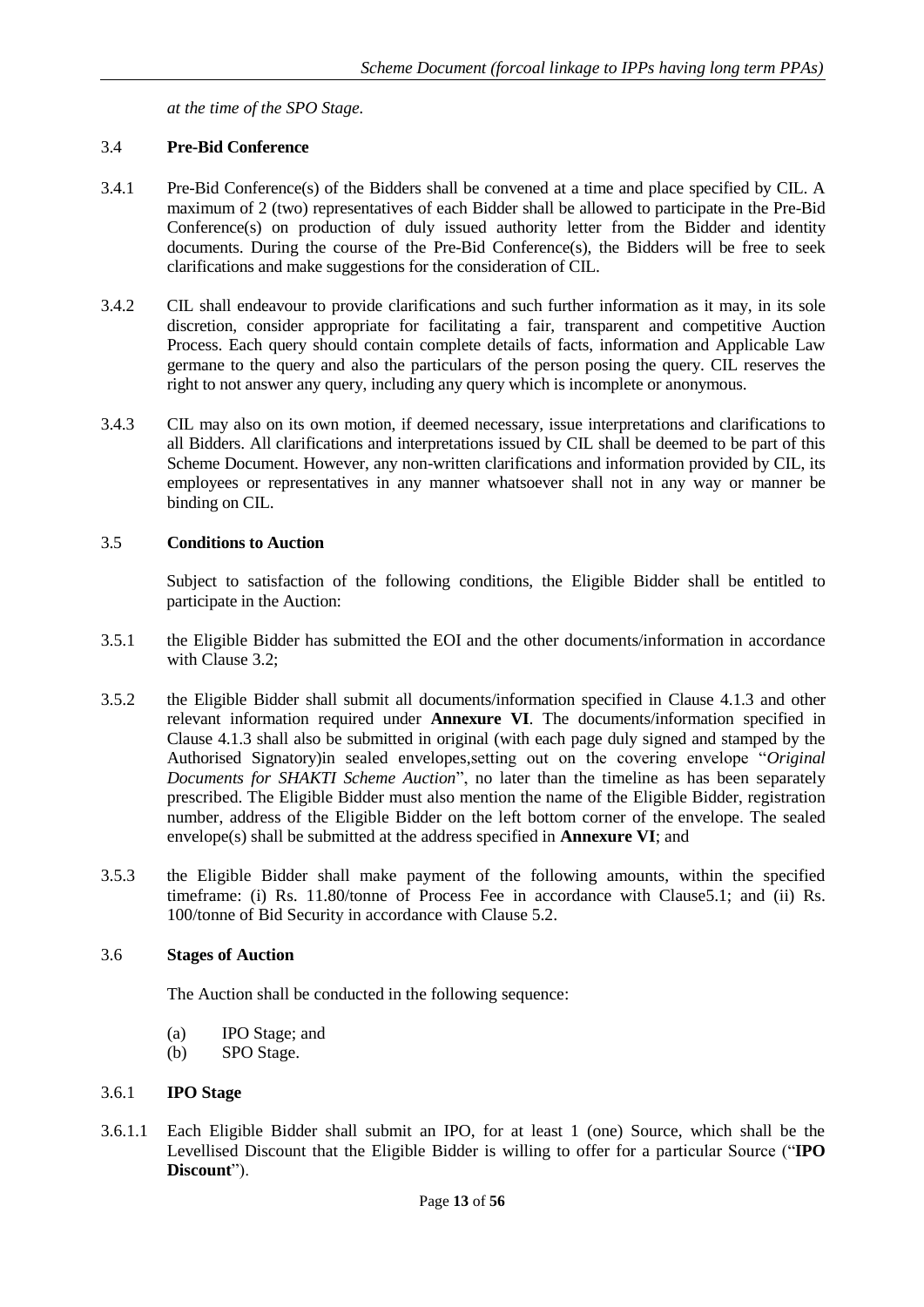*at the time of the SPO Stage.*

3.4 **Pre-Bid Conference**

3.4.1 Pre-Bid Conference(s) of the Bidders shall be convened at a time and place specified by CIL. A maximum of 2 (two) representatives of each Bidder shall be allowed to participate in the Pre-Bid Conference(s) on production of duly issued authority letter from the Bidder and identity documents. During the course of the Pre-Bid Conference(s), the Bidders will be free to seek clarifications and make suggestions for the consideration of CIL.

3.4.2 CIL shall endeavour to provide clarifications and such further information as it may, in its sole discretion, consider appropriate for facilitating a fair, transparent and competitive Auction Process. Each query should contain complete details of facts, information and Applicable Law germane to the query and also the particulars of the person posing the query. CIL reserves the right to not answer any query, including any query which is incomplete or anonymous.

3.4.3 CIL may also on its own motion, if deemed necessary, issue interpretations and clarifications to all Bidders. All clarifications and interpretations issued by CIL shall be deemed to be part of this Scheme Document. However, any non-written clarifications and information provided by CIL, its employees or representatives in any manner whatsoever shall not in any way or manner be binding on CIL.

3.5 **Conditions to Auction**

Subject to satisfaction of the following conditions, the Eligible Bidder shall be entitled to participate in the Auction:

3.5.1 the Eligible Bidder has submitted the EOI and the other documents/information in accordance with Clause 3.2;

3.5.2 the Eligible Bidder shall submit all documents/information specified in Clause 4.1.3 and other relevant information required under **Annexure VI**. The documents/information specified in Clause 4.1.3 shall also be submitted in original (with each page duly signed and stamped by the Authorised Signatory)in sealed envelopes,setting out on the covering envelope "*Original Documents for SHAKTI Scheme Auction*", no later than the timeline as has been separately prescribed. The Eligible Bidder must also mention the name of the Eligible Bidder, registration number, address of the Eligible Bidder on the left bottom corner of the envelope. The sealed envelope(s) shall be submitted at the address specified in **Annexure VI**; and

3.5.3 the Eligible Bidder shall make payment of the following amounts, within the specified timeframe: (i) Rs. 11.80/tonne of Process Fee in accordance with Clause5.1; and (ii) Rs. 100/tonne of Bid Security in accordance with Clause 5.2.

3.6 **Stages of Auction**

The Auction shall be conducted in the following sequence:

(a) IPO Stage; and
(b) SPO Stage.

3.6.1 **IPO Stage**

3.6.1.1 Each Eligible Bidder shall submit an IPO, for at least 1 (one) Source, which shall be the Levellised Discount that the Eligible Bidder is willing to offer for a particular Source ("**IPO Discount**").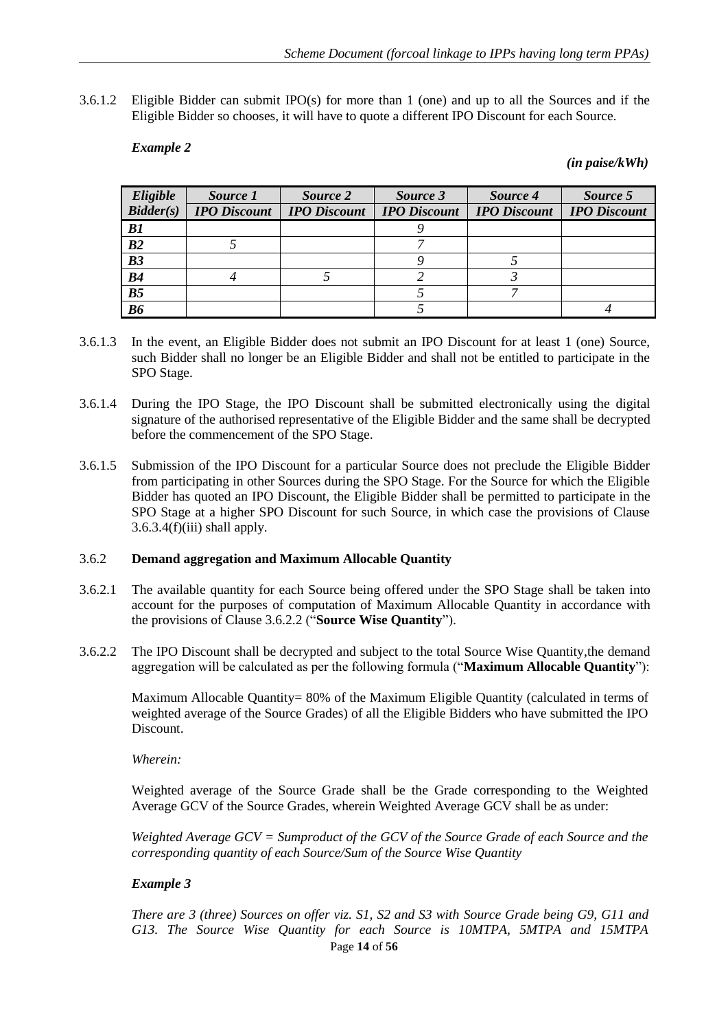3.6.1.2 Eligible Bidder can submit IPO(s) for more than 1 (one) and up to all the Sources and if the Eligible Bidder so chooses, it will have to quote a different IPO Discount for each Source.

***Example 2***

*(in paise/kWh)*

| *Eligible Bidder(s)* | *Source 1* | *Source 2* | *Source 3* | *Source 4* | *Source 5* |
|---|---|---|---|---|---|
| | *IPO Discount* | *IPO Discount* | *IPO Discount* | *IPO Discount* | *IPO Discount* |
| *B1* | | | *9* | | |
| *B2* | *5* | | *7* | | |
| *B3* | | | *9* | *5* | |
| *B4* | *4* | *5* | *2* | *3* | |
| *B5* | | | *5* | *7* | |
| *B6* | | | *5* | | *4* |

3.6.1.3 In the event, an Eligible Bidder does not submit an IPO Discount for at least 1 (one) Source, such Bidder shall no longer be an Eligible Bidder and shall not be entitled to participate in the SPO Stage.

3.6.1.4 During the IPO Stage, the IPO Discount shall be submitted electronically using the digital signature of the authorised representative of the Eligible Bidder and the same shall be decrypted before the commencement of the SPO Stage.

3.6.1.5 Submission of the IPO Discount for a particular Source does not preclude the Eligible Bidder from participating in other Sources during the SPO Stage. For the Source for which the Eligible Bidder has quoted an IPO Discount, the Eligible Bidder shall be permitted to participate in the SPO Stage at a higher SPO Discount for such Source, in which case the provisions of Clause 3.6.3.4(f)(iii) shall apply.

3.6.2 **Demand aggregation and Maximum Allocable Quantity**

3.6.2.1 The available quantity for each Source being offered under the SPO Stage shall be taken into account for the purposes of computation of Maximum Allocable Quantity in accordance with the provisions of Clause 3.6.2.2 ("**Source Wise Quantity**").

3.6.2.2 The IPO Discount shall be decrypted and subject to the total Source Wise Quantity,the demand aggregation will be calculated as per the following formula ("**Maximum Allocable Quantity**"):

Maximum Allocable Quantity= 80% of the Maximum Eligible Quantity (calculated in terms of weighted average of the Source Grades) of all the Eligible Bidders who have submitted the IPO Discount.

*Wherein:*

Weighted average of the Source Grade shall be the Grade corresponding to the Weighted Average GCV of the Source Grades, wherein Weighted Average GCV shall be as under:

*Weighted Average GCV = Sumproduct of the GCV of the Source Grade of each Source and the corresponding quantity of each Source/Sum of the Source Wise Quantity*

***Example 3***

*There are 3 (three) Sources on offer viz. S1, S2 and S3 with Source Grade being G9, G11 and G13. The Source Wise Quantity for each Source is 10MTPA, 5MTPA and 15MTPA*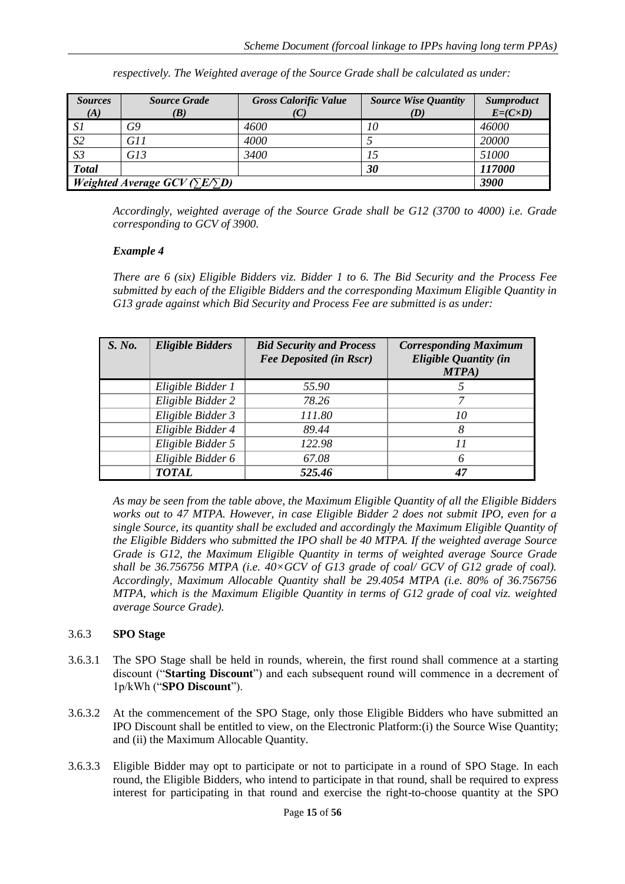*respectively. The Weighted average of the Source Grade shall be calculated as under:*

| *Sources (A)* | *Source Grade (B)* | *Gross Calorific Value (C)* | *Source Wise Quantity (D)* | *Sumproduct E=(C×D)* |
|---|---|---|---|---|
| *S1* | *G9* | *4600* | *10* | *46000* |
| *S2* | *G11* | *4000* | *5* | *20000* |
| *S3* | *G13* | *3400* | *15* | *51000* |
| ***Total*** | | | ***30*** | ***117000*** |
| ***Weighted Average GCV (∑E/∑D)*** | | | | ***3900*** |

*Accordingly, weighted average of the Source Grade shall be G12 (3700 to 4000) i.e. Grade corresponding to GCV of 3900.*

***Example 4***

*There are 6 (six) Eligible Bidders viz. Bidder 1 to 6. The Bid Security and the Process Fee submitted by each of the Eligible Bidders and the corresponding Maximum Eligible Quantity in G13 grade against which Bid Security and Process Fee are submitted is as under:*

| *S. No.* | *Eligible Bidders* | *Bid Security and Process Fee Deposited (in Rscr)* | *Corresponding Maximum Eligible Quantity (in MTPA)* |
|---|---|---|---|
| | *Eligible Bidder 1* | *55.90* | *5* |
| | *Eligible Bidder 2* | *78.26* | *7* |
| | *Eligible Bidder 3* | *111.80* | *10* |
| | *Eligible Bidder 4* | *89.44* | *8* |
| | *Eligible Bidder 5* | *122.98* | *11* |
| | *Eligible Bidder 6* | *67.08* | *6* |
| | ***TOTAL*** | ***525.46*** | ***47*** |

*As may be seen from the table above, the Maximum Eligible Quantity of all the Eligible Bidders works out to 47 MTPA. However, in case Eligible Bidder 2 does not submit IPO, even for a single Source, its quantity shall be excluded and accordingly the Maximum Eligible Quantity of the Eligible Bidders who submitted the IPO shall be 40 MTPA. If the weighted average Source Grade is G12, the Maximum Eligible Quantity in terms of weighted average Source Grade shall be 36.756756 MTPA (i.e. 40×GCV of G13 grade of coal/ GCV of G12 grade of coal). Accordingly, Maximum Allocable Quantity shall be 29.4054 MTPA (i.e. 80% of 36.756756 MTPA, which is the Maximum Eligible Quantity in terms of G12 grade of coal viz. weighted average Source Grade).*

3.6.3 **SPO Stage**

3.6.3.1 The SPO Stage shall be held in rounds, wherein, the first round shall commence at a starting discount ("**Starting Discount**") and each subsequent round will commence in a decrement of 1p/kWh ("**SPO Discount**").

3.6.3.2 At the commencement of the SPO Stage, only those Eligible Bidders who have submitted an IPO Discount shall be entitled to view, on the Electronic Platform:(i) the Source Wise Quantity; and (ii) the Maximum Allocable Quantity.

3.6.3.3 Eligible Bidder may opt to participate or not to participate in a round of SPO Stage. In each round, the Eligible Bidders, who intend to participate in that round, shall be required to express interest for participating in that round and exercise the right-to-choose quantity at the SPO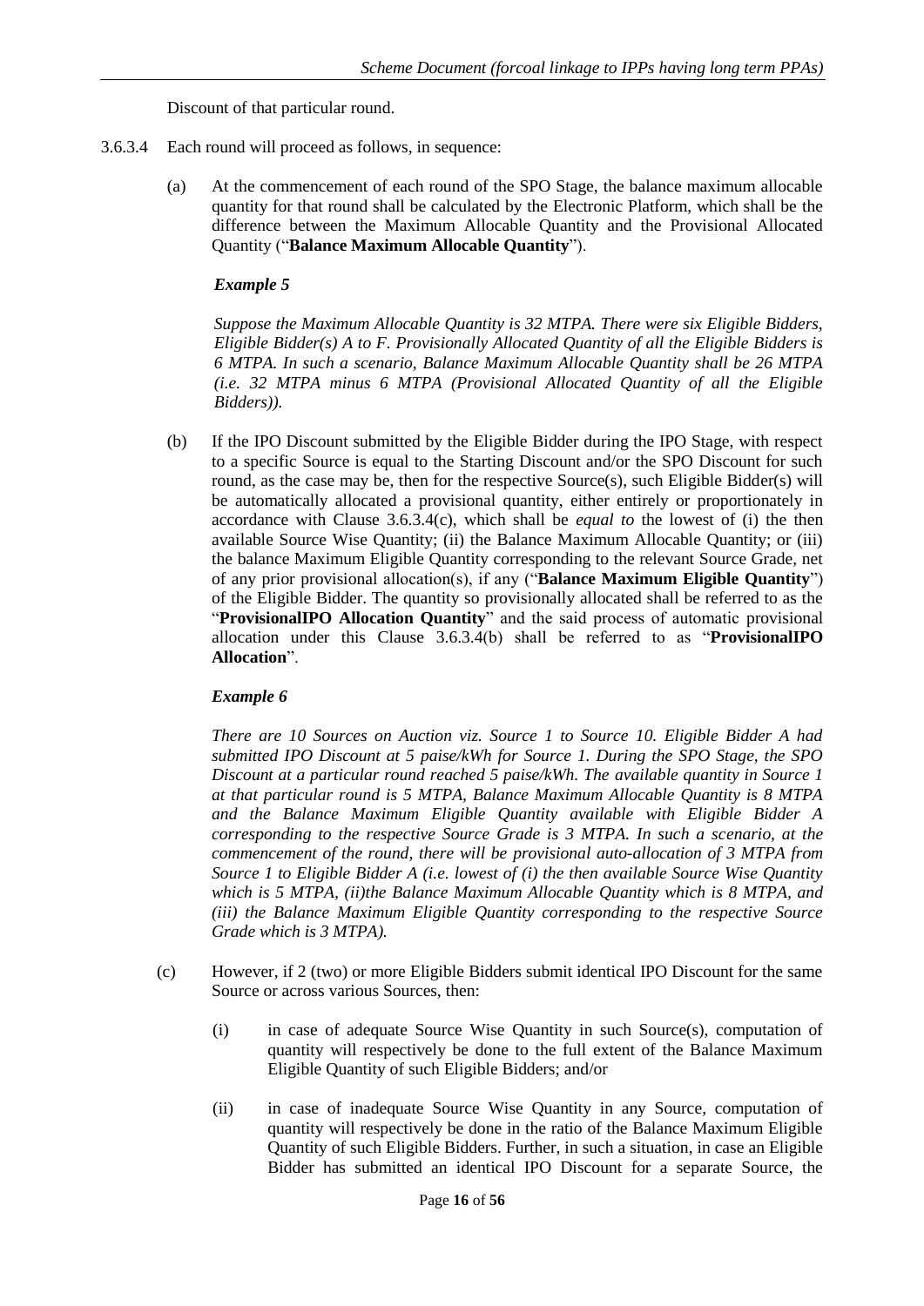Discount of that particular round.

3.6.3.4 Each round will proceed as follows, in sequence:

(a) At the commencement of each round of the SPO Stage, the balance maximum allocable quantity for that round shall be calculated by the Electronic Platform, which shall be the difference between the Maximum Allocable Quantity and the Provisional Allocated Quantity ("**Balance Maximum Allocable Quantity**").

***Example 5***

*Suppose the Maximum Allocable Quantity is 32 MTPA. There were six Eligible Bidders, Eligible Bidder(s) A to F. Provisionally Allocated Quantity of all the Eligible Bidders is 6 MTPA. In such a scenario, Balance Maximum Allocable Quantity shall be 26 MTPA (i.e. 32 MTPA minus 6 MTPA (Provisional Allocated Quantity of all the Eligible Bidders)).*

(b) If the IPO Discount submitted by the Eligible Bidder during the IPO Stage, with respect to a specific Source is equal to the Starting Discount and/or the SPO Discount for such round, as the case may be, then for the respective Source(s), such Eligible Bidder(s) will be automatically allocated a provisional quantity, either entirely or proportionately in accordance with Clause 3.6.3.4(c), which shall be *equal to* the lowest of (i) the then available Source Wise Quantity; (ii) the Balance Maximum Allocable Quantity; or (iii) the balance Maximum Eligible Quantity corresponding to the relevant Source Grade, net of any prior provisional allocation(s), if any ("**Balance Maximum Eligible Quantity**") of the Eligible Bidder. The quantity so provisionally allocated shall be referred to as the "**ProvisionalIPO Allocation Quantity**" and the said process of automatic provisional allocation under this Clause 3.6.3.4(b) shall be referred to as "**ProvisionalIPO Allocation**".

***Example 6***

*There are 10 Sources on Auction viz. Source 1 to Source 10. Eligible Bidder A had submitted IPO Discount at 5 paise/kWh for Source 1. During the SPO Stage, the SPO Discount at a particular round reached 5 paise/kWh. The available quantity in Source 1 at that particular round is 5 MTPA, Balance Maximum Allocable Quantity is 8 MTPA and the Balance Maximum Eligible Quantity available with Eligible Bidder A corresponding to the respective Source Grade is 3 MTPA. In such a scenario, at the commencement of the round, there will be provisional auto-allocation of 3 MTPA from Source 1 to Eligible Bidder A (i.e. lowest of (i) the then available Source Wise Quantity which is 5 MTPA, (ii)the Balance Maximum Allocable Quantity which is 8 MTPA, and (iii) the Balance Maximum Eligible Quantity corresponding to the respective Source Grade which is 3 MTPA).*

(c) However, if 2 (two) or more Eligible Bidders submit identical IPO Discount for the same Source or across various Sources, then:

(i) in case of adequate Source Wise Quantity in such Source(s), computation of quantity will respectively be done to the full extent of the Balance Maximum Eligible Quantity of such Eligible Bidders; and/or

(ii) in case of inadequate Source Wise Quantity in any Source, computation of quantity will respectively be done in the ratio of the Balance Maximum Eligible Quantity of such Eligible Bidders. Further, in such a situation, in case an Eligible Bidder has submitted an identical IPO Discount for a separate Source, the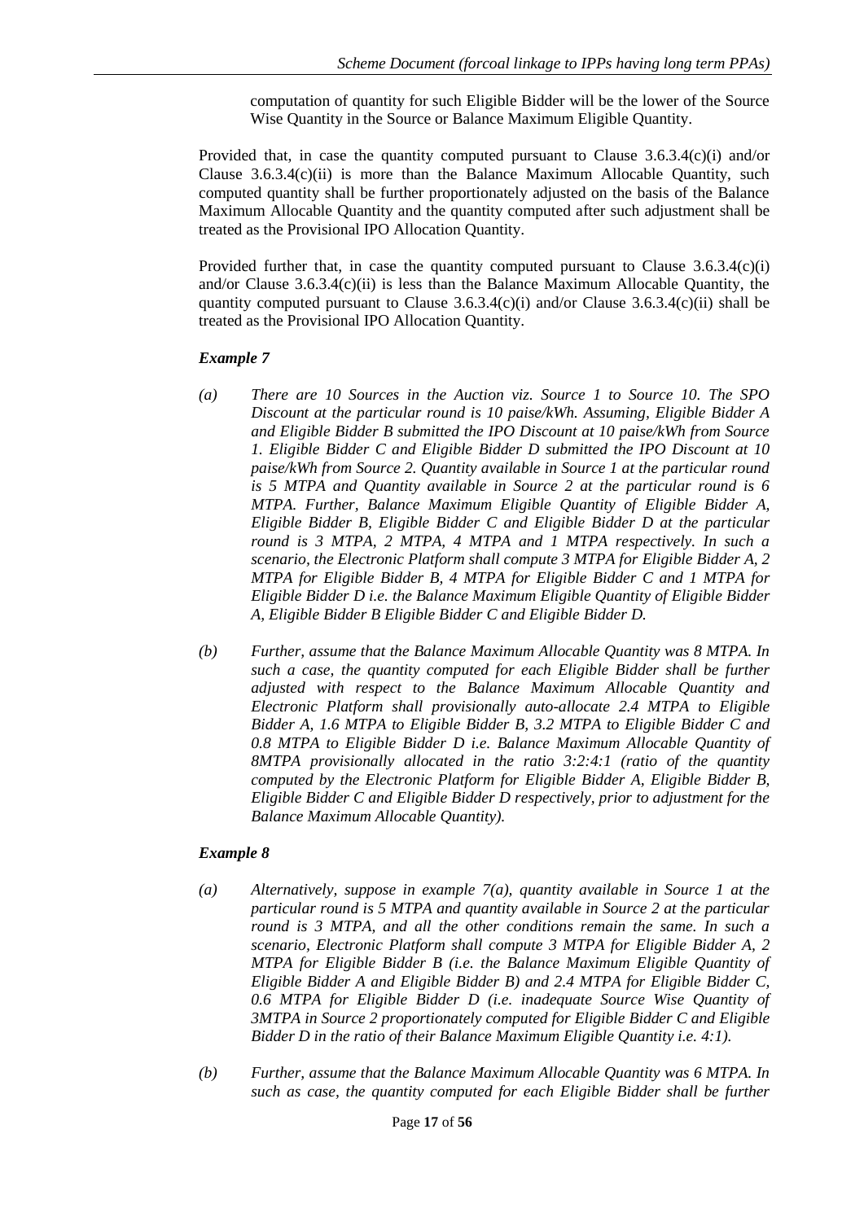computation of quantity for such Eligible Bidder will be the lower of the Source Wise Quantity in the Source or Balance Maximum Eligible Quantity.

Provided that, in case the quantity computed pursuant to Clause 3.6.3.4(c)(i) and/or Clause 3.6.3.4(c)(ii) is more than the Balance Maximum Allocable Quantity, such computed quantity shall be further proportionately adjusted on the basis of the Balance Maximum Allocable Quantity and the quantity computed after such adjustment shall be treated as the Provisional IPO Allocation Quantity.

Provided further that, in case the quantity computed pursuant to Clause 3.6.3.4(c)(i) and/or Clause 3.6.3.4(c)(ii) is less than the Balance Maximum Allocable Quantity, the quantity computed pursuant to Clause 3.6.3.4(c)(i) and/or Clause 3.6.3.4(c)(ii) shall be treated as the Provisional IPO Allocation Quantity.

***Example 7***

*(a) There are 10 Sources in the Auction viz. Source 1 to Source 10. The SPO Discount at the particular round is 10 paise/kWh. Assuming, Eligible Bidder A and Eligible Bidder B submitted the IPO Discount at 10 paise/kWh from Source 1. Eligible Bidder C and Eligible Bidder D submitted the IPO Discount at 10 paise/kWh from Source 2. Quantity available in Source 1 at the particular round is 5 MTPA and Quantity available in Source 2 at the particular round is 6 MTPA. Further, Balance Maximum Eligible Quantity of Eligible Bidder A, Eligible Bidder B, Eligible Bidder C and Eligible Bidder D at the particular round is 3 MTPA, 2 MTPA, 4 MTPA and 1 MTPA respectively. In such a scenario, the Electronic Platform shall compute 3 MTPA for Eligible Bidder A, 2 MTPA for Eligible Bidder B, 4 MTPA for Eligible Bidder C and 1 MTPA for Eligible Bidder D i.e. the Balance Maximum Eligible Quantity of Eligible Bidder A, Eligible Bidder B Eligible Bidder C and Eligible Bidder D.*

*(b) Further, assume that the Balance Maximum Allocable Quantity was 8 MTPA. In such a case, the quantity computed for each Eligible Bidder shall be further adjusted with respect to the Balance Maximum Allocable Quantity and Electronic Platform shall provisionally auto-allocate 2.4 MTPA to Eligible Bidder A, 1.6 MTPA to Eligible Bidder B, 3.2 MTPA to Eligible Bidder C and 0.8 MTPA to Eligible Bidder D i.e. Balance Maximum Allocable Quantity of 8MTPA provisionally allocated in the ratio 3:2:4:1 (ratio of the quantity computed by the Electronic Platform for Eligible Bidder A, Eligible Bidder B, Eligible Bidder C and Eligible Bidder D respectively, prior to adjustment for the Balance Maximum Allocable Quantity).*

***Example 8***

*(a) Alternatively, suppose in example 7(a), quantity available in Source 1 at the particular round is 5 MTPA and quantity available in Source 2 at the particular round is 3 MTPA, and all the other conditions remain the same. In such a scenario, Electronic Platform shall compute 3 MTPA for Eligible Bidder A, 2 MTPA for Eligible Bidder B (i.e. the Balance Maximum Eligible Quantity of Eligible Bidder A and Eligible Bidder B) and 2.4 MTPA for Eligible Bidder C, 0.6 MTPA for Eligible Bidder D (i.e. inadequate Source Wise Quantity of 3MTPA in Source 2 proportionately computed for Eligible Bidder C and Eligible Bidder D in the ratio of their Balance Maximum Eligible Quantity i.e. 4:1).*

*(b) Further, assume that the Balance Maximum Allocable Quantity was 6 MTPA. In such as case, the quantity computed for each Eligible Bidder shall be further*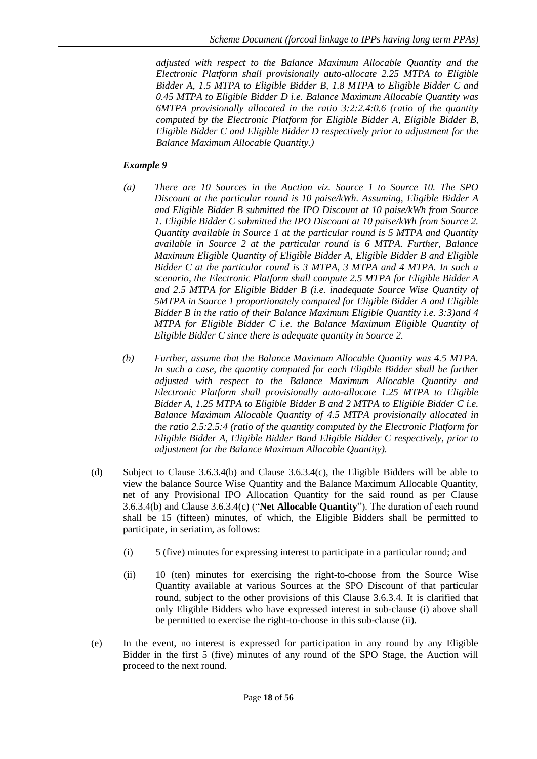*adjusted with respect to the Balance Maximum Allocable Quantity and the Electronic Platform shall provisionally auto-allocate 2.25 MTPA to Eligible Bidder A, 1.5 MTPA to Eligible Bidder B, 1.8 MTPA to Eligible Bidder C and 0.45 MTPA to Eligible Bidder D i.e. Balance Maximum Allocable Quantity was 6MTPA provisionally allocated in the ratio 3:2:2.4:0.6 (ratio of the quantity computed by the Electronic Platform for Eligible Bidder A, Eligible Bidder B, Eligible Bidder C and Eligible Bidder D respectively prior to adjustment for the Balance Maximum Allocable Quantity.)*

***Example 9***

*(a) There are 10 Sources in the Auction viz. Source 1 to Source 10. The SPO Discount at the particular round is 10 paise/kWh. Assuming, Eligible Bidder A and Eligible Bidder B submitted the IPO Discount at 10 paise/kWh from Source 1. Eligible Bidder C submitted the IPO Discount at 10 paise/kWh from Source 2. Quantity available in Source 1 at the particular round is 5 MTPA and Quantity available in Source 2 at the particular round is 6 MTPA. Further, Balance Maximum Eligible Quantity of Eligible Bidder A, Eligible Bidder B and Eligible Bidder C at the particular round is 3 MTPA, 3 MTPA and 4 MTPA. In such a scenario, the Electronic Platform shall compute 2.5 MTPA for Eligible Bidder A and 2.5 MTPA for Eligible Bidder B (i.e. inadequate Source Wise Quantity of 5MTPA in Source 1 proportionately computed for Eligible Bidder A and Eligible Bidder B in the ratio of their Balance Maximum Eligible Quantity i.e. 3:3)and 4 MTPA for Eligible Bidder C i.e. the Balance Maximum Eligible Quantity of Eligible Bidder C since there is adequate quantity in Source 2.*

*(b) Further, assume that the Balance Maximum Allocable Quantity was 4.5 MTPA. In such a case, the quantity computed for each Eligible Bidder shall be further adjusted with respect to the Balance Maximum Allocable Quantity and Electronic Platform shall provisionally auto-allocate 1.25 MTPA to Eligible Bidder A, 1.25 MTPA to Eligible Bidder B and 2 MTPA to Eligible Bidder C i.e. Balance Maximum Allocable Quantity of 4.5 MTPA provisionally allocated in the ratio 2.5:2.5:4 (ratio of the quantity computed by the Electronic Platform for Eligible Bidder A, Eligible Bidder Band Eligible Bidder C respectively, prior to adjustment for the Balance Maximum Allocable Quantity).*

(d) Subject to Clause 3.6.3.4(b) and Clause 3.6.3.4(c), the Eligible Bidders will be able to view the balance Source Wise Quantity and the Balance Maximum Allocable Quantity, net of any Provisional IPO Allocation Quantity for the said round as per Clause 3.6.3.4(b) and Clause 3.6.3.4(c) ("**Net Allocable Quantity**"). The duration of each round shall be 15 (fifteen) minutes, of which, the Eligible Bidders shall be permitted to participate, in seriatim, as follows:

   (i) 5 (five) minutes for expressing interest to participate in a particular round; and

   (ii) 10 (ten) minutes for exercising the right-to-choose from the Source Wise Quantity available at various Sources at the SPO Discount of that particular round, subject to the other provisions of this Clause 3.6.3.4. It is clarified that only Eligible Bidders who have expressed interest in sub-clause (i) above shall be permitted to exercise the right-to-choose in this sub-clause (ii).

(e) In the event, no interest is expressed for participation in any round by any Eligible Bidder in the first 5 (five) minutes of any round of the SPO Stage, the Auction will proceed to the next round.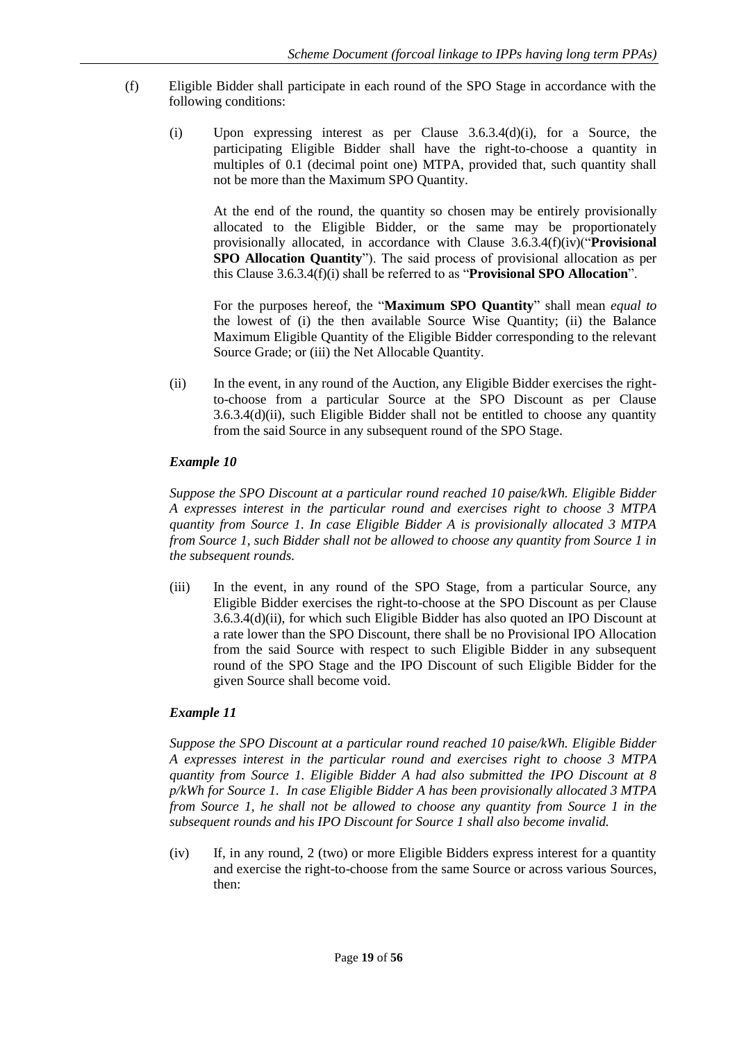(f) Eligible Bidder shall participate in each round of the SPO Stage in accordance with the following conditions:

(i) Upon expressing interest as per Clause 3.6.3.4(d)(i), for a Source, the participating Eligible Bidder shall have the right-to-choose a quantity in multiples of 0.1 (decimal point one) MTPA, provided that, such quantity shall not be more than the Maximum SPO Quantity.

At the end of the round, the quantity so chosen may be entirely provisionally allocated to the Eligible Bidder, or the same may be proportionately provisionally allocated, in accordance with Clause 3.6.3.4(f)(iv)("**Provisional SPO Allocation Quantity**"). The said process of provisional allocation as per this Clause 3.6.3.4(f)(i) shall be referred to as "**Provisional SPO Allocation**".

For the purposes hereof, the "**Maximum SPO Quantity**" shall mean *equal to* the lowest of (i) the then available Source Wise Quantity; (ii) the Balance Maximum Eligible Quantity of the Eligible Bidder corresponding to the relevant Source Grade; or (iii) the Net Allocable Quantity.

(ii) In the event, in any round of the Auction, any Eligible Bidder exercises the right-to-choose from a particular Source at the SPO Discount as per Clause 3.6.3.4(d)(ii), such Eligible Bidder shall not be entitled to choose any quantity from the said Source in any subsequent round of the SPO Stage.

***Example 10***

*Suppose the SPO Discount at a particular round reached 10 paise/kWh. Eligible Bidder A expresses interest in the particular round and exercises right to choose 3 MTPA quantity from Source 1. In case Eligible Bidder A is provisionally allocated 3 MTPA from Source 1, such Bidder shall not be allowed to choose any quantity from Source 1 in the subsequent rounds.*

(iii) In the event, in any round of the SPO Stage, from a particular Source, any Eligible Bidder exercises the right-to-choose at the SPO Discount as per Clause 3.6.3.4(d)(ii), for which such Eligible Bidder has also quoted an IPO Discount at a rate lower than the SPO Discount, there shall be no Provisional IPO Allocation from the said Source with respect to such Eligible Bidder in any subsequent round of the SPO Stage and the IPO Discount of such Eligible Bidder for the given Source shall become void.

***Example 11***

*Suppose the SPO Discount at a particular round reached 10 paise/kWh. Eligible Bidder A expresses interest in the particular round and exercises right to choose 3 MTPA quantity from Source 1. Eligible Bidder A had also submitted the IPO Discount at 8 p/kWh for Source 1. In case Eligible Bidder A has been provisionally allocated 3 MTPA from Source 1, he shall not be allowed to choose any quantity from Source 1 in the subsequent rounds and his IPO Discount for Source 1 shall also become invalid.*

(iv) If, in any round, 2 (two) or more Eligible Bidders express interest for a quantity and exercise the right-to-choose from the same Source or across various Sources, then: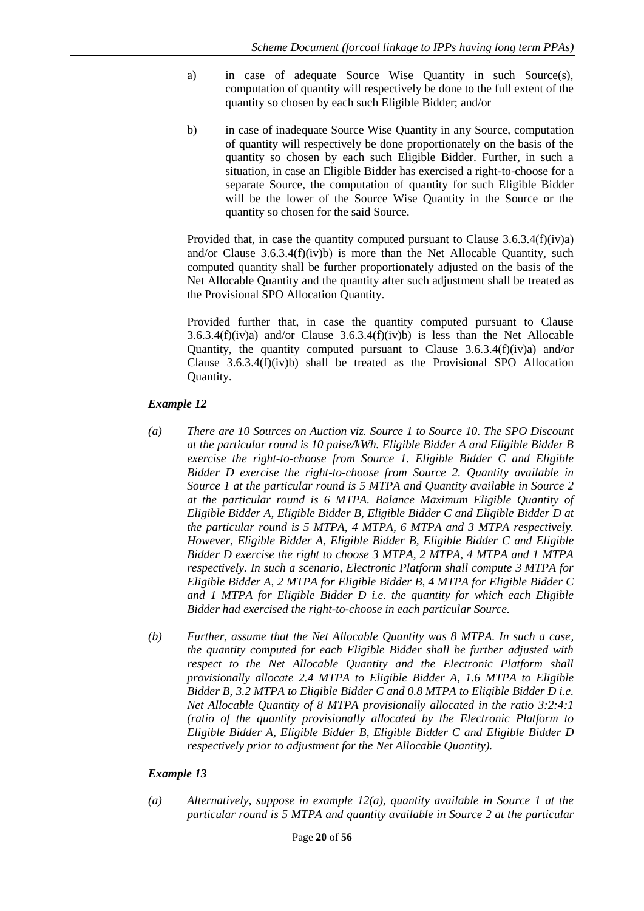a) in case of adequate Source Wise Quantity in such Source(s), computation of quantity will respectively be done to the full extent of the quantity so chosen by each such Eligible Bidder; and/or

b) in case of inadequate Source Wise Quantity in any Source, computation of quantity will respectively be done proportionately on the basis of the quantity so chosen by each such Eligible Bidder. Further, in such a situation, in case an Eligible Bidder has exercised a right-to-choose for a separate Source, the computation of quantity for such Eligible Bidder will be the lower of the Source Wise Quantity in the Source or the quantity so chosen for the said Source.

Provided that, in case the quantity computed pursuant to Clause 3.6.3.4(f)(iv)a) and/or Clause 3.6.3.4(f)(iv)b) is more than the Net Allocable Quantity, such computed quantity shall be further proportionately adjusted on the basis of the Net Allocable Quantity and the quantity after such adjustment shall be treated as the Provisional SPO Allocation Quantity.

Provided further that, in case the quantity computed pursuant to Clause 3.6.3.4(f)(iv)a) and/or Clause 3.6.3.4(f)(iv)b) is less than the Net Allocable Quantity, the quantity computed pursuant to Clause 3.6.3.4(f)(iv)a) and/or Clause 3.6.3.4(f)(iv)b) shall be treated as the Provisional SPO Allocation Quantity.

***Example 12***

*(a) There are 10 Sources on Auction viz. Source 1 to Source 10. The SPO Discount at the particular round is 10 paise/kWh. Eligible Bidder A and Eligible Bidder B exercise the right-to-choose from Source 1. Eligible Bidder C and Eligible Bidder D exercise the right-to-choose from Source 2. Quantity available in Source 1 at the particular round is 5 MTPA and Quantity available in Source 2 at the particular round is 6 MTPA. Balance Maximum Eligible Quantity of Eligible Bidder A, Eligible Bidder B, Eligible Bidder C and Eligible Bidder D at the particular round is 5 MTPA, 4 MTPA, 6 MTPA and 3 MTPA respectively. However, Eligible Bidder A, Eligible Bidder B, Eligible Bidder C and Eligible Bidder D exercise the right to choose 3 MTPA, 2 MTPA, 4 MTPA and 1 MTPA respectively. In such a scenario, Electronic Platform shall compute 3 MTPA for Eligible Bidder A, 2 MTPA for Eligible Bidder B, 4 MTPA for Eligible Bidder C and 1 MTPA for Eligible Bidder D i.e. the quantity for which each Eligible Bidder had exercised the right-to-choose in each particular Source.*

*(b) Further, assume that the Net Allocable Quantity was 8 MTPA. In such a case, the quantity computed for each Eligible Bidder shall be further adjusted with respect to the Net Allocable Quantity and the Electronic Platform shall provisionally allocate 2.4 MTPA to Eligible Bidder A, 1.6 MTPA to Eligible Bidder B, 3.2 MTPA to Eligible Bidder C and 0.8 MTPA to Eligible Bidder D i.e. Net Allocable Quantity of 8 MTPA provisionally allocated in the ratio 3:2:4:1 (ratio of the quantity provisionally allocated by the Electronic Platform to Eligible Bidder A, Eligible Bidder B, Eligible Bidder C and Eligible Bidder D respectively prior to adjustment for the Net Allocable Quantity).*

***Example 13***

*(a) Alternatively, suppose in example 12(a), quantity available in Source 1 at the particular round is 5 MTPA and quantity available in Source 2 at the particular*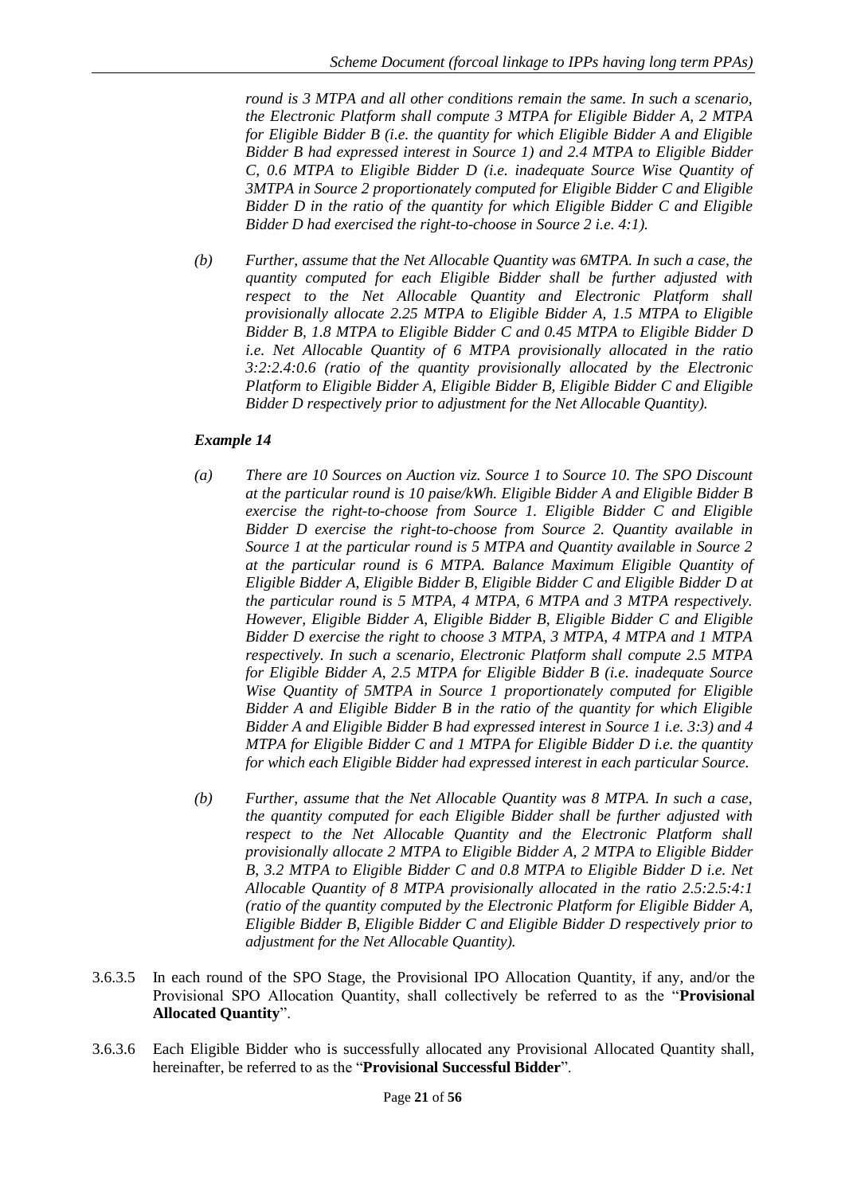*round is 3 MTPA and all other conditions remain the same. In such a scenario, the Electronic Platform shall compute 3 MTPA for Eligible Bidder A, 2 MTPA for Eligible Bidder B (i.e. the quantity for which Eligible Bidder A and Eligible Bidder B had expressed interest in Source 1) and 2.4 MTPA to Eligible Bidder C, 0.6 MTPA to Eligible Bidder D (i.e. inadequate Source Wise Quantity of 3MTPA in Source 2 proportionately computed for Eligible Bidder C and Eligible Bidder D in the ratio of the quantity for which Eligible Bidder C and Eligible Bidder D had exercised the right-to-choose in Source 2 i.e. 4:1).*

*(b) Further, assume that the Net Allocable Quantity was 6MTPA. In such a case, the quantity computed for each Eligible Bidder shall be further adjusted with respect to the Net Allocable Quantity and Electronic Platform shall provisionally allocate 2.25 MTPA to Eligible Bidder A, 1.5 MTPA to Eligible Bidder B, 1.8 MTPA to Eligible Bidder C and 0.45 MTPA to Eligible Bidder D i.e. Net Allocable Quantity of 6 MTPA provisionally allocated in the ratio 3:2:2.4:0.6 (ratio of the quantity provisionally allocated by the Electronic Platform to Eligible Bidder A, Eligible Bidder B, Eligible Bidder C and Eligible Bidder D respectively prior to adjustment for the Net Allocable Quantity).*

***Example 14***

*(a) There are 10 Sources on Auction viz. Source 1 to Source 10. The SPO Discount at the particular round is 10 paise/kWh. Eligible Bidder A and Eligible Bidder B exercise the right-to-choose from Source 1. Eligible Bidder C and Eligible Bidder D exercise the right-to-choose from Source 2. Quantity available in Source 1 at the particular round is 5 MTPA and Quantity available in Source 2 at the particular round is 6 MTPA. Balance Maximum Eligible Quantity of Eligible Bidder A, Eligible Bidder B, Eligible Bidder C and Eligible Bidder D at the particular round is 5 MTPA, 4 MTPA, 6 MTPA and 3 MTPA respectively. However, Eligible Bidder A, Eligible Bidder B, Eligible Bidder C and Eligible Bidder D exercise the right to choose 3 MTPA, 3 MTPA, 4 MTPA and 1 MTPA respectively. In such a scenario, Electronic Platform shall compute 2.5 MTPA for Eligible Bidder A, 2.5 MTPA for Eligible Bidder B (i.e. inadequate Source Wise Quantity of 5MTPA in Source 1 proportionately computed for Eligible Bidder A and Eligible Bidder B in the ratio of the quantity for which Eligible Bidder A and Eligible Bidder B had expressed interest in Source 1 i.e. 3:3) and 4 MTPA for Eligible Bidder C and 1 MTPA for Eligible Bidder D i.e. the quantity for which each Eligible Bidder had expressed interest in each particular Source.*

*(b) Further, assume that the Net Allocable Quantity was 8 MTPA. In such a case, the quantity computed for each Eligible Bidder shall be further adjusted with respect to the Net Allocable Quantity and the Electronic Platform shall provisionally allocate 2 MTPA to Eligible Bidder A, 2 MTPA to Eligible Bidder B, 3.2 MTPA to Eligible Bidder C and 0.8 MTPA to Eligible Bidder D i.e. Net Allocable Quantity of 8 MTPA provisionally allocated in the ratio 2.5:2.5:4:1 (ratio of the quantity computed by the Electronic Platform for Eligible Bidder A, Eligible Bidder B, Eligible Bidder C and Eligible Bidder D respectively prior to adjustment for the Net Allocable Quantity).*

3.6.3.5 In each round of the SPO Stage, the Provisional IPO Allocation Quantity, if any, and/or the Provisional SPO Allocation Quantity, shall collectively be referred to as the "**Provisional Allocated Quantity**".

3.6.3.6 Each Eligible Bidder who is successfully allocated any Provisional Allocated Quantity shall, hereinafter, be referred to as the "**Provisional Successful Bidder**".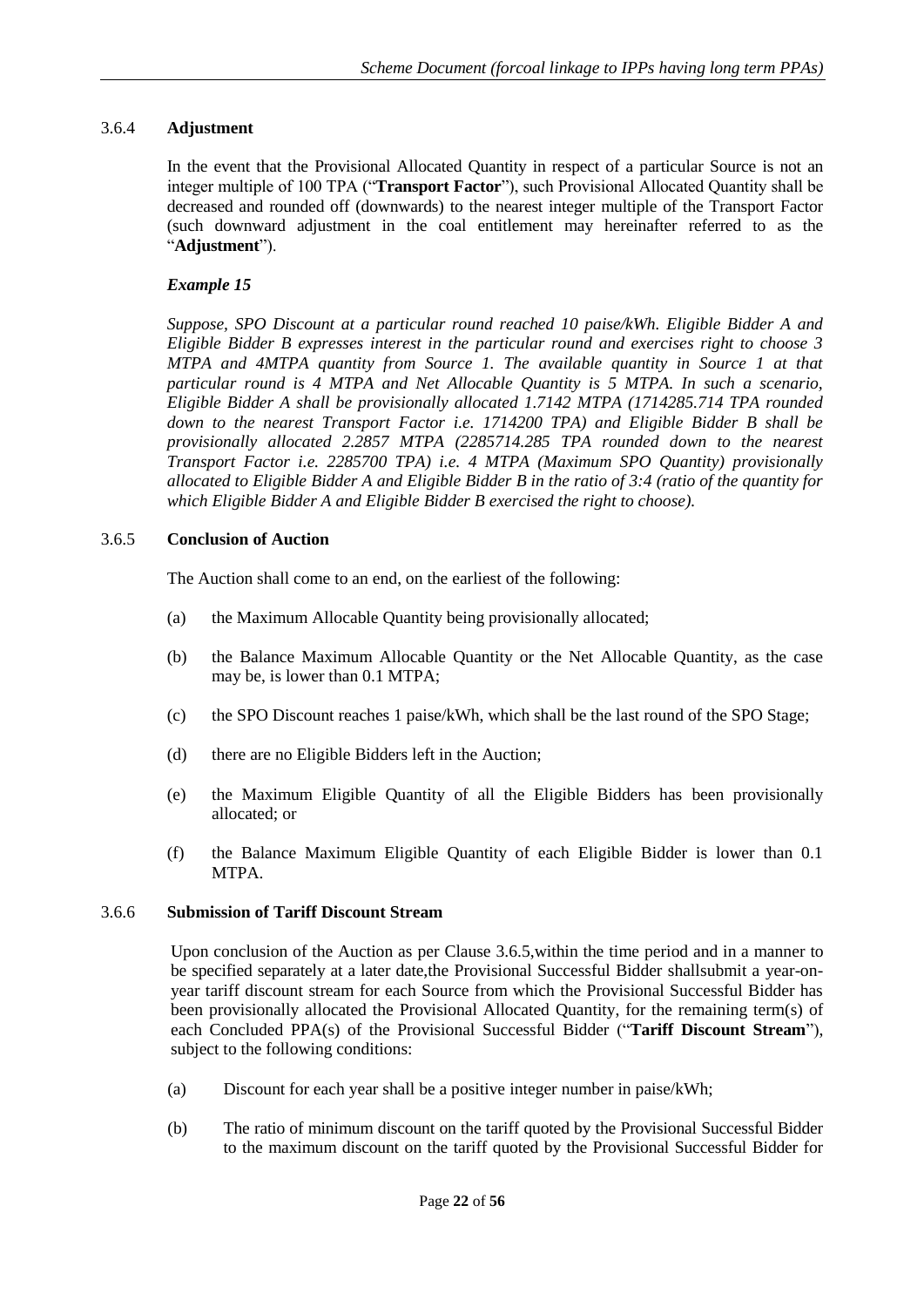### 3.6.4 **Adjustment**

In the event that the Provisional Allocated Quantity in respect of a particular Source is not an integer multiple of 100 TPA ("**Transport Factor**"), such Provisional Allocated Quantity shall be decreased and rounded off (downwards) to the nearest integer multiple of the Transport Factor (such downward adjustment in the coal entitlement may hereinafter referred to as the "**Adjustment**").

***Example 15***

*Suppose, SPO Discount at a particular round reached 10 paise/kWh. Eligible Bidder A and Eligible Bidder B expresses interest in the particular round and exercises right to choose 3 MTPA and 4MTPA quantity from Source 1. The available quantity in Source 1 at that particular round is 4 MTPA and Net Allocable Quantity is 5 MTPA. In such a scenario, Eligible Bidder A shall be provisionally allocated 1.7142 MTPA (1714285.714 TPA rounded down to the nearest Transport Factor i.e. 1714200 TPA) and Eligible Bidder B shall be provisionally allocated 2.2857 MTPA (2285714.285 TPA rounded down to the nearest Transport Factor i.e. 2285700 TPA) i.e. 4 MTPA (Maximum SPO Quantity) provisionally allocated to Eligible Bidder A and Eligible Bidder B in the ratio of 3:4 (ratio of the quantity for which Eligible Bidder A and Eligible Bidder B exercised the right to choose).*

### 3.6.5 **Conclusion of Auction**

The Auction shall come to an end, on the earliest of the following:

(a) the Maximum Allocable Quantity being provisionally allocated;

(b) the Balance Maximum Allocable Quantity or the Net Allocable Quantity, as the case may be, is lower than 0.1 MTPA;

(c) the SPO Discount reaches 1 paise/kWh, which shall be the last round of the SPO Stage;

(d) there are no Eligible Bidders left in the Auction;

(e) the Maximum Eligible Quantity of all the Eligible Bidders has been provisionally allocated; or

(f) the Balance Maximum Eligible Quantity of each Eligible Bidder is lower than 0.1 MTPA.

### 3.6.6 **Submission of Tariff Discount Stream**

Upon conclusion of the Auction as per Clause 3.6.5,within the time period and in a manner to be specified separately at a later date,the Provisional Successful Bidder shallsubmit a year-on-year tariff discount stream for each Source from which the Provisional Successful Bidder has been provisionally allocated the Provisional Allocated Quantity, for the remaining term(s) of each Concluded PPA(s) of the Provisional Successful Bidder ("**Tariff Discount Stream**"), subject to the following conditions:

(a) Discount for each year shall be a positive integer number in paise/kWh;

(b) The ratio of minimum discount on the tariff quoted by the Provisional Successful Bidder to the maximum discount on the tariff quoted by the Provisional Successful Bidder for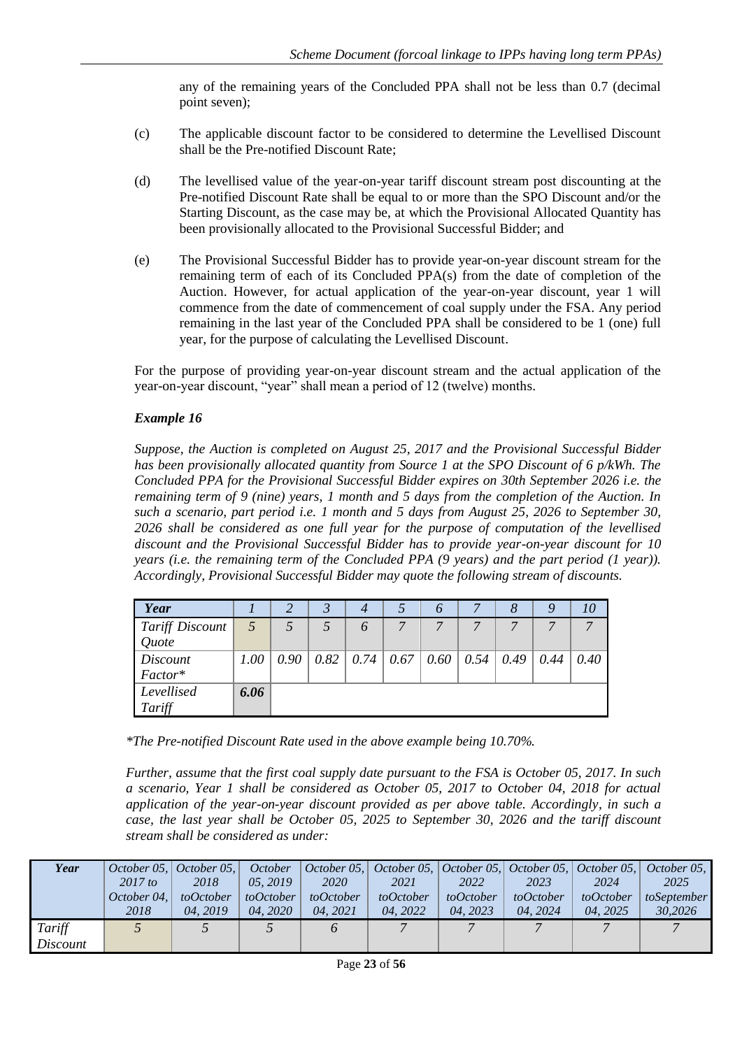any of the remaining years of the Concluded PPA shall not be less than 0.7 (decimal point seven);

(c) The applicable discount factor to be considered to determine the Levellised Discount shall be the Pre-notified Discount Rate;

(d) The levellised value of the year-on-year tariff discount stream post discounting at the Pre-notified Discount Rate shall be equal to or more than the SPO Discount and/or the Starting Discount, as the case may be, at which the Provisional Allocated Quantity has been provisionally allocated to the Provisional Successful Bidder; and

(e) The Provisional Successful Bidder has to provide year-on-year discount stream for the remaining term of each of its Concluded PPA(s) from the date of completion of the Auction. However, for actual application of the year-on-year discount, year 1 will commence from the date of commencement of coal supply under the FSA. Any period remaining in the last year of the Concluded PPA shall be considered to be 1 (one) full year, for the purpose of calculating the Levellised Discount.

For the purpose of providing year-on-year discount stream and the actual application of the year-on-year discount, "year" shall mean a period of 12 (twelve) months.

***Example 16***

*Suppose, the Auction is completed on August 25, 2017 and the Provisional Successful Bidder has been provisionally allocated quantity from Source 1 at the SPO Discount of 6 p/kWh. The Concluded PPA for the Provisional Successful Bidder expires on 30th September 2026 i.e. the remaining term of 9 (nine) years, 1 month and 5 days from the completion of the Auction. In such a scenario, part period i.e. 1 month and 5 days from August 25, 2026 to September 30, 2026 shall be considered as one full year for the purpose of computation of the levellised discount and the Provisional Successful Bidder has to provide year-on-year discount for 10 years (i.e. the remaining term of the Concluded PPA (9 years) and the part period (1 year)). Accordingly, Provisional Successful Bidder may quote the following stream of discounts.*

| ***Year*** | *1* | *2* | *3* | *4* | *5* | *6* | *7* | *8* | *9* | *10* |
|---|---|---|---|---|---|---|---|---|---|---|
| *Tariff Discount Quote* | *5* | *5* | *5* | *6* | *7* | *7* | *7* | *7* | *7* | *7* |
| *Discount Factor\** | *1.00* | *0.90* | *0.82* | *0.74* | *0.67* | *0.60* | *0.54* | *0.49* | *0.44* | *0.40* |
| *Levellised Tariff* | ***6.06*** | | | | | | | | | |

*\*The Pre-notified Discount Rate used in the above example being 10.70%.*

*Further, assume that the first coal supply date pursuant to the FSA is October 05, 2017. In such a scenario, Year 1 shall be considered as October 05, 2017 to October 04, 2018 for actual application of the year-on-year discount provided as per above table. Accordingly, in such a case, the last year shall be October 05, 2025 to September 30, 2026 and the tariff discount stream shall be considered as under:*

| ***Year*** | *October 05, 2017 to October 04, 2018* | *October 05, 2018 toOctober 04, 2019* | *October 05, 2019 toOctober 04, 2020* | *October 05, 2020 toOctober 04, 2021* | *October 05, 2021 toOctober 04, 2022* | *October 05, 2022 toOctober 04, 2023* | *October 05, 2023 toOctober 04, 2024* | *October 05, 2024 toOctober 04, 2025* | *October 05, 2025 toSeptember 30,2026* |
|---|---|---|---|---|---|---|---|---|---|
| *Tariff Discount* | *5* | *5* | *5* | *6* | *7* | *7* | *7* | *7* | *7* |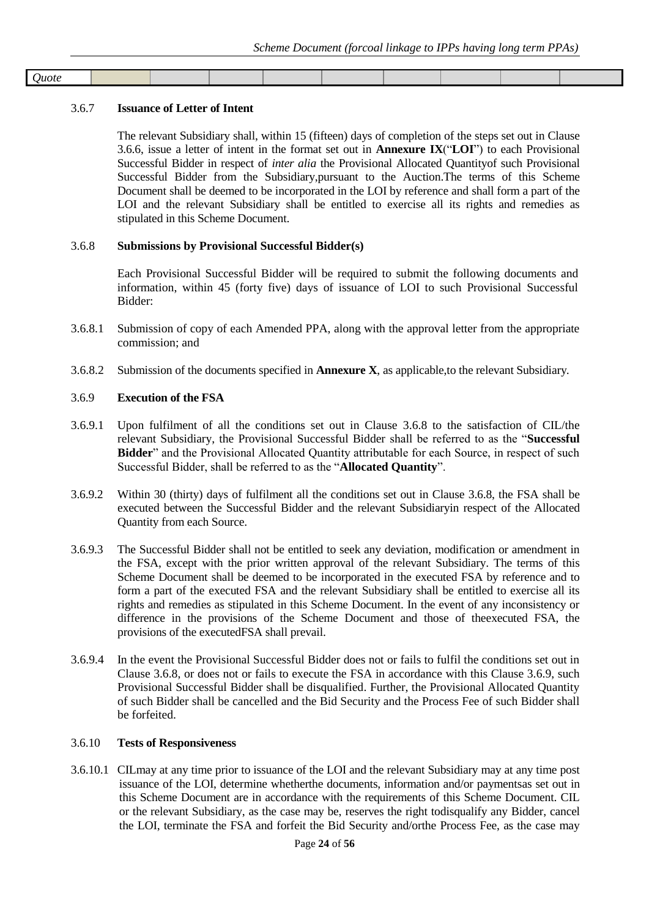| *Quote* | | | | | | | | | |
|---|---|---|---|---|---|---|---|---|---|

3.6.7 **Issuance of Letter of Intent**

The relevant Subsidiary shall, within 15 (fifteen) days of completion of the steps set out in Clause 3.6.6, issue a letter of intent in the format set out in **Annexure IX**("**LOI**") to each Provisional Successful Bidder in respect of *inter alia* the Provisional Allocated Quantityof such Provisional Successful Bidder from the Subsidiary,pursuant to the Auction.The terms of this Scheme Document shall be deemed to be incorporated in the LOI by reference and shall form a part of the LOI and the relevant Subsidiary shall be entitled to exercise all its rights and remedies as stipulated in this Scheme Document.

3.6.8 **Submissions by Provisional Successful Bidder(s)**

Each Provisional Successful Bidder will be required to submit the following documents and information, within 45 (forty five) days of issuance of LOI to such Provisional Successful Bidder:

3.6.8.1 Submission of copy of each Amended PPA, along with the approval letter from the appropriate commission; and

3.6.8.2 Submission of the documents specified in **Annexure X**, as applicable,to the relevant Subsidiary.

3.6.9 **Execution of the FSA**

3.6.9.1 Upon fulfilment of all the conditions set out in Clause 3.6.8 to the satisfaction of CIL/the relevant Subsidiary, the Provisional Successful Bidder shall be referred to as the "**Successful Bidder**" and the Provisional Allocated Quantity attributable for each Source, in respect of such Successful Bidder, shall be referred to as the "**Allocated Quantity**".

3.6.9.2 Within 30 (thirty) days of fulfilment all the conditions set out in Clause 3.6.8, the FSA shall be executed between the Successful Bidder and the relevant Subsidiaryin respect of the Allocated Quantity from each Source.

3.6.9.3 The Successful Bidder shall not be entitled to seek any deviation, modification or amendment in the FSA, except with the prior written approval of the relevant Subsidiary. The terms of this Scheme Document shall be deemed to be incorporated in the executed FSA by reference and to form a part of the executed FSA and the relevant Subsidiary shall be entitled to exercise all its rights and remedies as stipulated in this Scheme Document. In the event of any inconsistency or difference in the provisions of the Scheme Document and those of theexecuted FSA, the provisions of the executedFSA shall prevail.

3.6.9.4 In the event the Provisional Successful Bidder does not or fails to fulfil the conditions set out in Clause 3.6.8, or does not or fails to execute the FSA in accordance with this Clause 3.6.9, such Provisional Successful Bidder shall be disqualified. Further, the Provisional Allocated Quantity of such Bidder shall be cancelled and the Bid Security and the Process Fee of such Bidder shall be forfeited.

3.6.10 **Tests of Responsiveness**

3.6.10.1 CILmay at any time prior to issuance of the LOI and the relevant Subsidiary may at any time post issuance of the LOI, determine whetherthe documents, information and/or paymentsas set out in this Scheme Document are in accordance with the requirements of this Scheme Document. CIL or the relevant Subsidiary, as the case may be, reserves the right todisqualify any Bidder, cancel the LOI, terminate the FSA and forfeit the Bid Security and/orthe Process Fee, as the case may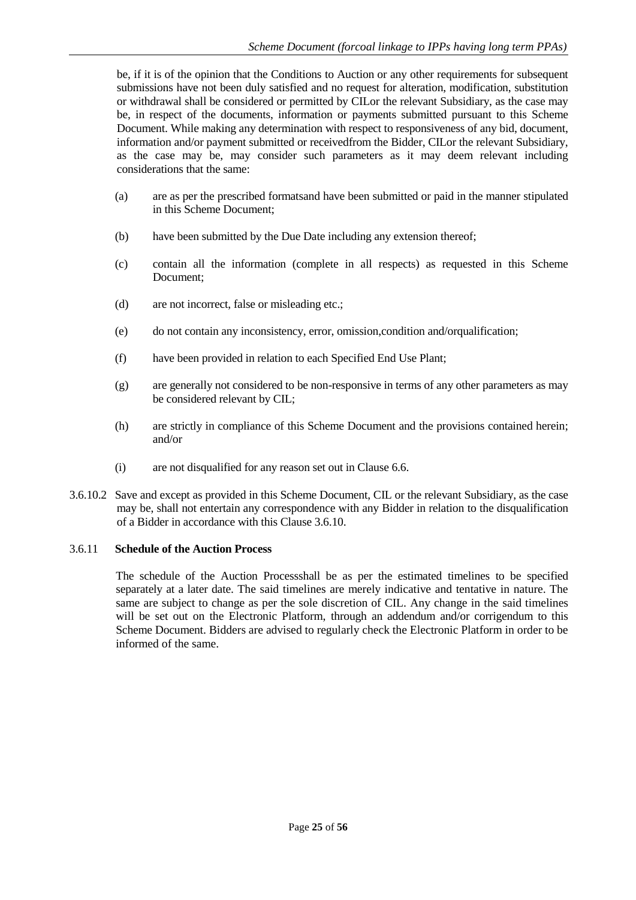be, if it is of the opinion that the Conditions to Auction or any other requirements for subsequent submissions have not been duly satisfied and no request for alteration, modification, substitution or withdrawal shall be considered or permitted by CILor the relevant Subsidiary, as the case may be, in respect of the documents, information or payments submitted pursuant to this Scheme Document. While making any determination with respect to responsiveness of any bid, document, information and/or payment submitted or receivedfrom the Bidder, CILor the relevant Subsidiary, as the case may be, may consider such parameters as it may deem relevant including considerations that the same:

(a) are as per the prescribed formatsand have been submitted or paid in the manner stipulated in this Scheme Document;

(b) have been submitted by the Due Date including any extension thereof;

(c) contain all the information (complete in all respects) as requested in this Scheme Document;

(d) are not incorrect, false or misleading etc.;

(e) do not contain any inconsistency, error, omission,condition and/orqualification;

(f) have been provided in relation to each Specified End Use Plant;

(g) are generally not considered to be non-responsive in terms of any other parameters as may be considered relevant by CIL;

(h) are strictly in compliance of this Scheme Document and the provisions contained herein; and/or

(i) are not disqualified for any reason set out in Clause 6.6.

3.6.10.2 Save and except as provided in this Scheme Document, CIL or the relevant Subsidiary, as the case may be, shall not entertain any correspondence with any Bidder in relation to the disqualification of a Bidder in accordance with this Clause 3.6.10.

3.6.11 **Schedule of the Auction Process**

The schedule of the Auction Processshall be as per the estimated timelines to be specified separately at a later date. The said timelines are merely indicative and tentative in nature. The same are subject to change as per the sole discretion of CIL. Any change in the said timelines will be set out on the Electronic Platform, through an addendum and/or corrigendum to this Scheme Document. Bidders are advised to regularly check the Electronic Platform in order to be informed of the same.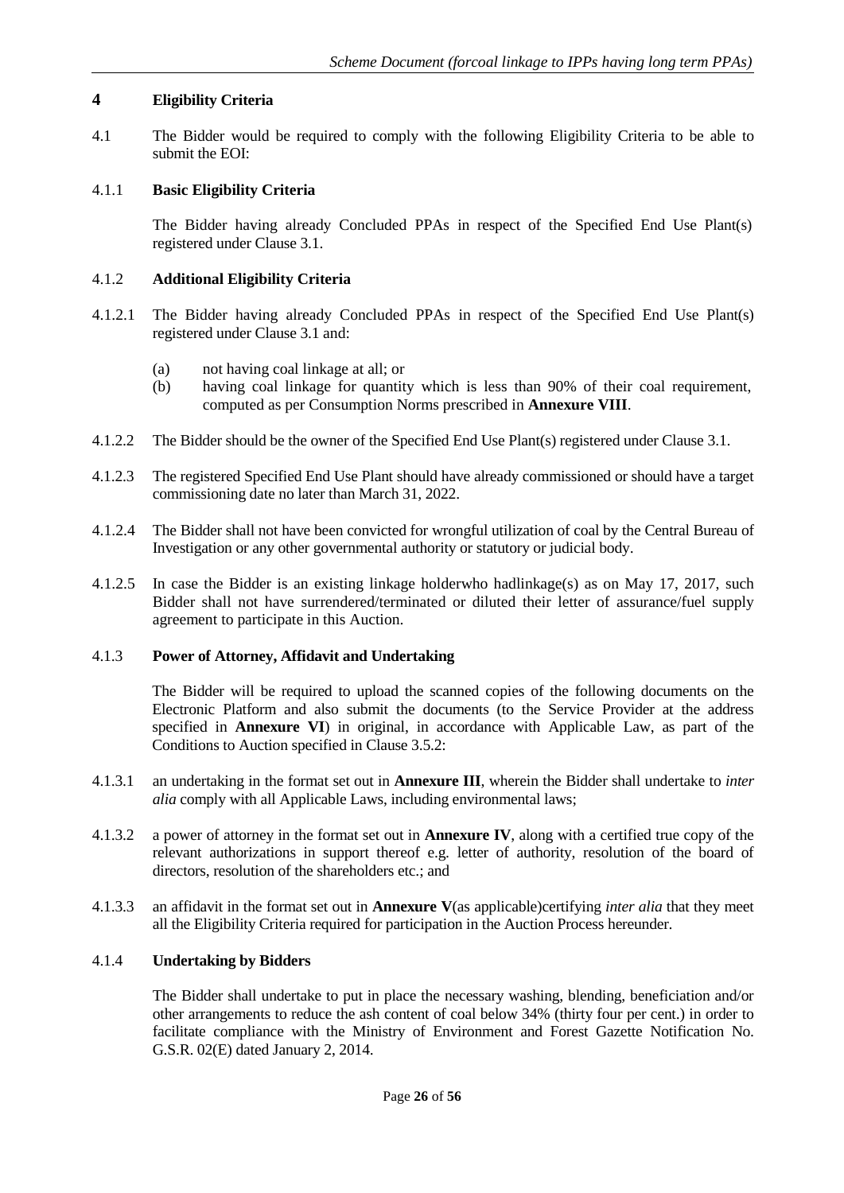## 4 Eligibility Criteria

4.1 The Bidder would be required to comply with the following Eligibility Criteria to be able to submit the EOI:

### 4.1.1 Basic Eligibility Criteria

The Bidder having already Concluded PPAs in respect of the Specified End Use Plant(s) registered under Clause 3.1.

### 4.1.2 Additional Eligibility Criteria

4.1.2.1 The Bidder having already Concluded PPAs in respect of the Specified End Use Plant(s) registered under Clause 3.1 and:

(a) not having coal linkage at all; or

(b) having coal linkage for quantity which is less than 90% of their coal requirement, computed as per Consumption Norms prescribed in **Annexure VIII**.

4.1.2.2 The Bidder should be the owner of the Specified End Use Plant(s) registered under Clause 3.1.

4.1.2.3 The registered Specified End Use Plant should have already commissioned or should have a target commissioning date no later than March 31, 2022.

4.1.2.4 The Bidder shall not have been convicted for wrongful utilization of coal by the Central Bureau of Investigation or any other governmental authority or statutory or judicial body.

4.1.2.5 In case the Bidder is an existing linkage holderwho hadlinkage(s) as on May 17, 2017, such Bidder shall not have surrendered/terminated or diluted their letter of assurance/fuel supply agreement to participate in this Auction.

### 4.1.3 Power of Attorney, Affidavit and Undertaking

The Bidder will be required to upload the scanned copies of the following documents on the Electronic Platform and also submit the documents (to the Service Provider at the address specified in **Annexure VI**) in original, in accordance with Applicable Law, as part of the Conditions to Auction specified in Clause 3.5.2:

4.1.3.1 an undertaking in the format set out in **Annexure III**, wherein the Bidder shall undertake to *inter alia* comply with all Applicable Laws, including environmental laws;

4.1.3.2 a power of attorney in the format set out in **Annexure IV**, along with a certified true copy of the relevant authorizations in support thereof e.g. letter of authority, resolution of the board of directors, resolution of the shareholders etc.; and

4.1.3.3 an affidavit in the format set out in **Annexure V**(as applicable)certifying *inter alia* that they meet all the Eligibility Criteria required for participation in the Auction Process hereunder.

### 4.1.4 Undertaking by Bidders

The Bidder shall undertake to put in place the necessary washing, blending, beneficiation and/or other arrangements to reduce the ash content of coal below 34% (thirty four per cent.) in order to facilitate compliance with the Ministry of Environment and Forest Gazette Notification No. G.S.R. 02(E) dated January 2, 2014.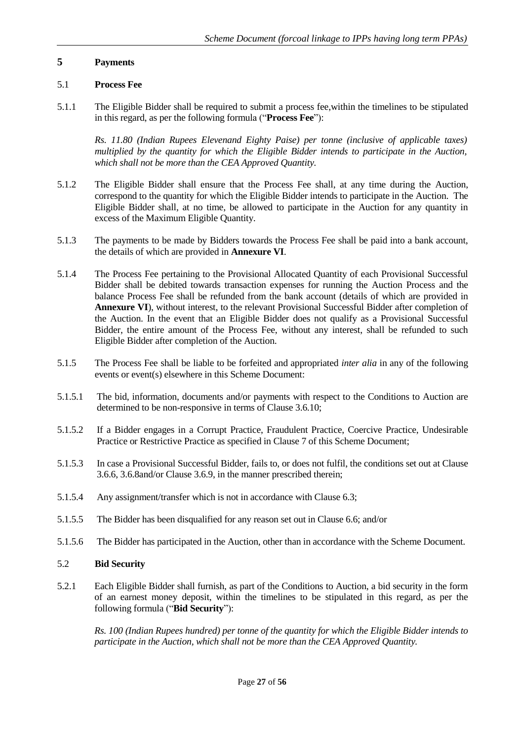## 5 Payments

### 5.1 Process Fee

5.1.1 The Eligible Bidder shall be required to submit a process fee,within the timelines to be stipulated in this regard, as per the following formula ("**Process Fee**"):

*Rs. 11.80 (Indian Rupees Elevenand Eighty Paise) per tonne (inclusive of applicable taxes) multiplied by the quantity for which the Eligible Bidder intends to participate in the Auction, which shall not be more than the CEA Approved Quantity.*

5.1.2 The Eligible Bidder shall ensure that the Process Fee shall, at any time during the Auction, correspond to the quantity for which the Eligible Bidder intends to participate in the Auction. The Eligible Bidder shall, at no time, be allowed to participate in the Auction for any quantity in excess of the Maximum Eligible Quantity.

5.1.3 The payments to be made by Bidders towards the Process Fee shall be paid into a bank account, the details of which are provided in **Annexure VI**.

5.1.4 The Process Fee pertaining to the Provisional Allocated Quantity of each Provisional Successful Bidder shall be debited towards transaction expenses for running the Auction Process and the balance Process Fee shall be refunded from the bank account (details of which are provided in **Annexure VI**), without interest, to the relevant Provisional Successful Bidder after completion of the Auction. In the event that an Eligible Bidder does not qualify as a Provisional Successful Bidder, the entire amount of the Process Fee, without any interest, shall be refunded to such Eligible Bidder after completion of the Auction.

5.1.5 The Process Fee shall be liable to be forfeited and appropriated *inter alia* in any of the following events or event(s) elsewhere in this Scheme Document:

5.1.5.1 The bid, information, documents and/or payments with respect to the Conditions to Auction are determined to be non-responsive in terms of Clause 3.6.10;

5.1.5.2 If a Bidder engages in a Corrupt Practice, Fraudulent Practice, Coercive Practice, Undesirable Practice or Restrictive Practice as specified in Clause 7 of this Scheme Document;

5.1.5.3 In case a Provisional Successful Bidder, fails to, or does not fulfil, the conditions set out at Clause 3.6.6, 3.6.8and/or Clause 3.6.9, in the manner prescribed therein;

5.1.5.4 Any assignment/transfer which is not in accordance with Clause 6.3;

5.1.5.5 The Bidder has been disqualified for any reason set out in Clause 6.6; and/or

5.1.5.6 The Bidder has participated in the Auction, other than in accordance with the Scheme Document.

### 5.2 Bid Security

5.2.1 Each Eligible Bidder shall furnish, as part of the Conditions to Auction, a bid security in the form of an earnest money deposit, within the timelines to be stipulated in this regard, as per the following formula ("**Bid Security**"):

*Rs. 100 (Indian Rupees hundred) per tonne of the quantity for which the Eligible Bidder intends to participate in the Auction, which shall not be more than the CEA Approved Quantity.*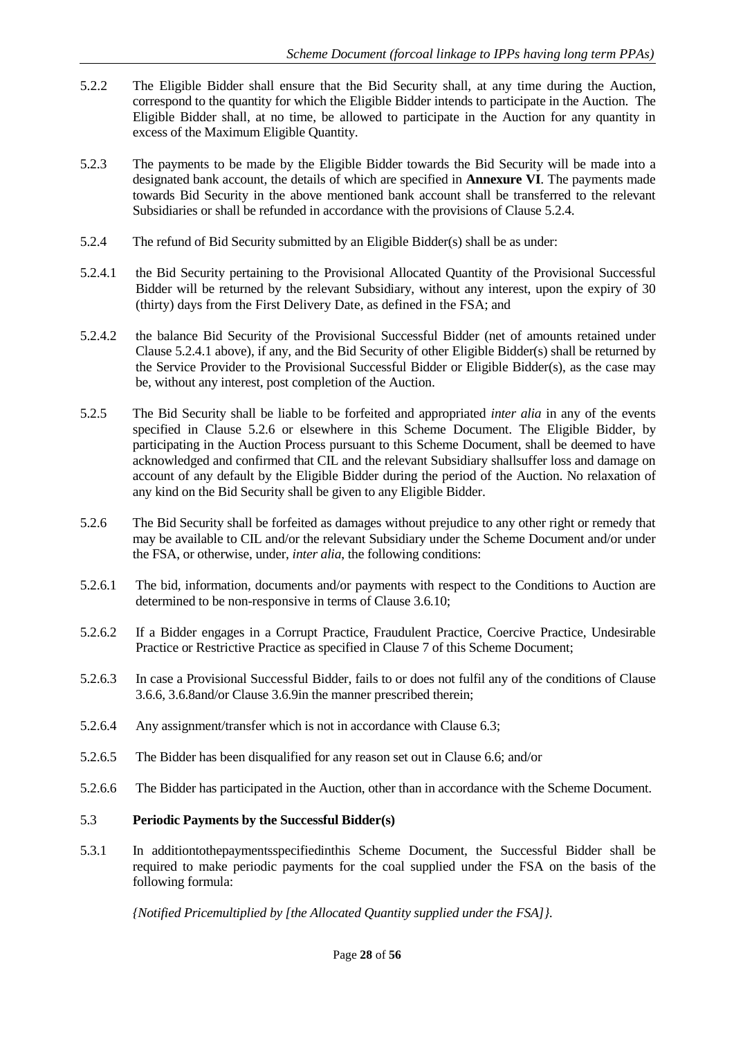5.2.2 The Eligible Bidder shall ensure that the Bid Security shall, at any time during the Auction, correspond to the quantity for which the Eligible Bidder intends to participate in the Auction. The Eligible Bidder shall, at no time, be allowed to participate in the Auction for any quantity in excess of the Maximum Eligible Quantity.

5.2.3 The payments to be made by the Eligible Bidder towards the Bid Security will be made into a designated bank account, the details of which are specified in **Annexure VI**. The payments made towards Bid Security in the above mentioned bank account shall be transferred to the relevant Subsidiaries or shall be refunded in accordance with the provisions of Clause 5.2.4.

5.2.4 The refund of Bid Security submitted by an Eligible Bidder(s) shall be as under:

5.2.4.1 the Bid Security pertaining to the Provisional Allocated Quantity of the Provisional Successful Bidder will be returned by the relevant Subsidiary, without any interest, upon the expiry of 30 (thirty) days from the First Delivery Date, as defined in the FSA; and

5.2.4.2 the balance Bid Security of the Provisional Successful Bidder (net of amounts retained under Clause 5.2.4.1 above), if any, and the Bid Security of other Eligible Bidder(s) shall be returned by the Service Provider to the Provisional Successful Bidder or Eligible Bidder(s), as the case may be, without any interest, post completion of the Auction.

5.2.5 The Bid Security shall be liable to be forfeited and appropriated *inter alia* in any of the events specified in Clause 5.2.6 or elsewhere in this Scheme Document. The Eligible Bidder, by participating in the Auction Process pursuant to this Scheme Document, shall be deemed to have acknowledged and confirmed that CIL and the relevant Subsidiary shallsuffer loss and damage on account of any default by the Eligible Bidder during the period of the Auction. No relaxation of any kind on the Bid Security shall be given to any Eligible Bidder.

5.2.6 The Bid Security shall be forfeited as damages without prejudice to any other right or remedy that may be available to CIL and/or the relevant Subsidiary under the Scheme Document and/or under the FSA, or otherwise, under, *inter alia*, the following conditions:

5.2.6.1 The bid, information, documents and/or payments with respect to the Conditions to Auction are determined to be non-responsive in terms of Clause 3.6.10;

5.2.6.2 If a Bidder engages in a Corrupt Practice, Fraudulent Practice, Coercive Practice, Undesirable Practice or Restrictive Practice as specified in Clause 7 of this Scheme Document;

5.2.6.3 In case a Provisional Successful Bidder, fails to or does not fulfil any of the conditions of Clause 3.6.6, 3.6.8and/or Clause 3.6.9in the manner prescribed therein;

5.2.6.4 Any assignment/transfer which is not in accordance with Clause 6.3;

5.2.6.5 The Bidder has been disqualified for any reason set out in Clause 6.6; and/or

5.2.6.6 The Bidder has participated in the Auction, other than in accordance with the Scheme Document.

### 5.3 Periodic Payments by the Successful Bidder(s)

5.3.1 In additiontothepaymentsspecifiedinthis Scheme Document, the Successful Bidder shall be required to make periodic payments for the coal supplied under the FSA on the basis of the following formula:

*{Notified Pricemultiplied by [the Allocated Quantity supplied under the FSA]}.*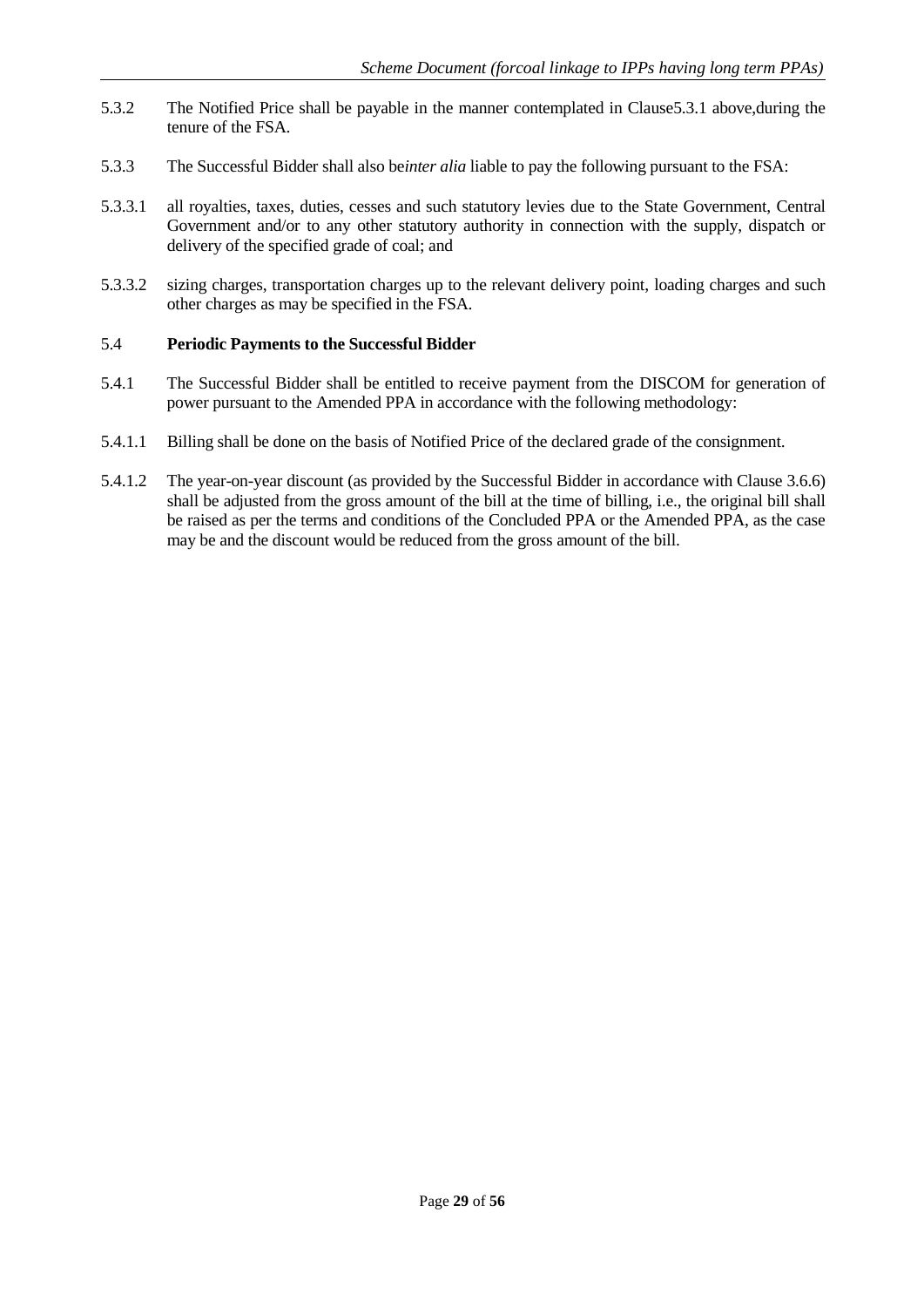5.3.2 The Notified Price shall be payable in the manner contemplated in Clause5.3.1 above,during the tenure of the FSA.

5.3.3 The Successful Bidder shall also be*inter alia* liable to pay the following pursuant to the FSA:

5.3.3.1 all royalties, taxes, duties, cesses and such statutory levies due to the State Government, Central Government and/or to any other statutory authority in connection with the supply, dispatch or delivery of the specified grade of coal; and

5.3.3.2 sizing charges, transportation charges up to the relevant delivery point, loading charges and such other charges as may be specified in the FSA.

5.4 **Periodic Payments to the Successful Bidder**

5.4.1 The Successful Bidder shall be entitled to receive payment from the DISCOM for generation of power pursuant to the Amended PPA in accordance with the following methodology:

5.4.1.1 Billing shall be done on the basis of Notified Price of the declared grade of the consignment.

5.4.1.2 The year-on-year discount (as provided by the Successful Bidder in accordance with Clause 3.6.6) shall be adjusted from the gross amount of the bill at the time of billing, i.e., the original bill shall be raised as per the terms and conditions of the Concluded PPA or the Amended PPA, as the case may be and the discount would be reduced from the gross amount of the bill.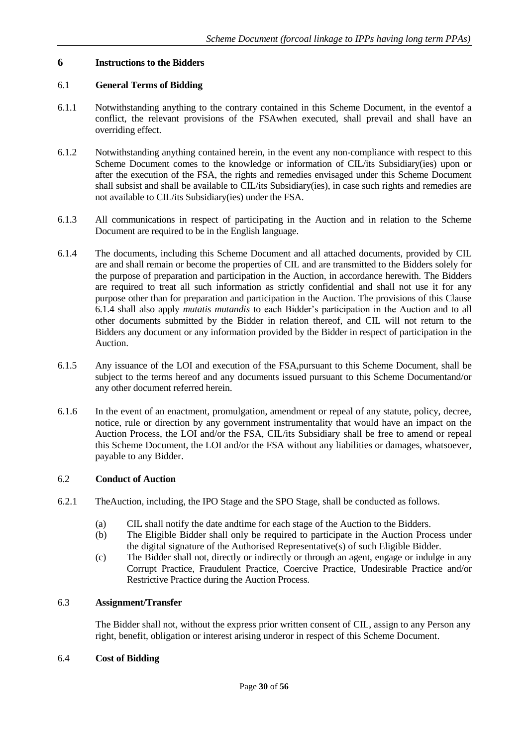## 6 Instructions to the Bidders

### 6.1 General Terms of Bidding

6.1.1 Notwithstanding anything to the contrary contained in this Scheme Document, in the eventof a conflict, the relevant provisions of the FSAwhen executed, shall prevail and shall have an overriding effect.

6.1.2 Notwithstanding anything contained herein, in the event any non-compliance with respect to this Scheme Document comes to the knowledge or information of CIL/its Subsidiary(ies) upon or after the execution of the FSA, the rights and remedies envisaged under this Scheme Document shall subsist and shall be available to CIL/its Subsidiary(ies), in case such rights and remedies are not available to CIL/its Subsidiary(ies) under the FSA.

6.1.3 All communications in respect of participating in the Auction and in relation to the Scheme Document are required to be in the English language.

6.1.4 The documents, including this Scheme Document and all attached documents, provided by CIL are and shall remain or become the properties of CIL and are transmitted to the Bidders solely for the purpose of preparation and participation in the Auction, in accordance herewith. The Bidders are required to treat all such information as strictly confidential and shall not use it for any purpose other than for preparation and participation in the Auction. The provisions of this Clause 6.1.4 shall also apply *mutatis mutandis* to each Bidder's participation in the Auction and to all other documents submitted by the Bidder in relation thereof, and CIL will not return to the Bidders any document or any information provided by the Bidder in respect of participation in the Auction.

6.1.5 Any issuance of the LOI and execution of the FSA,pursuant to this Scheme Document, shall be subject to the terms hereof and any documents issued pursuant to this Scheme Documentand/or any other document referred herein.

6.1.6 In the event of an enactment, promulgation, amendment or repeal of any statute, policy, decree, notice, rule or direction by any government instrumentality that would have an impact on the Auction Process, the LOI and/or the FSA, CIL/its Subsidiary shall be free to amend or repeal this Scheme Document, the LOI and/or the FSA without any liabilities or damages, whatsoever, payable to any Bidder.

### 6.2 Conduct of Auction

6.2.1 TheAuction, including, the IPO Stage and the SPO Stage, shall be conducted as follows.

(a) CIL shall notify the date andtime for each stage of the Auction to the Bidders.
(b) The Eligible Bidder shall only be required to participate in the Auction Process under the digital signature of the Authorised Representative(s) of such Eligible Bidder.
(c) The Bidder shall not, directly or indirectly or through an agent, engage or indulge in any Corrupt Practice, Fraudulent Practice, Coercive Practice, Undesirable Practice and/or Restrictive Practice during the Auction Process.

### 6.3 Assignment/Transfer

The Bidder shall not, without the express prior written consent of CIL, assign to any Person any right, benefit, obligation or interest arising underor in respect of this Scheme Document.

### 6.4 Cost of Bidding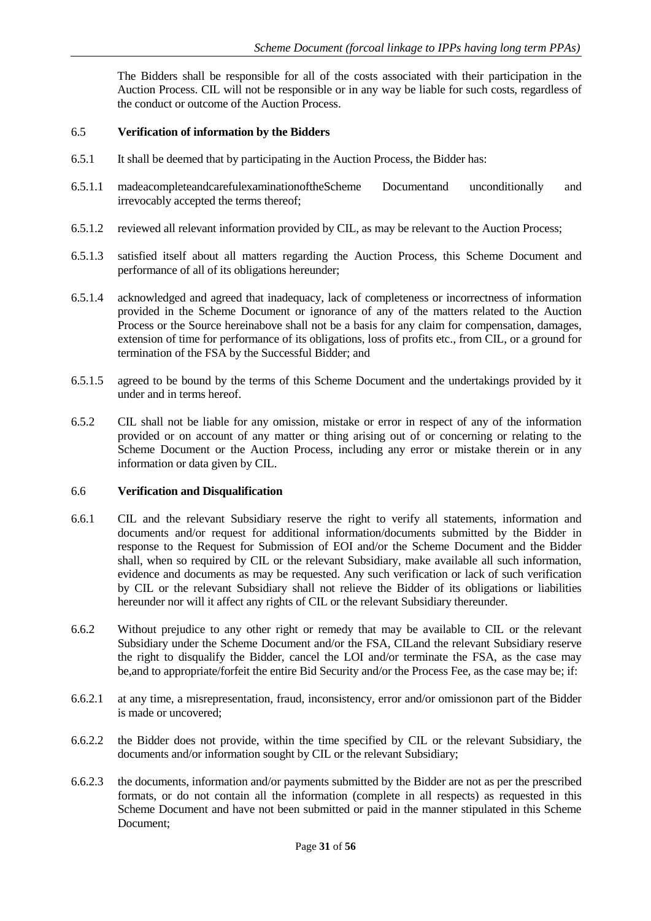The Bidders shall be responsible for all of the costs associated with their participation in the Auction Process. CIL will not be responsible or in any way be liable for such costs, regardless of the conduct or outcome of the Auction Process.

### 6.5 Verification of information by the Bidders

6.5.1 It shall be deemed that by participating in the Auction Process, the Bidder has:

6.5.1.1 madeacompleteandcarefulexaminationoftheScheme Documentand unconditionally and irrevocably accepted the terms thereof;

6.5.1.2 reviewed all relevant information provided by CIL, as may be relevant to the Auction Process;

6.5.1.3 satisfied itself about all matters regarding the Auction Process, this Scheme Document and performance of all of its obligations hereunder;

6.5.1.4 acknowledged and agreed that inadequacy, lack of completeness or incorrectness of information provided in the Scheme Document or ignorance of any of the matters related to the Auction Process or the Source hereinabove shall not be a basis for any claim for compensation, damages, extension of time for performance of its obligations, loss of profits etc., from CIL, or a ground for termination of the FSA by the Successful Bidder; and

6.5.1.5 agreed to be bound by the terms of this Scheme Document and the undertakings provided by it under and in terms hereof.

6.5.2 CIL shall not be liable for any omission, mistake or error in respect of any of the information provided or on account of any matter or thing arising out of or concerning or relating to the Scheme Document or the Auction Process, including any error or mistake therein or in any information or data given by CIL.

### 6.6 Verification and Disqualification

6.6.1 CIL and the relevant Subsidiary reserve the right to verify all statements, information and documents and/or request for additional information/documents submitted by the Bidder in response to the Request for Submission of EOI and/or the Scheme Document and the Bidder shall, when so required by CIL or the relevant Subsidiary, make available all such information, evidence and documents as may be requested. Any such verification or lack of such verification by CIL or the relevant Subsidiary shall not relieve the Bidder of its obligations or liabilities hereunder nor will it affect any rights of CIL or the relevant Subsidiary thereunder.

6.6.2 Without prejudice to any other right or remedy that may be available to CIL or the relevant Subsidiary under the Scheme Document and/or the FSA, CILand the relevant Subsidiary reserve the right to disqualify the Bidder, cancel the LOI and/or terminate the FSA, as the case may be,and to appropriate/forfeit the entire Bid Security and/or the Process Fee, as the case may be; if:

6.6.2.1 at any time, a misrepresentation, fraud, inconsistency, error and/or omissionon part of the Bidder is made or uncovered;

6.6.2.2 the Bidder does not provide, within the time specified by CIL or the relevant Subsidiary, the documents and/or information sought by CIL or the relevant Subsidiary;

6.6.2.3 the documents, information and/or payments submitted by the Bidder are not as per the prescribed formats, or do not contain all the information (complete in all respects) as requested in this Scheme Document and have not been submitted or paid in the manner stipulated in this Scheme Document;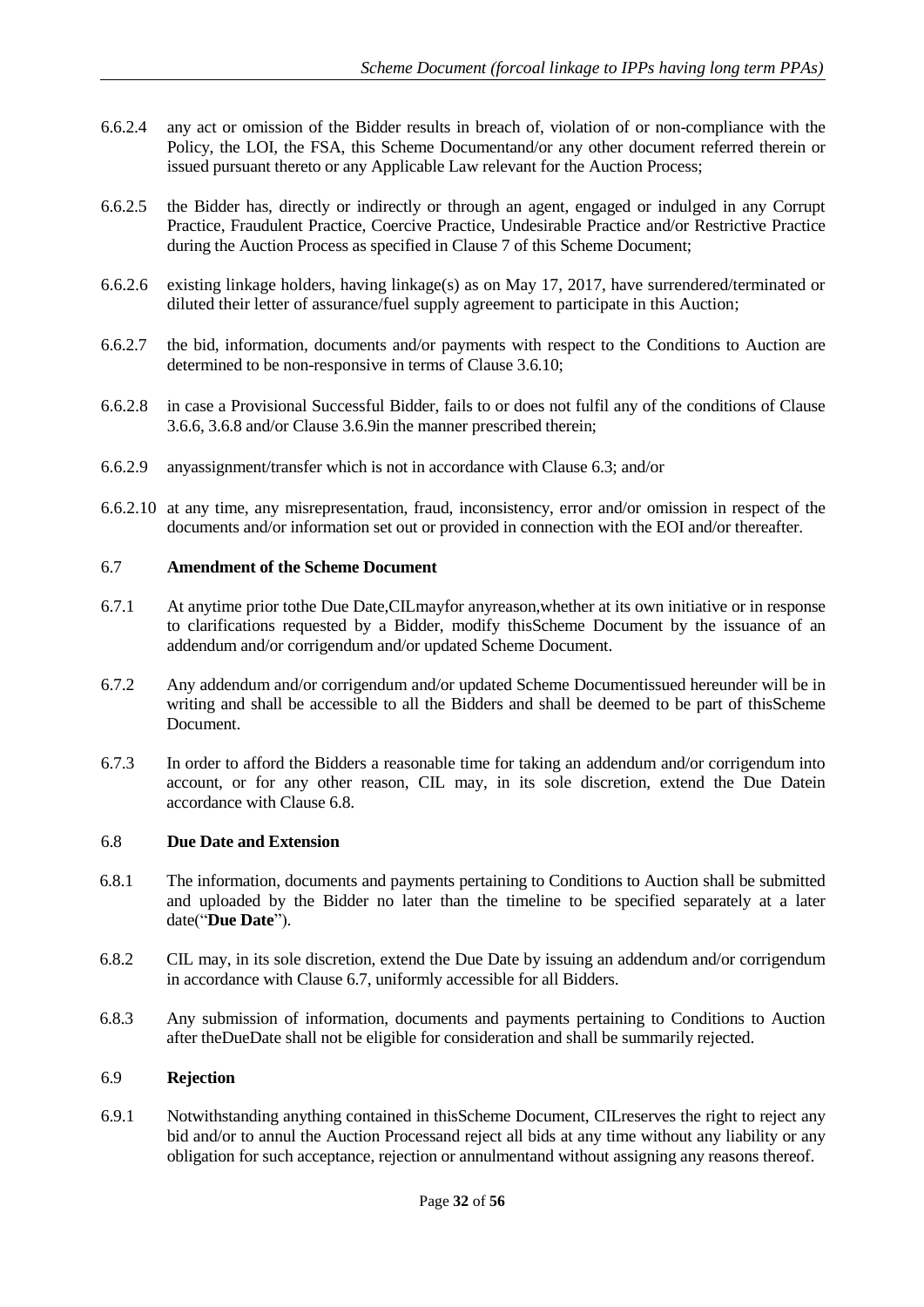6.6.2.4 any act or omission of the Bidder results in breach of, violation of or non-compliance with the Policy, the LOI, the FSA, this Scheme Documentand/or any other document referred therein or issued pursuant thereto or any Applicable Law relevant for the Auction Process;

6.6.2.5 the Bidder has, directly or indirectly or through an agent, engaged or indulged in any Corrupt Practice, Fraudulent Practice, Coercive Practice, Undesirable Practice and/or Restrictive Practice during the Auction Process as specified in Clause 7 of this Scheme Document;

6.6.2.6 existing linkage holders, having linkage(s) as on May 17, 2017, have surrendered/terminated or diluted their letter of assurance/fuel supply agreement to participate in this Auction;

6.6.2.7 the bid, information, documents and/or payments with respect to the Conditions to Auction are determined to be non-responsive in terms of Clause 3.6.10;

6.6.2.8 in case a Provisional Successful Bidder, fails to or does not fulfil any of the conditions of Clause 3.6.6, 3.6.8 and/or Clause 3.6.9in the manner prescribed therein;

6.6.2.9 anyassignment/transfer which is not in accordance with Clause 6.3; and/or

6.6.2.10 at any time, any misrepresentation, fraud, inconsistency, error and/or omission in respect of the documents and/or information set out or provided in connection with the EOI and/or thereafter.

### 6.7 Amendment of the Scheme Document

6.7.1 At anytime prior tothe Due Date,CILmayfor anyreason,whether at its own initiative or in response to clarifications requested by a Bidder, modify thisScheme Document by the issuance of an addendum and/or corrigendum and/or updated Scheme Document.

6.7.2 Any addendum and/or corrigendum and/or updated Scheme Documentissued hereunder will be in writing and shall be accessible to all the Bidders and shall be deemed to be part of thisScheme Document.

6.7.3 In order to afford the Bidders a reasonable time for taking an addendum and/or corrigendum into account, or for any other reason, CIL may, in its sole discretion, extend the Due Datein accordance with Clause 6.8.

### 6.8 Due Date and Extension

6.8.1 The information, documents and payments pertaining to Conditions to Auction shall be submitted and uploaded by the Bidder no later than the timeline to be specified separately at a later date("**Due Date**").

6.8.2 CIL may, in its sole discretion, extend the Due Date by issuing an addendum and/or corrigendum in accordance with Clause 6.7, uniformly accessible for all Bidders.

6.8.3 Any submission of information, documents and payments pertaining to Conditions to Auction after theDueDate shall not be eligible for consideration and shall be summarily rejected.

### 6.9 Rejection

6.9.1 Notwithstanding anything contained in thisScheme Document, CILreserves the right to reject any bid and/or to annul the Auction Processand reject all bids at any time without any liability or any obligation for such acceptance, rejection or annulmentand without assigning any reasons thereof.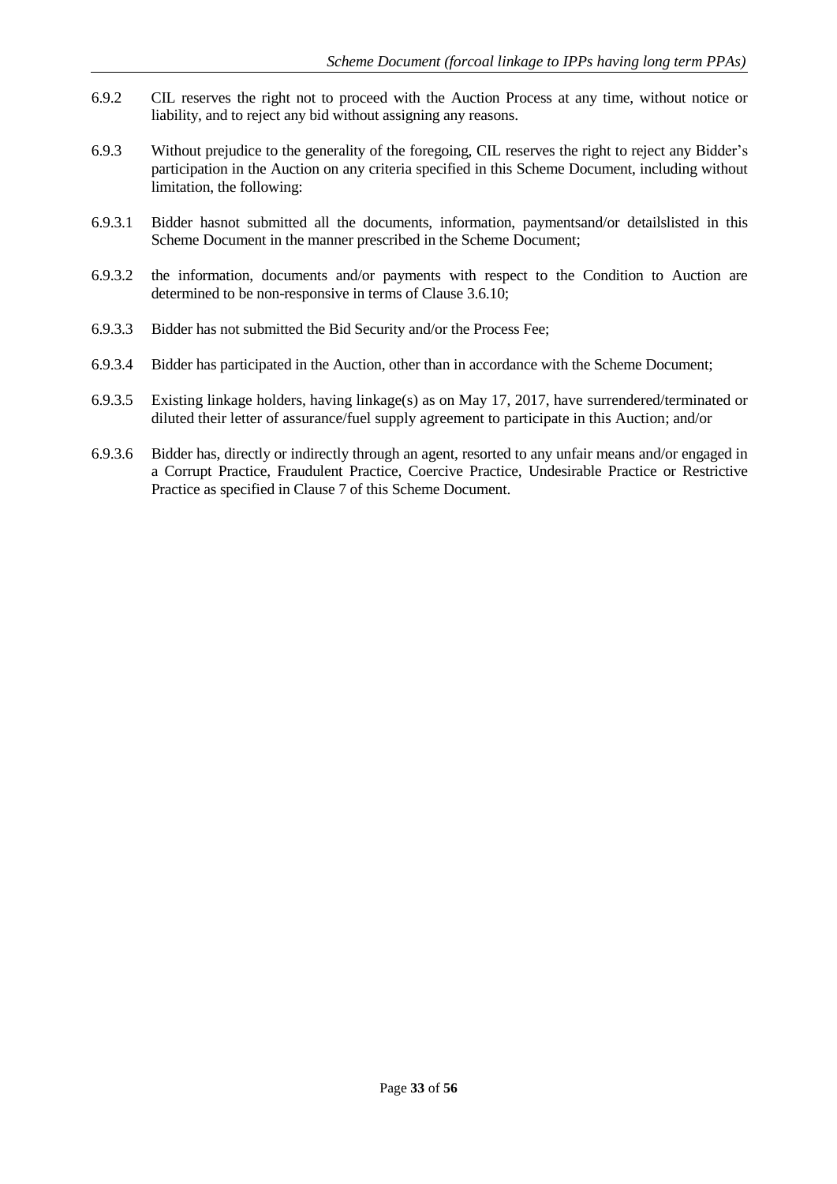6.9.2 CIL reserves the right not to proceed with the Auction Process at any time, without notice or liability, and to reject any bid without assigning any reasons.

6.9.3 Without prejudice to the generality of the foregoing, CIL reserves the right to reject any Bidder's participation in the Auction on any criteria specified in this Scheme Document, including without limitation, the following:

6.9.3.1 Bidder hasnot submitted all the documents, information, paymentsand/or detailslisted in this Scheme Document in the manner prescribed in the Scheme Document;

6.9.3.2 the information, documents and/or payments with respect to the Condition to Auction are determined to be non-responsive in terms of Clause 3.6.10;

6.9.3.3 Bidder has not submitted the Bid Security and/or the Process Fee;

6.9.3.4 Bidder has participated in the Auction, other than in accordance with the Scheme Document;

6.9.3.5 Existing linkage holders, having linkage(s) as on May 17, 2017, have surrendered/terminated or diluted their letter of assurance/fuel supply agreement to participate in this Auction; and/or

6.9.3.6 Bidder has, directly or indirectly through an agent, resorted to any unfair means and/or engaged in a Corrupt Practice, Fraudulent Practice, Coercive Practice, Undesirable Practice or Restrictive Practice as specified in Clause 7 of this Scheme Document.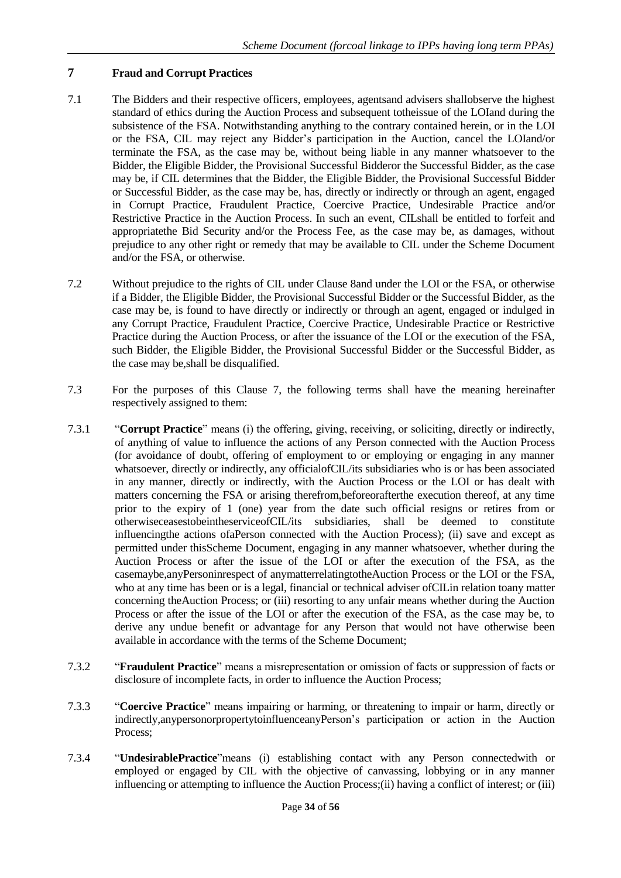## 7 Fraud and Corrupt Practices

7.1 The Bidders and their respective officers, employees, agentsand advisers shallobserve the highest standard of ethics during the Auction Process and subsequent totheissue of the LOIand during the subsistence of the FSA. Notwithstanding anything to the contrary contained herein, or in the LOI or the FSA, CIL may reject any Bidder's participation in the Auction, cancel the LOIand/or terminate the FSA, as the case may be, without being liable in any manner whatsoever to the Bidder, the Eligible Bidder, the Provisional Successful Bidderor the Successful Bidder, as the case may be, if CIL determines that the Bidder, the Eligible Bidder, the Provisional Successful Bidder or Successful Bidder, as the case may be, has, directly or indirectly or through an agent, engaged in Corrupt Practice, Fraudulent Practice, Coercive Practice, Undesirable Practice and/or Restrictive Practice in the Auction Process. In such an event, CILshall be entitled to forfeit and appropriatethe Bid Security and/or the Process Fee, as the case may be, as damages, without prejudice to any other right or remedy that may be available to CIL under the Scheme Document and/or the FSA, or otherwise.

7.2 Without prejudice to the rights of CIL under Clause 8and under the LOI or the FSA, or otherwise if a Bidder, the Eligible Bidder, the Provisional Successful Bidder or the Successful Bidder, as the case may be, is found to have directly or indirectly or through an agent, engaged or indulged in any Corrupt Practice, Fraudulent Practice, Coercive Practice, Undesirable Practice or Restrictive Practice during the Auction Process, or after the issuance of the LOI or the execution of the FSA, such Bidder, the Eligible Bidder, the Provisional Successful Bidder or the Successful Bidder, as the case may be,shall be disqualified.

7.3 For the purposes of this Clause 7, the following terms shall have the meaning hereinafter respectively assigned to them:

7.3.1 "**Corrupt Practice**" means (i) the offering, giving, receiving, or soliciting, directly or indirectly, of anything of value to influence the actions of any Person connected with the Auction Process (for avoidance of doubt, offering of employment to or employing or engaging in any manner whatsoever, directly or indirectly, any officialofCIL/its subsidiaries who is or has been associated in any manner, directly or indirectly, with the Auction Process or the LOI or has dealt with matters concerning the FSA or arising therefrom,beforeorafterthe execution thereof, at any time prior to the expiry of 1 (one) year from the date such official resigns or retires from or otherwiseceasestobeintheserviceofCIL/its subsidiaries, shall be deemed to constitute influencingthe actions ofaPerson connected with the Auction Process); (ii) save and except as permitted under thisScheme Document, engaging in any manner whatsoever, whether during the Auction Process or after the issue of the LOI or after the execution of the FSA, as the casemaybe,anyPersoninrespect of anymatterrelatingtotheAuction Process or the LOI or the FSA, who at any time has been or is a legal, financial or technical adviser ofCILin relation toany matter concerning theAuction Process; or (iii) resorting to any unfair means whether during the Auction Process or after the issue of the LOI or after the execution of the FSA, as the case may be, to derive any undue benefit or advantage for any Person that would not have otherwise been available in accordance with the terms of the Scheme Document;

7.3.2 "**Fraudulent Practice**" means a misrepresentation or omission of facts or suppression of facts or disclosure of incomplete facts, in order to influence the Auction Process;

7.3.3 "**Coercive Practice**" means impairing or harming, or threatening to impair or harm, directly or indirectly,anypersonorpropertytoinfluenceanyPerson's participation or action in the Auction Process;

7.3.4 "**UndesirablePractice**"means (i) establishing contact with any Person connectedwith or employed or engaged by CIL with the objective of canvassing, lobbying or in any manner influencing or attempting to influence the Auction Process;(ii) having a conflict of interest; or (iii)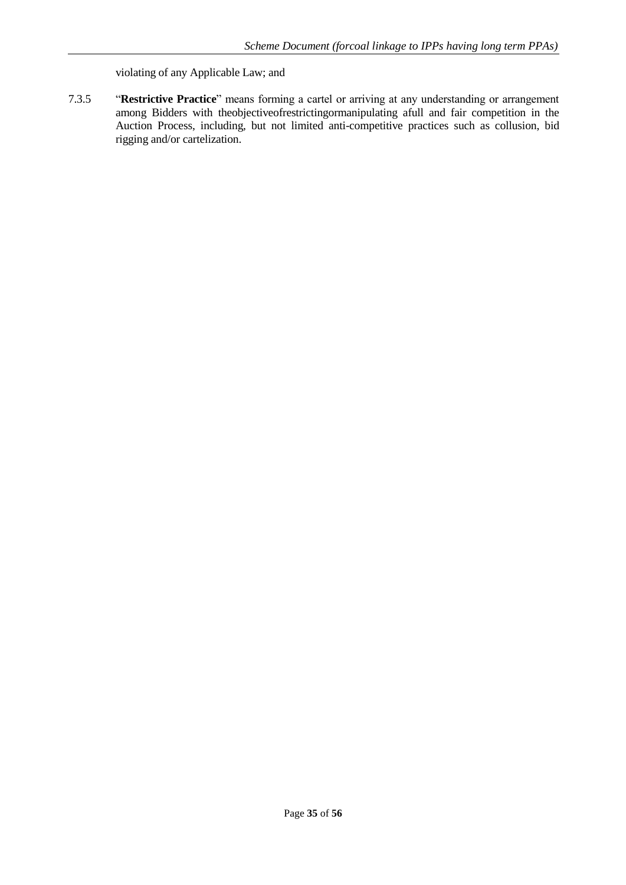violating of any Applicable Law; and

7.3.5 "**Restrictive Practice**" means forming a cartel or arriving at any understanding or arrangement among Bidders with theobjectiveofrestrictingormanipulating afull and fair competition in the Auction Process, including, but not limited anti-competitive practices such as collusion, bid rigging and/or cartelization.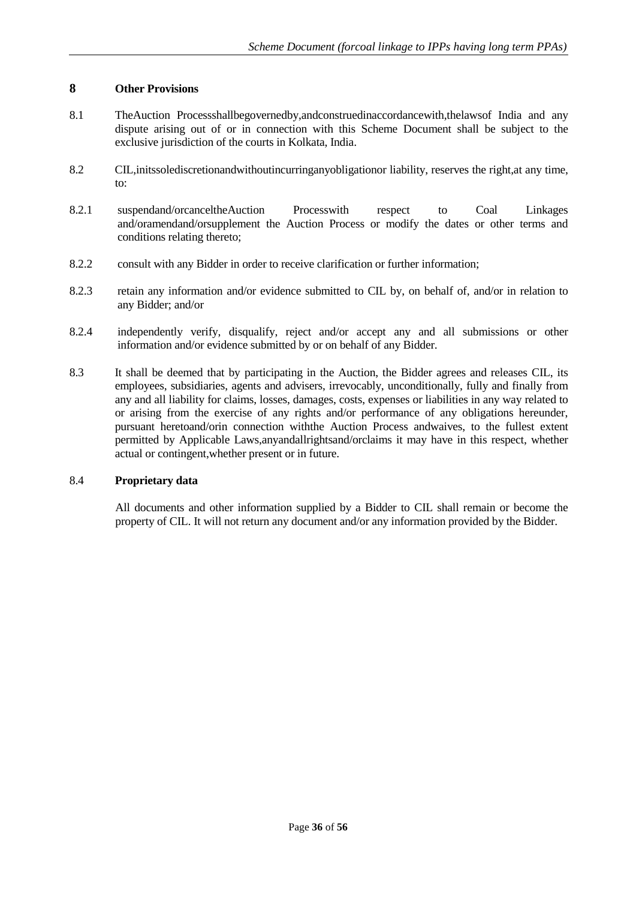# 8 Other Provisions

8.1 TheAuction Processshallbegovernedby,andconstruedinaccordancewith,thelawsof India and any dispute arising out of or in connection with this Scheme Document shall be subject to the exclusive jurisdiction of the courts in Kolkata, India.

8.2 CIL,initssolediscretionandwithoutincurringanyobligationor liability, reserves the right,at any time, to:

8.2.1 suspendand/orcanceltheAuction Processwith respect to Coal Linkages and/oramendand/orsupplement the Auction Process or modify the dates or other terms and conditions relating thereto;

8.2.2 consult with any Bidder in order to receive clarification or further information;

8.2.3 retain any information and/or evidence submitted to CIL by, on behalf of, and/or in relation to any Bidder; and/or

8.2.4 independently verify, disqualify, reject and/or accept any and all submissions or other information and/or evidence submitted by or on behalf of any Bidder.

8.3 It shall be deemed that by participating in the Auction, the Bidder agrees and releases CIL, its employees, subsidiaries, agents and advisers, irrevocably, unconditionally, fully and finally from any and all liability for claims, losses, damages, costs, expenses or liabilities in any way related to or arising from the exercise of any rights and/or performance of any obligations hereunder, pursuant heretoand/orin connection withthe Auction Process andwaives, to the fullest extent permitted by Applicable Laws,anyandallrightsand/orclaims it may have in this respect, whether actual or contingent,whether present or in future.

8.4 **Proprietary data**

All documents and other information supplied by a Bidder to CIL shall remain or become the property of CIL. It will not return any document and/or any information provided by the Bidder.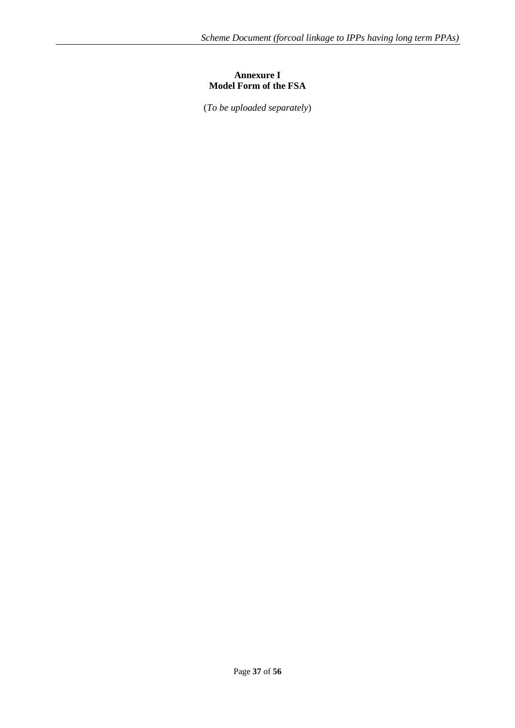**Annexure I**
**Model Form of the FSA**

(*To be uploaded separately*)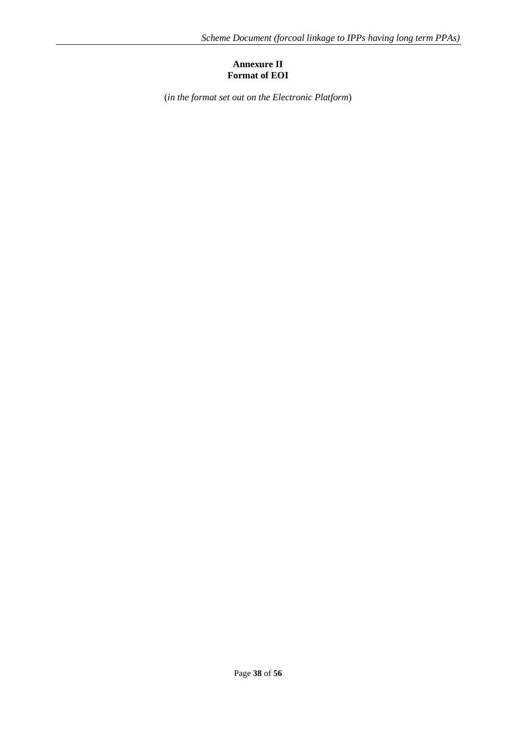**Annexure II**
**Format of EOI**

(*in the format set out on the Electronic Platform*)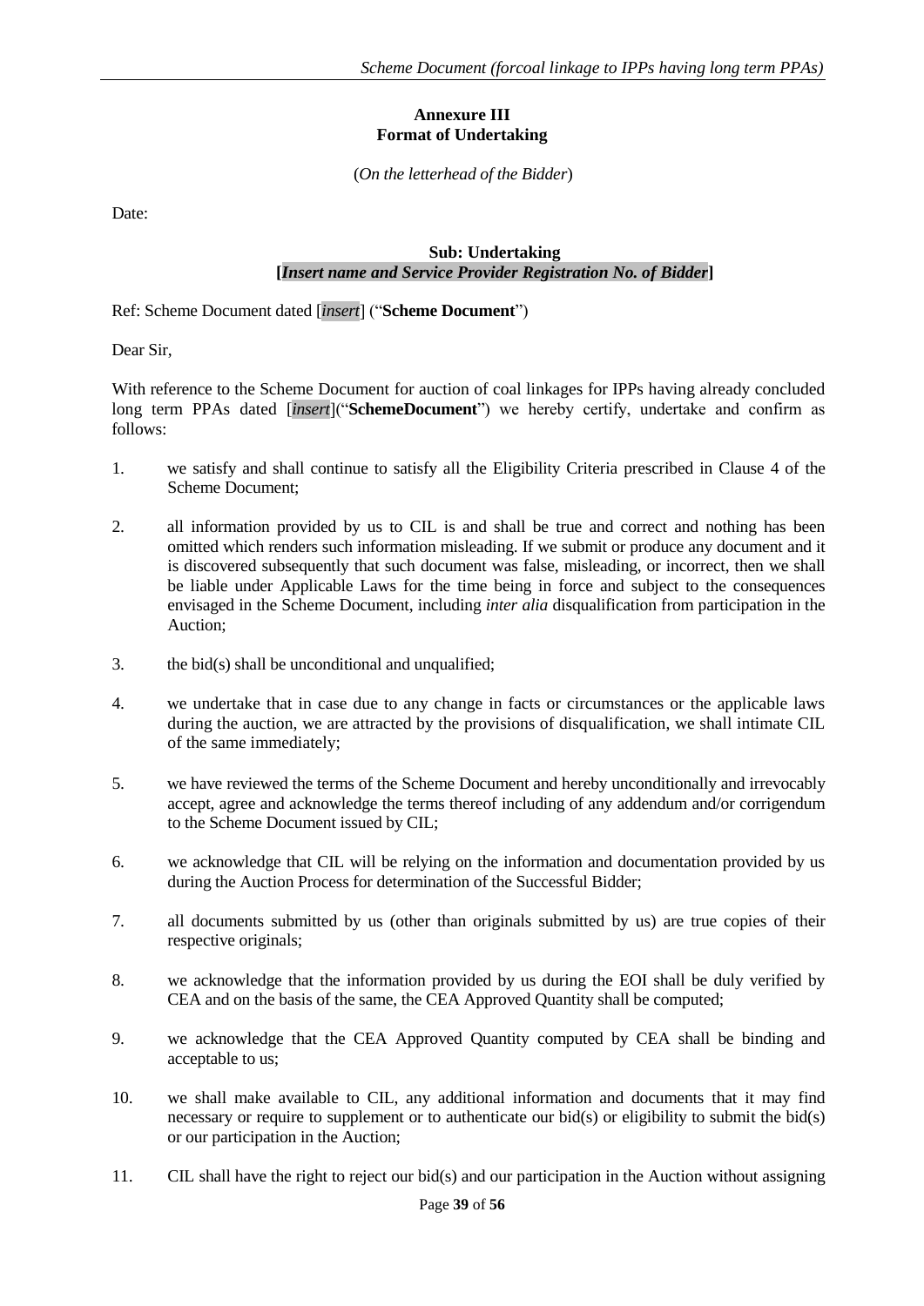## Annexure III
## Format of Undertaking

(*On the letterhead of the Bidder*)

Date:

**Sub: Undertaking**
**[*Insert name and Service Provider Registration No. of Bidder*]**

Ref: Scheme Document dated [*insert*] ("**Scheme Document**")

Dear Sir,

With reference to the Scheme Document for auction of coal linkages for IPPs having already concluded long term PPAs dated [*insert*]("**SchemeDocument**") we hereby certify, undertake and confirm as follows:

1. we satisfy and shall continue to satisfy all the Eligibility Criteria prescribed in Clause 4 of the Scheme Document;

2. all information provided by us to CIL is and shall be true and correct and nothing has been omitted which renders such information misleading. If we submit or produce any document and it is discovered subsequently that such document was false, misleading, or incorrect, then we shall be liable under Applicable Laws for the time being in force and subject to the consequences envisaged in the Scheme Document, including *inter alia* disqualification from participation in the Auction;

3. the bid(s) shall be unconditional and unqualified;

4. we undertake that in case due to any change in facts or circumstances or the applicable laws during the auction, we are attracted by the provisions of disqualification, we shall intimate CIL of the same immediately;

5. we have reviewed the terms of the Scheme Document and hereby unconditionally and irrevocably accept, agree and acknowledge the terms thereof including of any addendum and/or corrigendum to the Scheme Document issued by CIL;

6. we acknowledge that CIL will be relying on the information and documentation provided by us during the Auction Process for determination of the Successful Bidder;

7. all documents submitted by us (other than originals submitted by us) are true copies of their respective originals;

8. we acknowledge that the information provided by us during the EOI shall be duly verified by CEA and on the basis of the same, the CEA Approved Quantity shall be computed;

9. we acknowledge that the CEA Approved Quantity computed by CEA shall be binding and acceptable to us;

10. we shall make available to CIL, any additional information and documents that it may find necessary or require to supplement or to authenticate our bid(s) or eligibility to submit the bid(s) or our participation in the Auction;

11. CIL shall have the right to reject our bid(s) and our participation in the Auction without assigning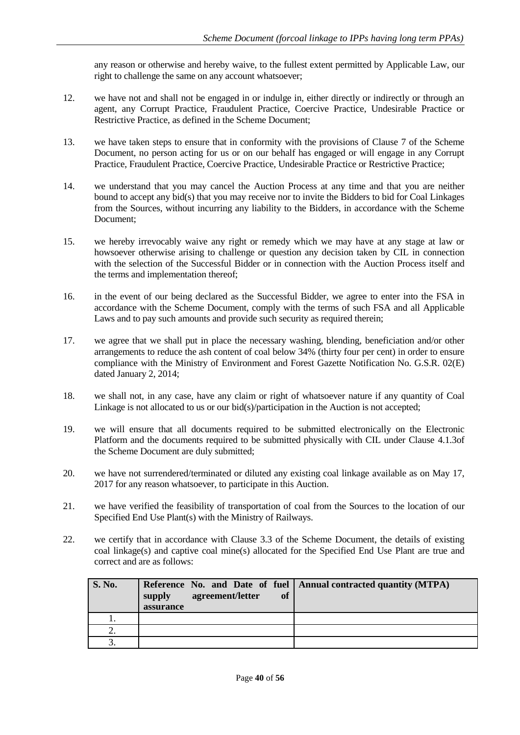any reason or otherwise and hereby waive, to the fullest extent permitted by Applicable Law, our right to challenge the same on any account whatsoever;

12. we have not and shall not be engaged in or indulge in, either directly or indirectly or through an agent, any Corrupt Practice, Fraudulent Practice, Coercive Practice, Undesirable Practice or Restrictive Practice, as defined in the Scheme Document;

13. we have taken steps to ensure that in conformity with the provisions of Clause 7 of the Scheme Document, no person acting for us or on our behalf has engaged or will engage in any Corrupt Practice, Fraudulent Practice, Coercive Practice, Undesirable Practice or Restrictive Practice;

14. we understand that you may cancel the Auction Process at any time and that you are neither bound to accept any bid(s) that you may receive nor to invite the Bidders to bid for Coal Linkages from the Sources, without incurring any liability to the Bidders, in accordance with the Scheme Document;

15. we hereby irrevocably waive any right or remedy which we may have at any stage at law or howsoever otherwise arising to challenge or question any decision taken by CIL in connection with the selection of the Successful Bidder or in connection with the Auction Process itself and the terms and implementation thereof;

16. in the event of our being declared as the Successful Bidder, we agree to enter into the FSA in accordance with the Scheme Document, comply with the terms of such FSA and all Applicable Laws and to pay such amounts and provide such security as required therein;

17. we agree that we shall put in place the necessary washing, blending, beneficiation and/or other arrangements to reduce the ash content of coal below 34% (thirty four per cent) in order to ensure compliance with the Ministry of Environment and Forest Gazette Notification No. G.S.R. 02(E) dated January 2, 2014;

18. we shall not, in any case, have any claim or right of whatsoever nature if any quantity of Coal Linkage is not allocated to us or our bid(s)/participation in the Auction is not accepted;

19. we will ensure that all documents required to be submitted electronically on the Electronic Platform and the documents required to be submitted physically with CIL under Clause 4.1.3of the Scheme Document are duly submitted;

20. we have not surrendered/terminated or diluted any existing coal linkage available as on May 17, 2017 for any reason whatsoever, to participate in this Auction.

21. we have verified the feasibility of transportation of coal from the Sources to the location of our Specified End Use Plant(s) with the Ministry of Railways.

22. we certify that in accordance with Clause 3.3 of the Scheme Document, the details of existing coal linkage(s) and captive coal mine(s) allocated for the Specified End Use Plant are true and correct and are as follows:

| S. No. | Reference No. and Date of fuel supply agreement/letter of assurance | Annual contracted quantity (MTPA) |
|---|---|---|
| 1. | | |
| 2. | | |
| 3. | | |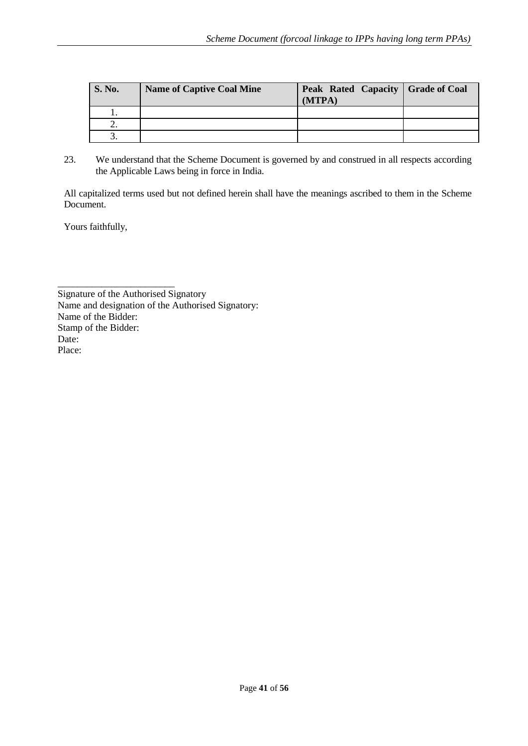| S. No. | Name of Captive Coal Mine | Peak Rated Capacity (MTPA) | Grade of Coal |
|---|---|---|---|
| 1. | | | |
| 2. | | | |
| 3. | | | |

23. We understand that the Scheme Document is governed by and construed in all respects according the Applicable Laws being in force in India.

All capitalized terms used but not defined herein shall have the meanings ascribed to them in the Scheme Document.

Yours faithfully,

\_\_\_\_\_\_\_\_\_\_\_\_\_\_\_\_\_\_\_\_\_\_\_\_\_

Signature of the Authorised Signatory
Name and designation of the Authorised Signatory:
Name of the Bidder:
Stamp of the Bidder:
Date:
Place: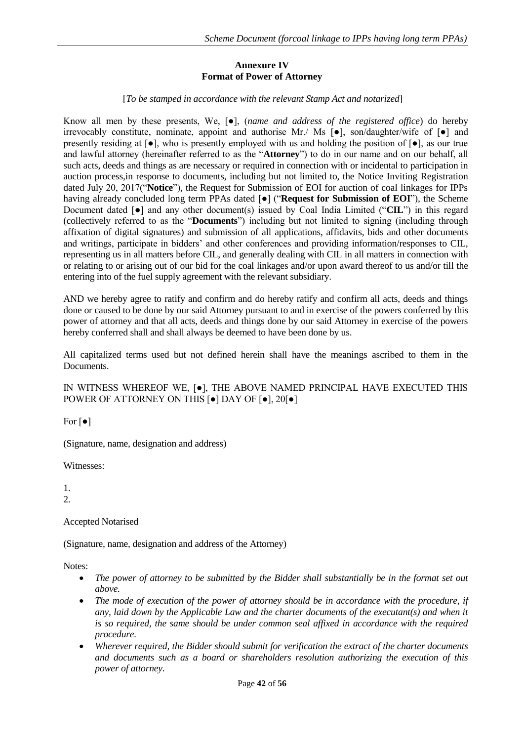**Annexure IV**
**Format of Power of Attorney**

[*To be stamped in accordance with the relevant Stamp Act and notarized*]

Know all men by these presents, We, [●], (*name and address of the registered office*) do hereby irrevocably constitute, nominate, appoint and authorise Mr./ Ms [●], son/daughter/wife of [●] and presently residing at [●], who is presently employed with us and holding the position of [●], as our true and lawful attorney (hereinafter referred to as the "**Attorney**") to do in our name and on our behalf, all such acts, deeds and things as are necessary or required in connection with or incidental to participation in auction process,in response to documents, including but not limited to, the Notice Inviting Registration dated July 20, 2017("**Notice**"), the Request for Submission of EOI for auction of coal linkages for IPPs having already concluded long term PPAs dated [●] ("**Request for Submission of EOI**"), the Scheme Document dated [●] and any other document(s) issued by Coal India Limited ("**CIL**") in this regard (collectively referred to as the "**Documents**") including but not limited to signing (including through affixation of digital signatures) and submission of all applications, affidavits, bids and other documents and writings, participate in bidders' and other conferences and providing information/responses to CIL, representing us in all matters before CIL, and generally dealing with CIL in all matters in connection with or relating to or arising out of our bid for the coal linkages and/or upon award thereof to us and/or till the entering into of the fuel supply agreement with the relevant subsidiary.

AND we hereby agree to ratify and confirm and do hereby ratify and confirm all acts, deeds and things done or caused to be done by our said Attorney pursuant to and in exercise of the powers conferred by this power of attorney and that all acts, deeds and things done by our said Attorney in exercise of the powers hereby conferred shall and shall always be deemed to have been done by us.

All capitalized terms used but not defined herein shall have the meanings ascribed to them in the Documents.

IN WITNESS WHEREOF WE, [●], THE ABOVE NAMED PRINCIPAL HAVE EXECUTED THIS POWER OF ATTORNEY ON THIS [●] DAY OF [●], 20[●]

For [●]

(Signature, name, designation and address)

Witnesses:

1.
2.

Accepted Notarised

(Signature, name, designation and address of the Attorney)

Notes:

- *The power of attorney to be submitted by the Bidder shall substantially be in the format set out above.*
- *The mode of execution of the power of attorney should be in accordance with the procedure, if any, laid down by the Applicable Law and the charter documents of the executant(s) and when it is so required, the same should be under common seal affixed in accordance with the required procedure.*
- *Wherever required, the Bidder should submit for verification the extract of the charter documents and documents such as a board or shareholders resolution authorizing the execution of this power of attorney.*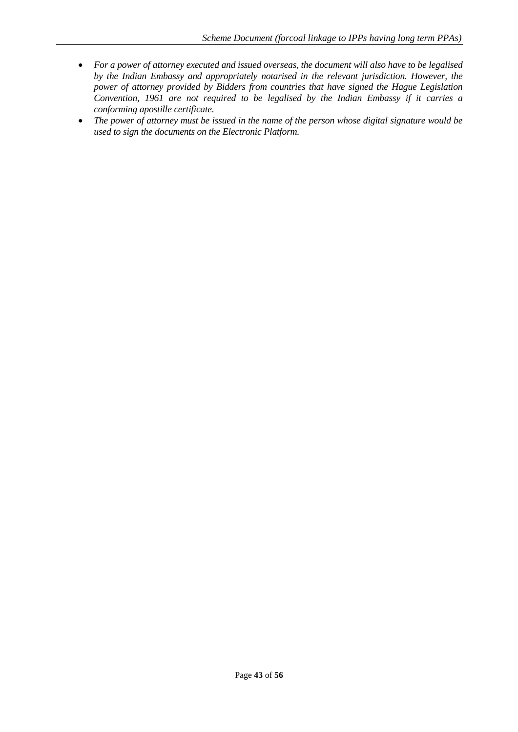- *For a power of attorney executed and issued overseas, the document will also have to be legalised by the Indian Embassy and appropriately notarised in the relevant jurisdiction. However, the power of attorney provided by Bidders from countries that have signed the Hague Legislation Convention, 1961 are not required to be legalised by the Indian Embassy if it carries a conforming apostille certificate.*
- *The power of attorney must be issued in the name of the person whose digital signature would be used to sign the documents on the Electronic Platform.*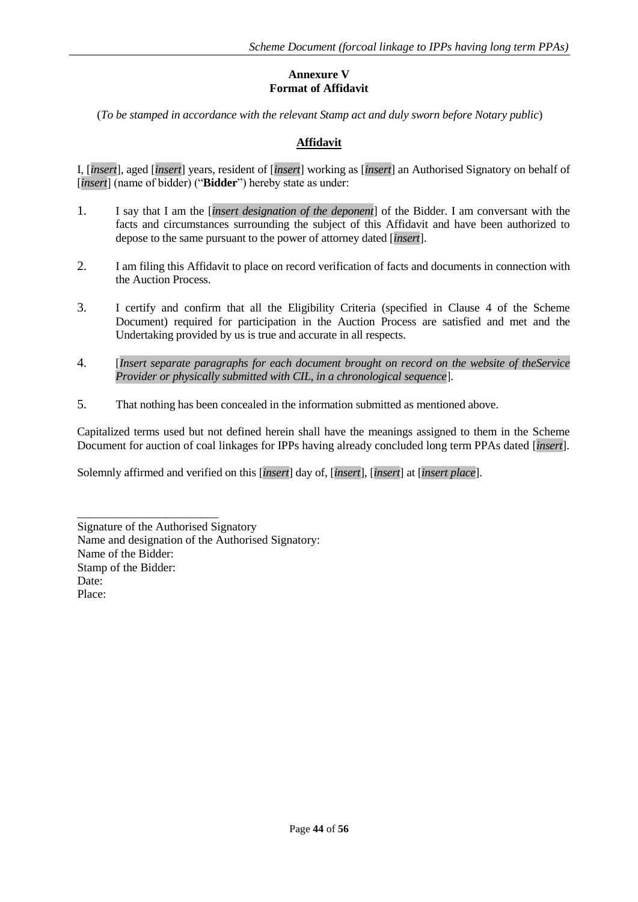**Annexure V**
**Format of Affidavit**

(*To be stamped in accordance with the relevant Stamp act and duly sworn before Notary public*)

**<u>Affidavit</u>**

I, [*insert*], aged [*insert*] years, resident of [*insert*] working as [*insert*] an Authorised Signatory on behalf of [*insert*] (name of bidder) ("**Bidder**") hereby state as under:

1. I say that I am the [*insert designation of the deponent*] of the Bidder. I am conversant with the facts and circumstances surrounding the subject of this Affidavit and have been authorized to depose to the same pursuant to the power of attorney dated [*insert*].

2. I am filing this Affidavit to place on record verification of facts and documents in connection with the Auction Process.

3. I certify and confirm that all the Eligibility Criteria (specified in Clause 4 of the Scheme Document) required for participation in the Auction Process are satisfied and met and the Undertaking provided by us is true and accurate in all respects.

4. [*Insert separate paragraphs for each document brought on record on the website of theService Provider or physically submitted with CIL, in a chronological sequence*].

5. That nothing has been concealed in the information submitted as mentioned above.

Capitalized terms used but not defined herein shall have the meanings assigned to them in the Scheme Document for auction of coal linkages for IPPs having already concluded long term PPAs dated [*insert*].

Solemnly affirmed and verified on this [*insert*] day of, [*insert*], [*insert*] at [*insert place*].

\_\_\_\_\_\_\_\_\_\_\_\_\_\_\_\_\_\_\_\_\_\_\_\_\_

Signature of the Authorised Signatory
Name and designation of the Authorised Signatory:
Name of the Bidder:
Stamp of the Bidder:
Date:
Place: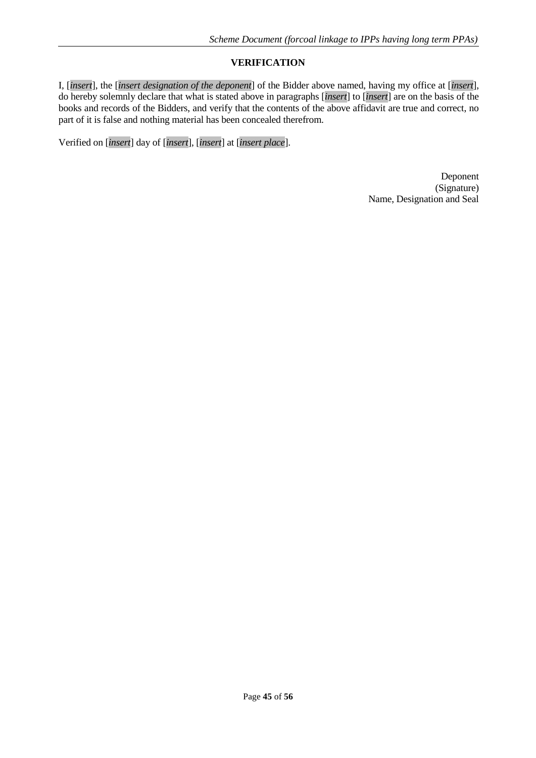**VERIFICATION**

I, [*insert*], the [*insert designation of the deponent*] of the Bidder above named, having my office at [*insert*], do hereby solemnly declare that what is stated above in paragraphs [*insert*] to [*insert*] are on the basis of the books and records of the Bidders, and verify that the contents of the above affidavit are true and correct, no part of it is false and nothing material has been concealed therefrom.

Verified on [*insert*] day of [*insert*], [*insert*] at [*insert place*].

Deponent
(Signature)
Name, Designation and Seal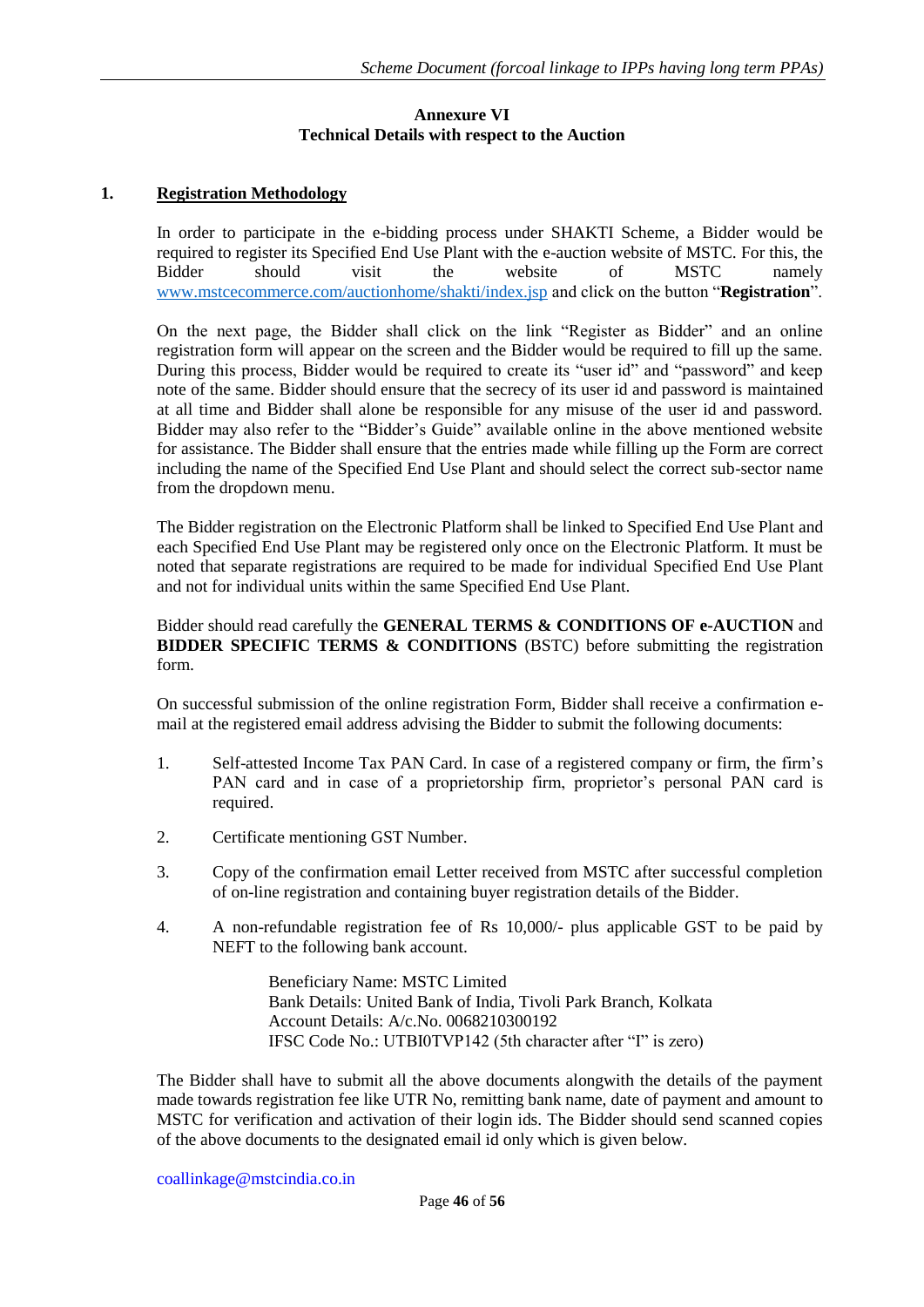## Annexure VI
## Technical Details with respect to the Auction

### 1. Registration Methodology

In order to participate in the e-bidding process under SHAKTI Scheme, a Bidder would be required to register its Specified End Use Plant with the e-auction website of MSTC. For this, the Bidder should visit the website of MSTC namely www.mstcecommerce.com/auctionhome/shakti/index.jsp and click on the button "**Registration**".

On the next page, the Bidder shall click on the link "Register as Bidder" and an online registration form will appear on the screen and the Bidder would be required to fill up the same. During this process, Bidder would be required to create its "user id" and "password" and keep note of the same. Bidder should ensure that the secrecy of its user id and password is maintained at all time and Bidder shall alone be responsible for any misuse of the user id and password. Bidder may also refer to the "Bidder's Guide" available online in the above mentioned website for assistance. The Bidder shall ensure that the entries made while filling up the Form are correct including the name of the Specified End Use Plant and should select the correct sub-sector name from the dropdown menu.

The Bidder registration on the Electronic Platform shall be linked to Specified End Use Plant and each Specified End Use Plant may be registered only once on the Electronic Platform. It must be noted that separate registrations are required to be made for individual Specified End Use Plant and not for individual units within the same Specified End Use Plant.

Bidder should read carefully the **GENERAL TERMS & CONDITIONS OF e-AUCTION** and **BIDDER SPECIFIC TERMS & CONDITIONS** (BSTC) before submitting the registration form.

On successful submission of the online registration Form, Bidder shall receive a confirmation e-mail at the registered email address advising the Bidder to submit the following documents:

1. Self-attested Income Tax PAN Card. In case of a registered company or firm, the firm's PAN card and in case of a proprietorship firm, proprietor's personal PAN card is required.

2. Certificate mentioning GST Number.

3. Copy of the confirmation email Letter received from MSTC after successful completion of on-line registration and containing buyer registration details of the Bidder.

4. A non-refundable registration fee of Rs 10,000/- plus applicable GST to be paid by NEFT to the following bank account.

   Beneficiary Name: MSTC Limited
   Bank Details: United Bank of India, Tivoli Park Branch, Kolkata
   Account Details: A/c.No. 0068210300192
   IFSC Code No.: UTBI0TVP142 (5th character after "I" is zero)

The Bidder shall have to submit all the above documents alongwith the details of the payment made towards registration fee like UTR No, remitting bank name, date of payment and amount to MSTC for verification and activation of their login ids. The Bidder should send scanned copies of the above documents to the designated email id only which is given below.

coallinkage@mstcindia.co.in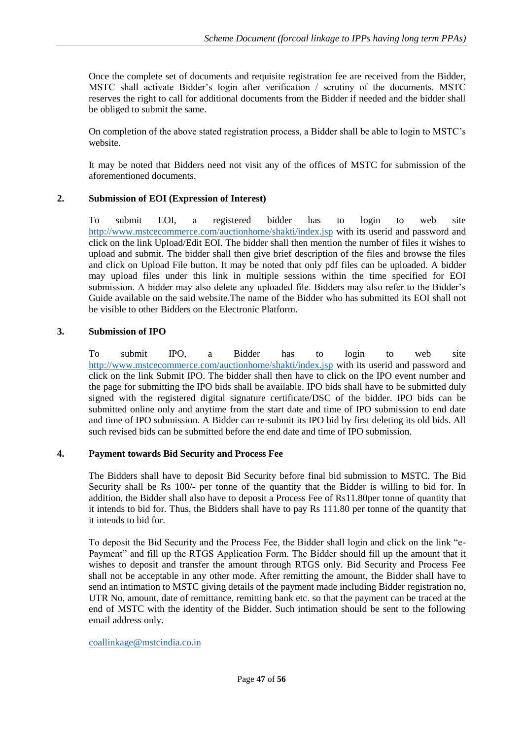Once the complete set of documents and requisite registration fee are received from the Bidder, MSTC shall activate Bidder's login after verification / scrutiny of the documents. MSTC reserves the right to call for additional documents from the Bidder if needed and the bidder shall be obliged to submit the same.

On completion of the above stated registration process, a Bidder shall be able to login to MSTC's website.

It may be noted that Bidders need not visit any of the offices of MSTC for submission of the aforementioned documents.

**2. Submission of EOI (Expression of Interest)**

To submit EOI, a registered bidder has to login to web site http://www.mstcecommerce.com/auctionhome/shakti/index.jsp with its userid and password and click on the link Upload/Edit EOI. The bidder shall then mention the number of files it wishes to upload and submit. The bidder shall then give brief description of the files and browse the files and click on Upload File button. It may be noted that only pdf files can be uploaded. A bidder may upload files under this link in multiple sessions within the time specified for EOI submission. A bidder may also delete any uploaded file. Bidders may also refer to the Bidder's Guide available on the said website.The name of the Bidder who has submitted its EOI shall not be visible to other Bidders on the Electronic Platform.

**3. Submission of IPO**

To submit IPO, a Bidder has to login to web site http://www.mstcecommerce.com/auctionhome/shakti/index.jsp with its userid and password and click on the link Submit IPO. The bidder shall then have to click on the IPO event number and the page for submitting the IPO bids shall be available. IPO bids shall have to be submitted duly signed with the registered digital signature certificate/DSC of the bidder. IPO bids can be submitted online only and anytime from the start date and time of IPO submission to end date and time of IPO submission. A Bidder can re-submit its IPO bid by first deleting its old bids. All such revised bids can be submitted before the end date and time of IPO submission.

**4. Payment towards Bid Security and Process Fee**

The Bidders shall have to deposit Bid Security before final bid submission to MSTC. The Bid Security shall be Rs 100/- per tonne of the quantity that the Bidder is willing to bid for. In addition, the Bidder shall also have to deposit a Process Fee of Rs11.80per tonne of quantity that it intends to bid for. Thus, the Bidders shall have to pay Rs 111.80 per tonne of the quantity that it intends to bid for.

To deposit the Bid Security and the Process Fee, the Bidder shall login and click on the link "e-Payment" and fill up the RTGS Application Form. The Bidder should fill up the amount that it wishes to deposit and transfer the amount through RTGS only. Bid Security and Process Fee shall not be acceptable in any other mode. After remitting the amount, the Bidder shall have to send an intimation to MSTC giving details of the payment made including Bidder registration no, UTR No, amount, date of remittance, remitting bank etc. so that the payment can be traced at the end of MSTC with the identity of the Bidder. Such intimation should be sent to the following email address only.

coallinkage@mstcindia.co.in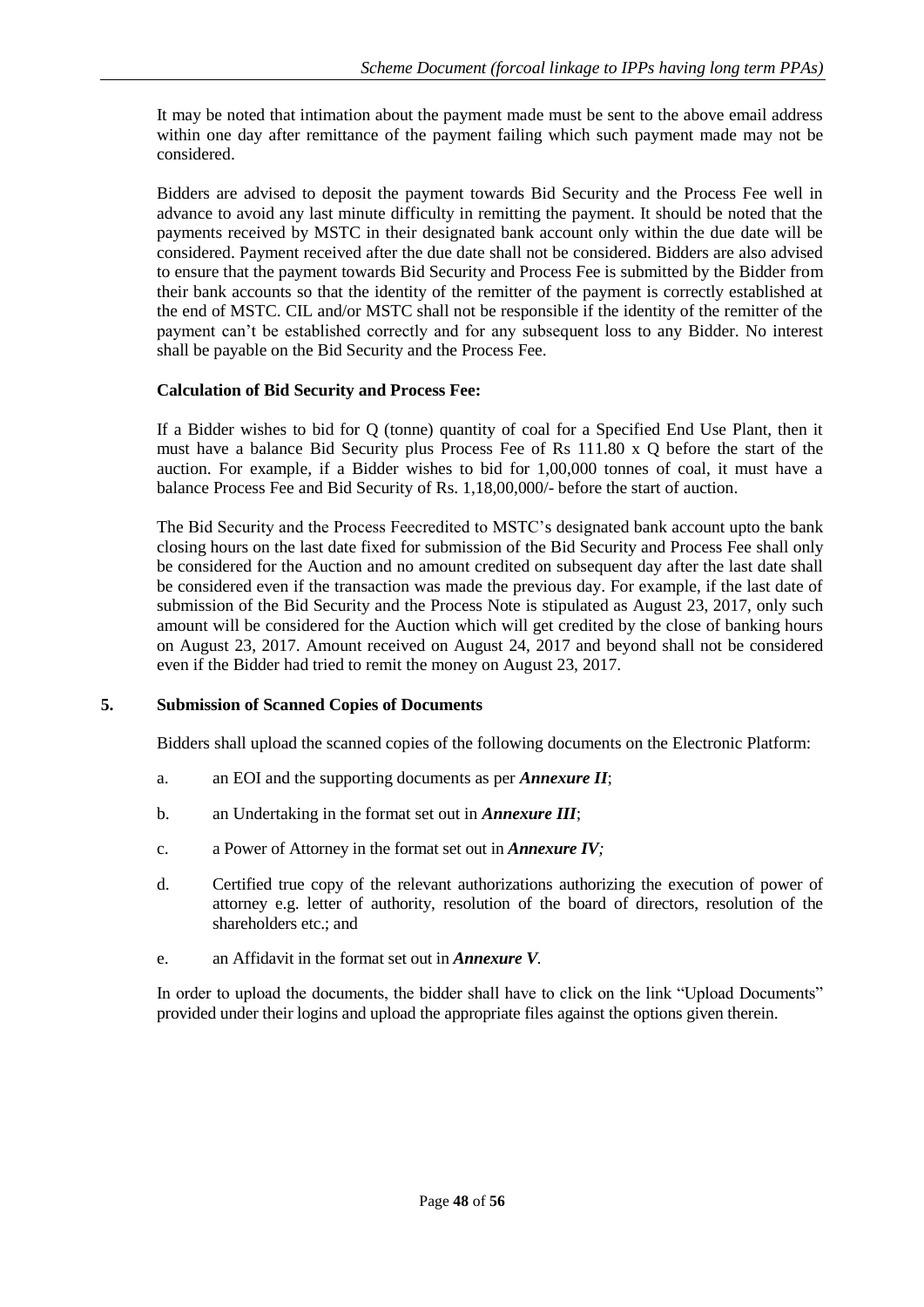It may be noted that intimation about the payment made must be sent to the above email address within one day after remittance of the payment failing which such payment made may not be considered.

Bidders are advised to deposit the payment towards Bid Security and the Process Fee well in advance to avoid any last minute difficulty in remitting the payment. It should be noted that the payments received by MSTC in their designated bank account only within the due date will be considered. Payment received after the due date shall not be considered. Bidders are also advised to ensure that the payment towards Bid Security and Process Fee is submitted by the Bidder from their bank accounts so that the identity of the remitter of the payment is correctly established at the end of MSTC. CIL and/or MSTC shall not be responsible if the identity of the remitter of the payment can't be established correctly and for any subsequent loss to any Bidder. No interest shall be payable on the Bid Security and the Process Fee.

**Calculation of Bid Security and Process Fee:**

If a Bidder wishes to bid for Q (tonne) quantity of coal for a Specified End Use Plant, then it must have a balance Bid Security plus Process Fee of Rs 111.80 x Q before the start of the auction. For example, if a Bidder wishes to bid for 1,00,000 tonnes of coal, it must have a balance Process Fee and Bid Security of Rs. 1,18,00,000/- before the start of auction.

The Bid Security and the Process Feecredited to MSTC's designated bank account upto the bank closing hours on the last date fixed for submission of the Bid Security and Process Fee shall only be considered for the Auction and no amount credited on subsequent day after the last date shall be considered even if the transaction was made the previous day. For example, if the last date of submission of the Bid Security and the Process Note is stipulated as August 23, 2017, only such amount will be considered for the Auction which will get credited by the close of banking hours on August 23, 2017. Amount received on August 24, 2017 and beyond shall not be considered even if the Bidder had tried to remit the money on August 23, 2017.

## 5. Submission of Scanned Copies of Documents

Bidders shall upload the scanned copies of the following documents on the Electronic Platform:

a. an EOI and the supporting documents as per ***Annexure II***;

b. an Undertaking in the format set out in ***Annexure III***;

c. a Power of Attorney in the format set out in ***Annexure IV;***

d. Certified true copy of the relevant authorizations authorizing the execution of power of attorney e.g. letter of authority, resolution of the board of directors, resolution of the shareholders etc.; and

e. an Affidavit in the format set out in ***Annexure V***.

In order to upload the documents, the bidder shall have to click on the link "Upload Documents" provided under their logins and upload the appropriate files against the options given therein.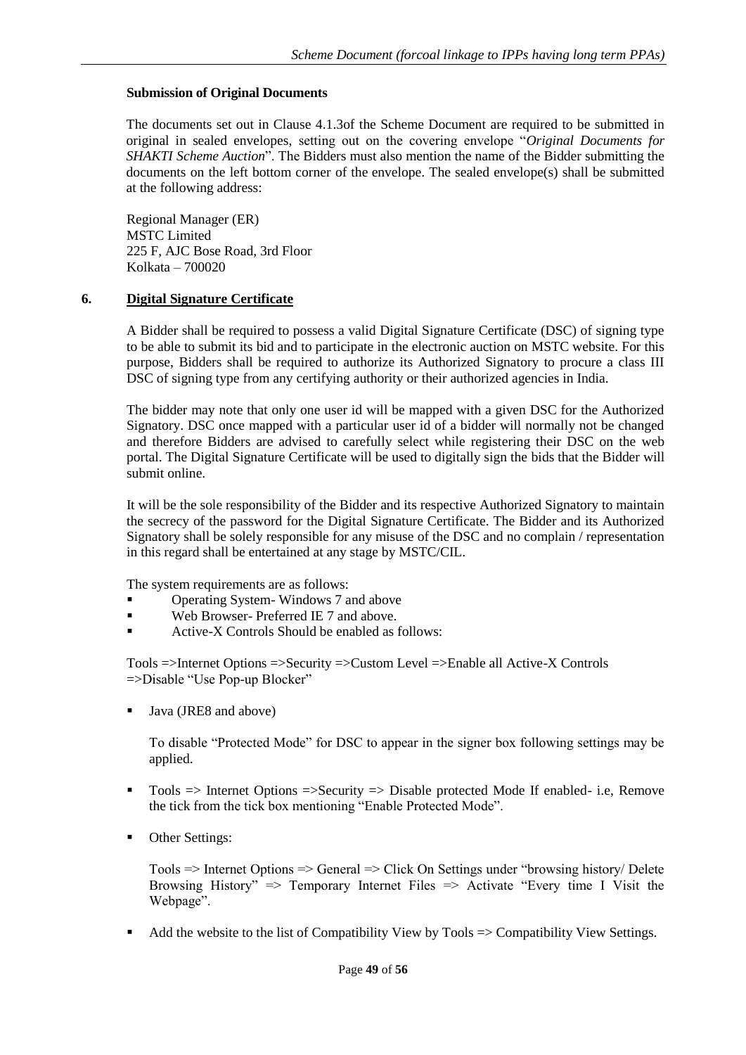**Submission of Original Documents**

The documents set out in Clause 4.1.3of the Scheme Document are required to be submitted in original in sealed envelopes, setting out on the covering envelope "*Original Documents for SHAKTI Scheme Auction*". The Bidders must also mention the name of the Bidder submitting the documents on the left bottom corner of the envelope. The sealed envelope(s) shall be submitted at the following address:

Regional Manager (ER)
MSTC Limited
225 F, AJC Bose Road, 3rd Floor
Kolkata – 700020

## 6. Digital Signature Certificate

A Bidder shall be required to possess a valid Digital Signature Certificate (DSC) of signing type to be able to submit its bid and to participate in the electronic auction on MSTC website. For this purpose, Bidders shall be required to authorize its Authorized Signatory to procure a class III DSC of signing type from any certifying authority or their authorized agencies in India.

The bidder may note that only one user id will be mapped with a given DSC for the Authorized Signatory. DSC once mapped with a particular user id of a bidder will normally not be changed and therefore Bidders are advised to carefully select while registering their DSC on the web portal. The Digital Signature Certificate will be used to digitally sign the bids that the Bidder will submit online.

It will be the sole responsibility of the Bidder and its respective Authorized Signatory to maintain the secrecy of the password for the Digital Signature Certificate. The Bidder and its Authorized Signatory shall be solely responsible for any misuse of the DSC and no complain / representation in this regard shall be entertained at any stage by MSTC/CIL.

The system requirements are as follows:

- Operating System- Windows 7 and above
- Web Browser- Preferred IE 7 and above.
- Active-X Controls Should be enabled as follows:

Tools =>Internet Options =>Security =>Custom Level =>Enable all Active-X Controls =>Disable "Use Pop-up Blocker"

- Java (JRE8 and above)

  To disable "Protected Mode" for DSC to appear in the signer box following settings may be applied.

- Tools => Internet Options =>Security => Disable protected Mode If enabled- i.e, Remove the tick from the tick box mentioning "Enable Protected Mode".

- Other Settings:

  Tools => Internet Options => General => Click On Settings under "browsing history/ Delete Browsing History" => Temporary Internet Files => Activate "Every time I Visit the Webpage".

- Add the website to the list of Compatibility View by Tools => Compatibility View Settings.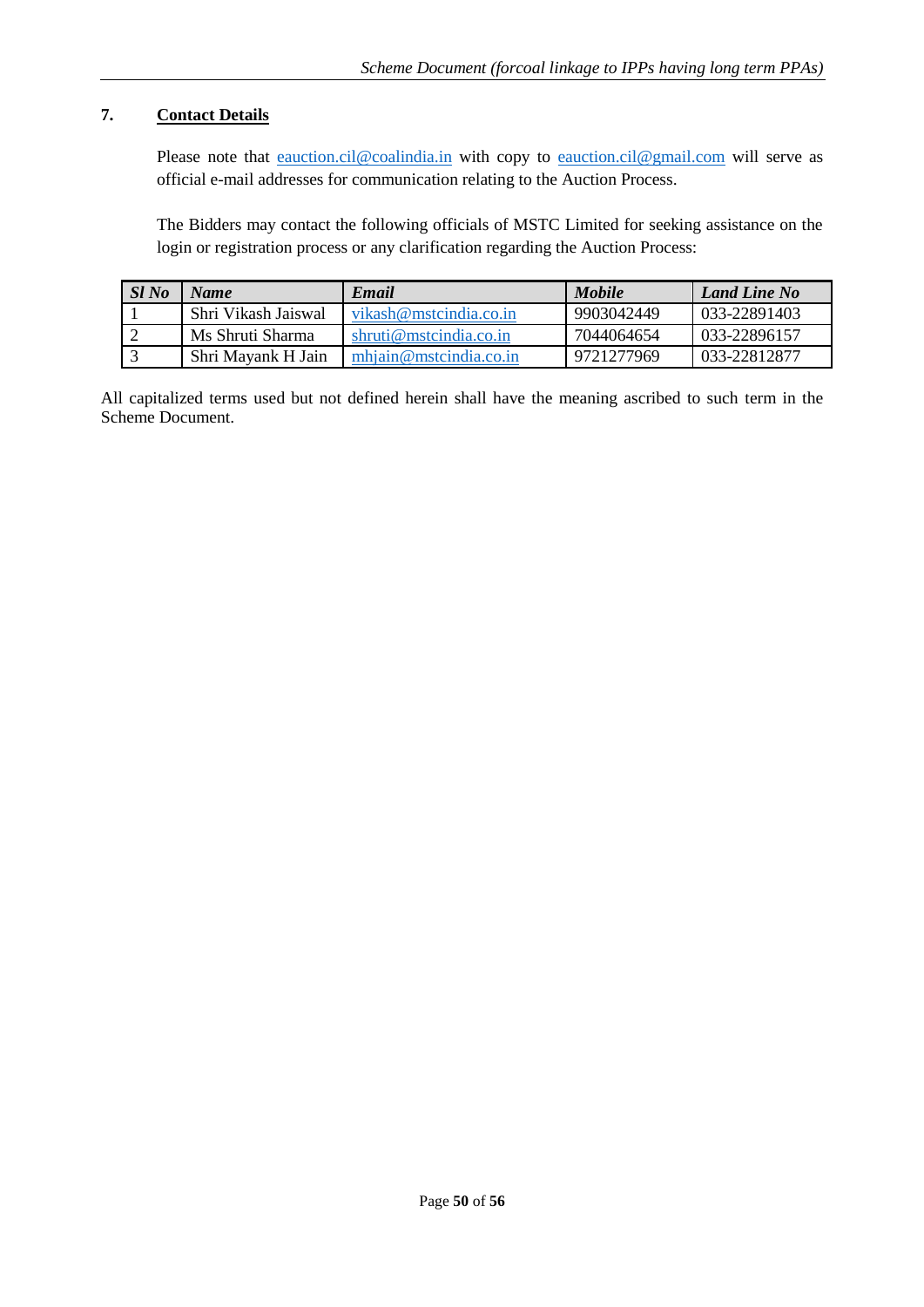## 7. Contact Details

Please note that eauction.cil@coalindia.in with copy to eauction.cil@gmail.com will serve as official e-mail addresses for communication relating to the Auction Process.

The Bidders may contact the following officials of MSTC Limited for seeking assistance on the login or registration process or any clarification regarding the Auction Process:

| *Sl No* | *Name* | *Email* | *Mobile* | *Land Line No* |
|---|---|---|---|---|
| 1 | Shri Vikash Jaiswal | vikash@mstcindia.co.in | 9903042449 | 033-22891403 |
| 2 | Ms Shruti Sharma | shruti@mstcindia.co.in | 7044064654 | 033-22896157 |
| 3 | Shri Mayank H Jain | mhjain@mstcindia.co.in | 9721277969 | 033-22812877 |

All capitalized terms used but not defined herein shall have the meaning ascribed to such term in the Scheme Document.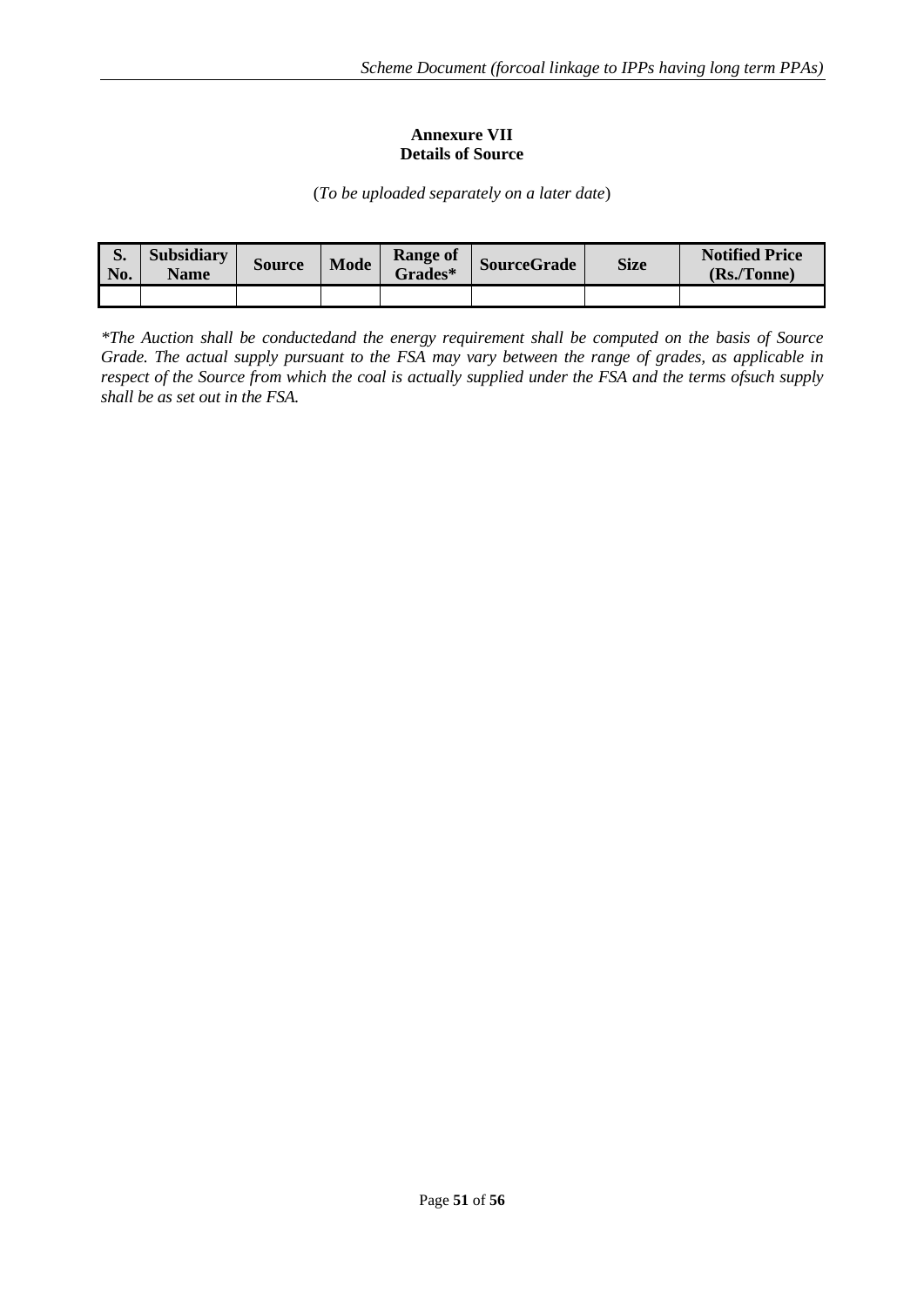**Annexure VII**
**Details of Source**

(*To be uploaded separately on a later date*)

| S. No. | Subsidiary Name | Source | Mode | Range of Grades* | SourceGrade | Size | Notified Price (Rs./Tonne) |
|---|---|---|---|---|---|---|---|
| | | | | | | | |

*\*The Auction shall be conductedand the energy requirement shall be computed on the basis of Source Grade. The actual supply pursuant to the FSA may vary between the range of grades, as applicable in respect of the Source from which the coal is actually supplied under the FSA and the terms ofsuch supply shall be as set out in the FSA.*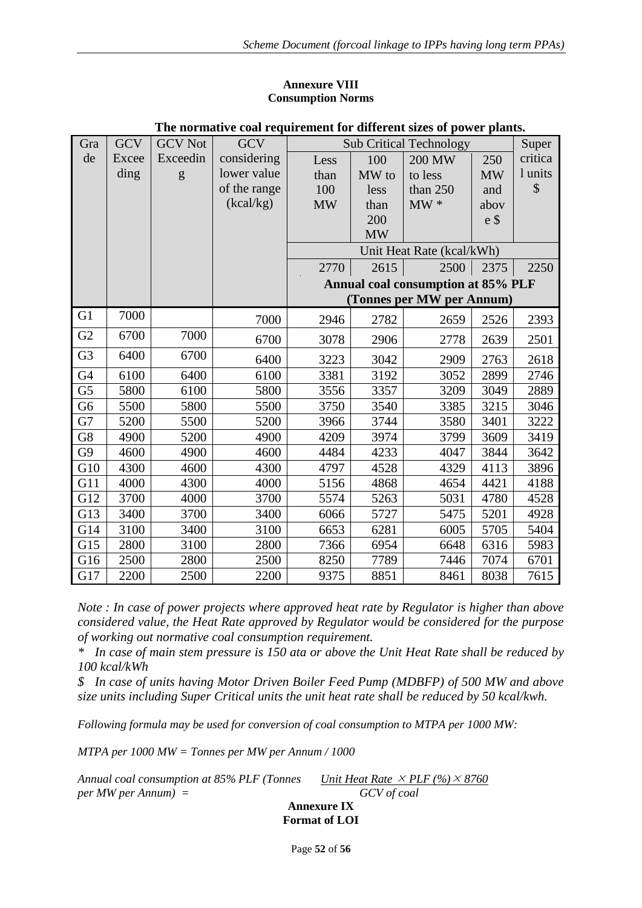**Annexure VIII**
**Consumption Norms**

**The normative coal requirement for different sizes of power plants.**

| Grade | GCV Exceeding | GCV Not Exceeding | GCV considering lower value of the range (kcal/kg) | Sub Critical Technology | | | | Super critical units $ |
|---|---|---|---|---|---|---|---|---|
| | | | | Less than 100 MW | 100 MW to less than 200 MW | 200 MW to less than 250 MW * | 250 MW and above $ | |
| | | | | Unit Heat Rate (kcal/kWh) | | | | |
| | | | | 2770 | 2615 | 2500 | 2375 | 2250 |
| | | | | Annual coal consumption at 85% PLF (Tonnes per MW per Annum) | | | | |
| G1 | 7000 | | 7000 | 2946 | 2782 | 2659 | 2526 | 2393 |
| G2 | 6700 | 7000 | 6700 | 3078 | 2906 | 2778 | 2639 | 2501 |
| G3 | 6400 | 6700 | 6400 | 3223 | 3042 | 2909 | 2763 | 2618 |
| G4 | 6100 | 6400 | 6100 | 3381 | 3192 | 3052 | 2899 | 2746 |
| G5 | 5800 | 6100 | 5800 | 3556 | 3357 | 3209 | 3049 | 2889 |
| G6 | 5500 | 5800 | 5500 | 3750 | 3540 | 3385 | 3215 | 3046 |
| G7 | 5200 | 5500 | 5200 | 3966 | 3744 | 3580 | 3401 | 3222 |
| G8 | 4900 | 5200 | 4900 | 4209 | 3974 | 3799 | 3609 | 3419 |
| G9 | 4600 | 4900 | 4600 | 4484 | 4233 | 4047 | 3844 | 3642 |
| G10 | 4300 | 4600 | 4300 | 4797 | 4528 | 4329 | 4113 | 3896 |
| G11 | 4000 | 4300 | 4000 | 5156 | 4868 | 4654 | 4421 | 4188 |
| G12 | 3700 | 4000 | 3700 | 5574 | 5263 | 5031 | 4780 | 4528 |
| G13 | 3400 | 3700 | 3400 | 6066 | 5727 | 5475 | 5201 | 4928 |
| G14 | 3100 | 3400 | 3100 | 6653 | 6281 | 6005 | 5705 | 5404 |
| G15 | 2800 | 3100 | 2800 | 7366 | 6954 | 6648 | 6316 | 5983 |
| G16 | 2500 | 2800 | 2500 | 8250 | 7789 | 7446 | 7074 | 6701 |
| G17 | 2200 | 2500 | 2200 | 9375 | 8851 | 8461 | 8038 | 7615 |

*Note : In case of power projects where approved heat rate by Regulator is higher than above considered value, the Heat Rate approved by Regulator would be considered for the purpose of working out normative coal consumption requirement.*

*\* In case of main stem pressure is 150 ata or above the Unit Heat Rate shall be reduced by 100 kcal/kWh*

*$ In case of units having Motor Driven Boiler Feed Pump (MDBFP) of 500 MW and above size units including Super Critical units the unit heat rate shall be reduced by 50 kcal/kwh.*

*Following formula may be used for conversion of coal consumption to MTPA per 1000 MW:*

*MTPA per 1000 MW = Tonnes per MW per Annum / 1000*

*Annual coal consumption at 85% PLF (Tonnes per MW per Annum) =*

$$\frac{\text{Unit Heat Rate} \times \text{PLF (\%)} \times 8760}{\text{GCV of coal}}$$

**Annexure IX**
**Format of LOI**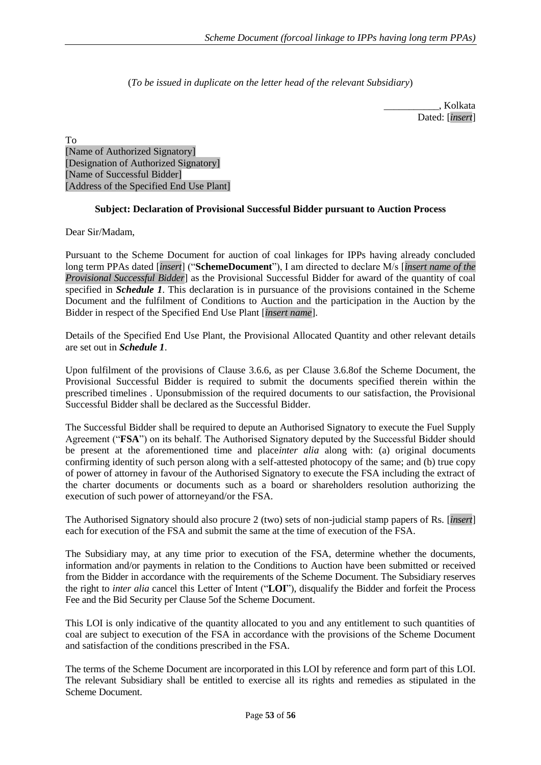(*To be issued in duplicate on the letter head of the relevant Subsidiary*)

___________, Kolkata
Dated: [*insert*]

To
[Name of Authorized Signatory]
[Designation of Authorized Signatory]
[Name of Successful Bidder]
[Address of the Specified End Use Plant]

**Subject: Declaration of Provisional Successful Bidder pursuant to Auction Process**

Dear Sir/Madam,

Pursuant to the Scheme Document for auction of coal linkages for IPPs having already concluded long term PPAs dated [*insert*] ("**SchemeDocument**"), I am directed to declare M/s [*insert name of the Provisional Successful Bidder*] as the Provisional Successful Bidder for award of the quantity of coal specified in ***Schedule 1***. This declaration is in pursuance of the provisions contained in the Scheme Document and the fulfilment of Conditions to Auction and the participation in the Auction by the Bidder in respect of the Specified End Use Plant [*insert name*].

Details of the Specified End Use Plant, the Provisional Allocated Quantity and other relevant details are set out in ***Schedule 1***.

Upon fulfilment of the provisions of Clause 3.6.6, as per Clause 3.6.8of the Scheme Document, the Provisional Successful Bidder is required to submit the documents specified therein within the prescribed timelines . Uponsubmission of the required documents to our satisfaction, the Provisional Successful Bidder shall be declared as the Successful Bidder.

The Successful Bidder shall be required to depute an Authorised Signatory to execute the Fuel Supply Agreement ("**FSA**") on its behalf. The Authorised Signatory deputed by the Successful Bidder should be present at the aforementioned time and place*inter alia* along with: (a) original documents confirming identity of such person along with a self-attested photocopy of the same; and (b) true copy of power of attorney in favour of the Authorised Signatory to execute the FSA including the extract of the charter documents or documents such as a board or shareholders resolution authorizing the execution of such power of attorneyand/or the FSA.

The Authorised Signatory should also procure 2 (two) sets of non-judicial stamp papers of Rs. [*insert*] each for execution of the FSA and submit the same at the time of execution of the FSA.

The Subsidiary may, at any time prior to execution of the FSA, determine whether the documents, information and/or payments in relation to the Conditions to Auction have been submitted or received from the Bidder in accordance with the requirements of the Scheme Document. The Subsidiary reserves the right to *inter alia* cancel this Letter of Intent ("**LOI**"), disqualify the Bidder and forfeit the Process Fee and the Bid Security per Clause 5of the Scheme Document.

This LOI is only indicative of the quantity allocated to you and any entitlement to such quantities of coal are subject to execution of the FSA in accordance with the provisions of the Scheme Document and satisfaction of the conditions prescribed in the FSA.

The terms of the Scheme Document are incorporated in this LOI by reference and form part of this LOI. The relevant Subsidiary shall be entitled to exercise all its rights and remedies as stipulated in the Scheme Document.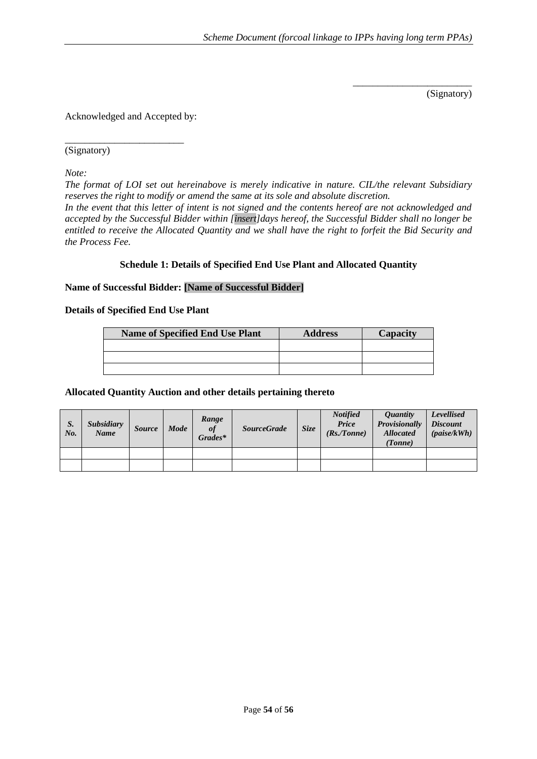\_\_\_\_\_\_\_\_\_\_\_\_\_\_\_\_\_\_\_\_\_\_\_\_

(Signatory)

Acknowledged and Accepted by:

\_\_\_\_\_\_\_\_\_\_\_\_\_\_\_\_\_\_\_\_\_\_\_\_

(Signatory)

*Note:*

*The format of LOI set out hereinabove is merely indicative in nature. CIL/the relevant Subsidiary reserves the right to modify or amend the same at its sole and absolute discretion.*

*In the event that this letter of intent is not signed and the contents hereof are not acknowledged and accepted by the Successful Bidder within [insert]days hereof, the Successful Bidder shall no longer be entitled to receive the Allocated Quantity and we shall have the right to forfeit the Bid Security and the Process Fee.*

**Schedule 1: Details of Specified End Use Plant and Allocated Quantity**

**Name of Successful Bidder: [Name of Successful Bidder]**

**Details of Specified End Use Plant**

| Name of Specified End Use Plant | Address | Capacity |
|---|---|---|
| | | |
| | | |
| | | |

**Allocated Quantity Auction and other details pertaining thereto**

| *S. No.* | *Subsidiary Name* | *Source* | *Mode* | *Range of Grades\** | *SourceGrade* | *Size* | *Notified Price (Rs./Tonne)* | *Quantity Provisionally Allocated (Tonne)* | *Levellised Discount (paise/kWh)* |
|---|---|---|---|---|---|---|---|---|---|
| | | | | | | | | | |
| | | | | | | | | | |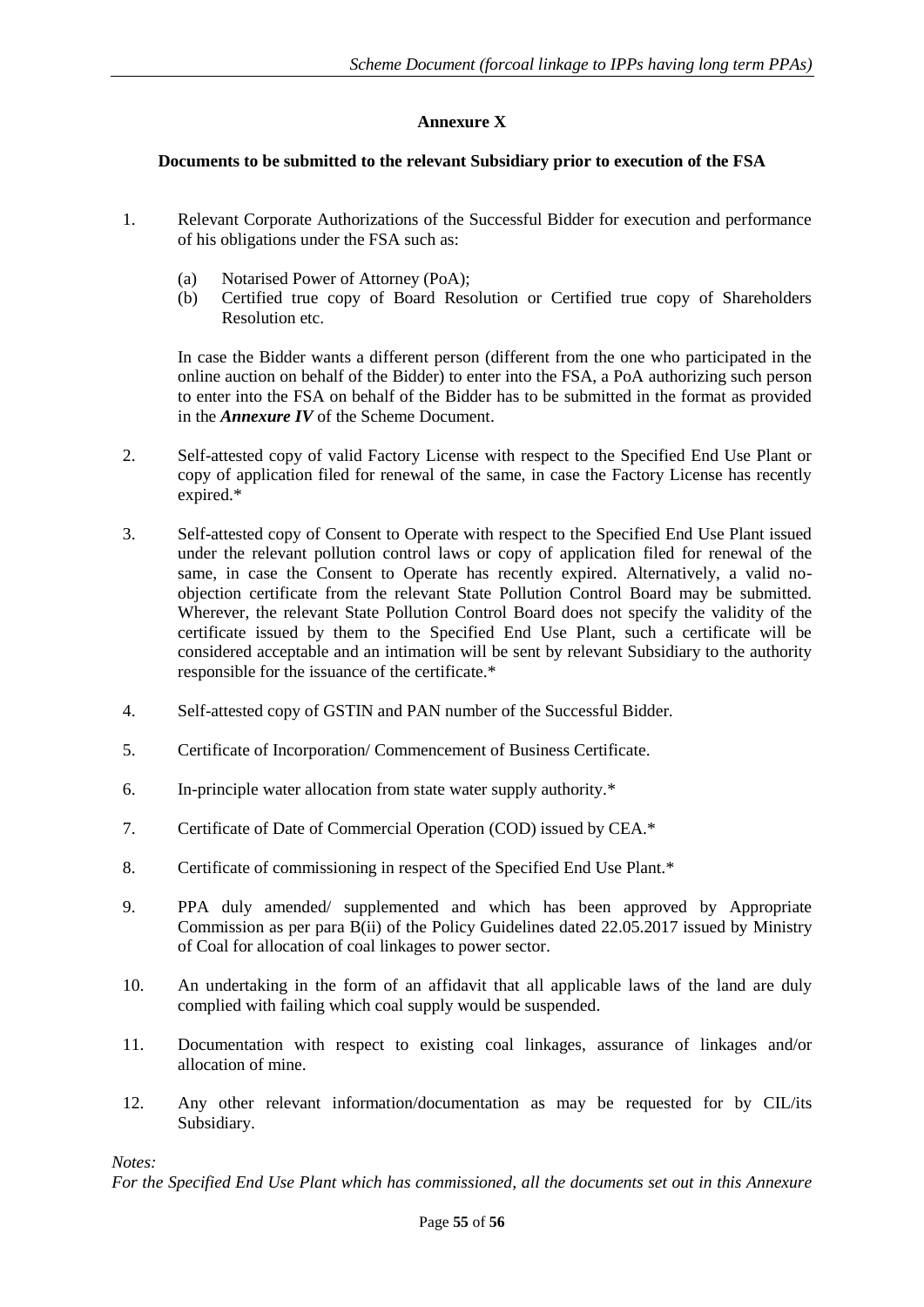## Annexure X

### Documents to be submitted to the relevant Subsidiary prior to execution of the FSA

1. Relevant Corporate Authorizations of the Successful Bidder for execution and performance of his obligations under the FSA such as:

   (a) Notarised Power of Attorney (PoA);
   (b) Certified true copy of Board Resolution or Certified true copy of Shareholders Resolution etc.

   In case the Bidder wants a different person (different from the one who participated in the online auction on behalf of the Bidder) to enter into the FSA, a PoA authorizing such person to enter into the FSA on behalf of the Bidder has to be submitted in the format as provided in the ***Annexure IV*** of the Scheme Document.

2. Self-attested copy of valid Factory License with respect to the Specified End Use Plant or copy of application filed for renewal of the same, in case the Factory License has recently expired.*

3. Self-attested copy of Consent to Operate with respect to the Specified End Use Plant issued under the relevant pollution control laws or copy of application filed for renewal of the same, in case the Consent to Operate has recently expired. Alternatively, a valid no-objection certificate from the relevant State Pollution Control Board may be submitted. Wherever, the relevant State Pollution Control Board does not specify the validity of the certificate issued by them to the Specified End Use Plant, such a certificate will be considered acceptable and an intimation will be sent by relevant Subsidiary to the authority responsible for the issuance of the certificate.*

4. Self-attested copy of GSTIN and PAN number of the Successful Bidder.

5. Certificate of Incorporation/ Commencement of Business Certificate.

6. In-principle water allocation from state water supply authority.*

7. Certificate of Date of Commercial Operation (COD) issued by CEA.*

8. Certificate of commissioning in respect of the Specified End Use Plant.*

9. PPA duly amended/ supplemented and which has been approved by Appropriate Commission as per para B(ii) of the Policy Guidelines dated 22.05.2017 issued by Ministry of Coal for allocation of coal linkages to power sector.

10. An undertaking in the form of an affidavit that all applicable laws of the land are duly complied with failing which coal supply would be suspended.

11. Documentation with respect to existing coal linkages, assurance of linkages and/or allocation of mine.

12. Any other relevant information/documentation as may be requested for by CIL/its Subsidiary.

*Notes:*

*For the Specified End Use Plant which has commissioned, all the documents set out in this Annexure*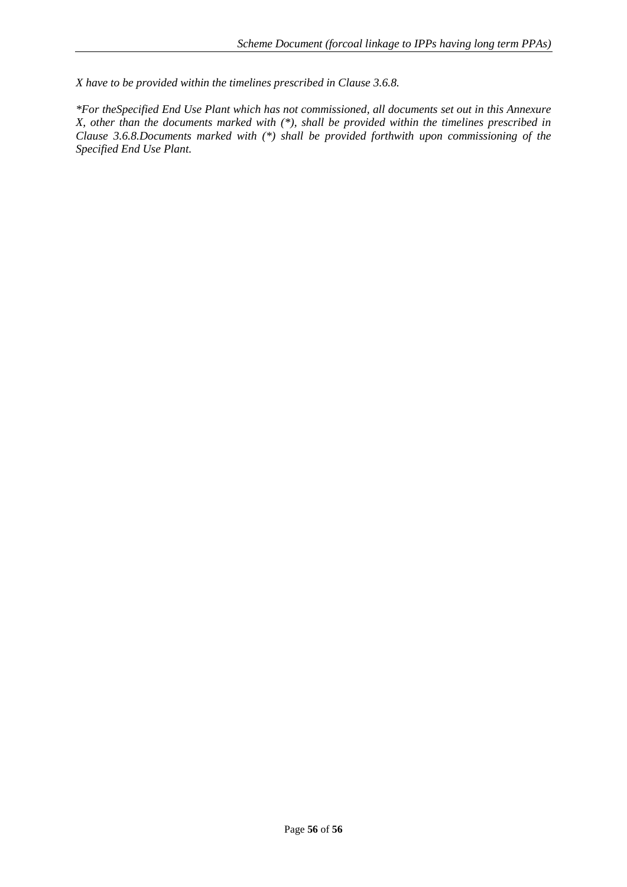*X have to be provided within the timelines prescribed in Clause 3.6.8.*

*\*For theSpecified End Use Plant which has not commissioned, all documents set out in this Annexure X, other than the documents marked with (\*), shall be provided within the timelines prescribed in Clause 3.6.8.Documents marked with (\*) shall be provided forthwith upon commissioning of the Specified End Use Plant.*